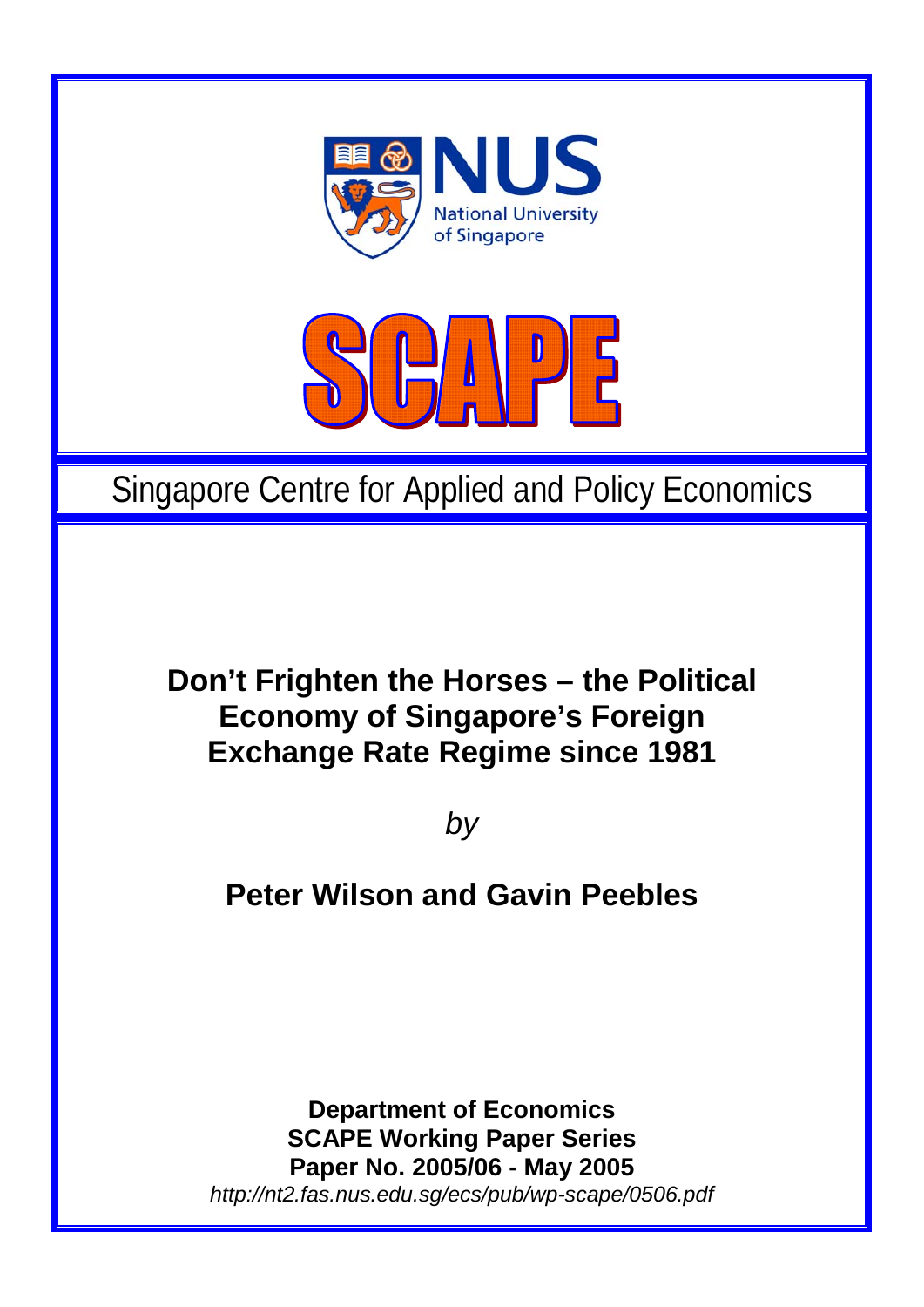NUS

National University of Singapore

SCAPE

Singapore Centre for Applied and Policy Economics

# Don't Frighten the Horses – the Political Economy of Singapore's Foreign Exchange Rate Regime since 1981

*by*

## Peter Wilson and Gavin Peebles

**Department of Economics**
**SCAPE Working Paper Series**
**Paper No. 2005/06 - May 2005**
*http://nt2.fas.nus.edu.sg/ecs/pub/wp-scape/0506.pdf*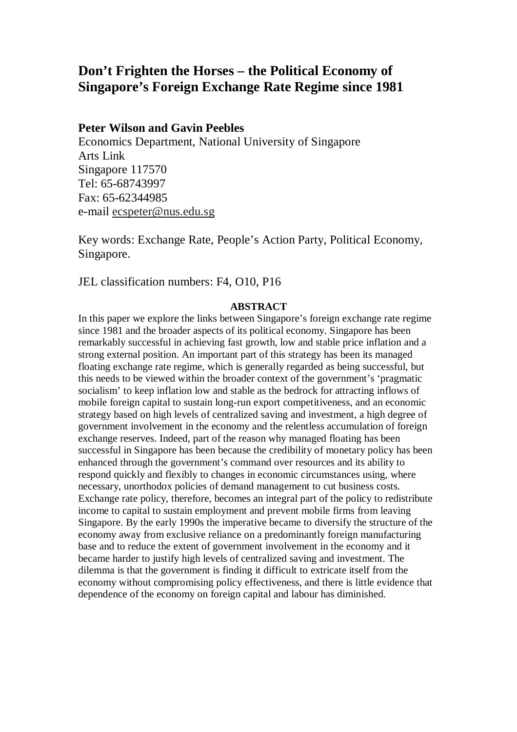# Don't Frighten the Horses – the Political Economy of Singapore's Foreign Exchange Rate Regime since 1981

**Peter Wilson and Gavin Peebles**

Economics Department, National University of Singapore
Arts Link
Singapore 117570
Tel: 65-68743997
Fax: 65-62344985
e-mail ecspeter@nus.edu.sg

Key words: Exchange Rate, People's Action Party, Political Economy, Singapore.

JEL classification numbers: F4, O10, P16

**ABSTRACT**

In this paper we explore the links between Singapore's foreign exchange rate regime since 1981 and the broader aspects of its political economy. Singapore has been remarkably successful in achieving fast growth, low and stable price inflation and a strong external position. An important part of this strategy has been its managed floating exchange rate regime, which is generally regarded as being successful, but this needs to be viewed within the broader context of the government's 'pragmatic socialism' to keep inflation low and stable as the bedrock for attracting inflows of mobile foreign capital to sustain long-run export competitiveness, and an economic strategy based on high levels of centralized saving and investment, a high degree of government involvement in the economy and the relentless accumulation of foreign exchange reserves. Indeed, part of the reason why managed floating has been successful in Singapore has been because the credibility of monetary policy has been enhanced through the government's command over resources and its ability to respond quickly and flexibly to changes in economic circumstances using, where necessary, unorthodox policies of demand management to cut business costs. Exchange rate policy, therefore, becomes an integral part of the policy to redistribute income to capital to sustain employment and prevent mobile firms from leaving Singapore. By the early 1990s the imperative became to diversify the structure of the economy away from exclusive reliance on a predominantly foreign manufacturing base and to reduce the extent of government involvement in the economy and it became harder to justify high levels of centralized saving and investment. The dilemma is that the government is finding it difficult to extricate itself from the economy without compromising policy effectiveness, and there is little evidence that dependence of the economy on foreign capital and labour has diminished.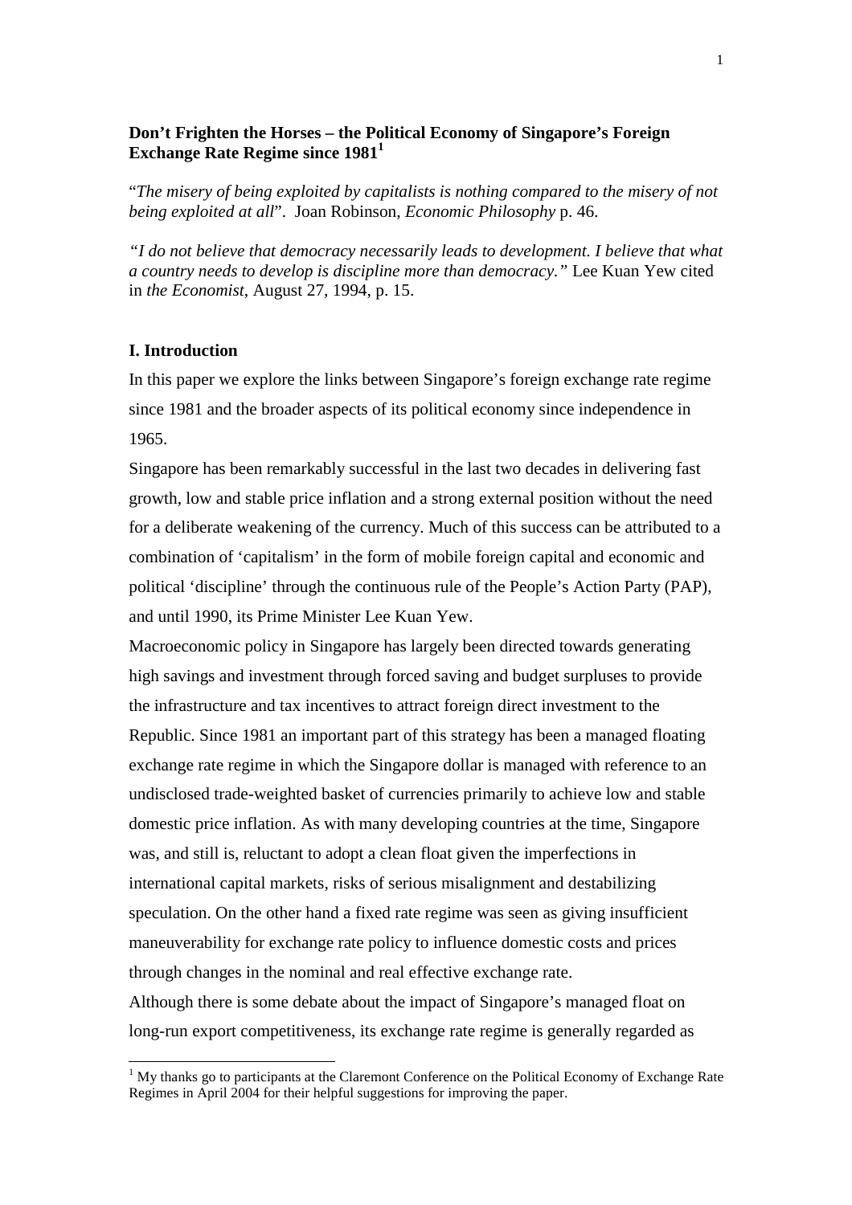**Don't Frighten the Horses – the Political Economy of Singapore's Foreign Exchange Rate Regime since 1981**[1]

"*The misery of being exploited by capitalists is nothing compared to the misery of not being exploited at all*". Joan Robinson, *Economic Philosophy* p. 46.

*"I do not believe that democracy necessarily leads to development. I believe that what a country needs to develop is discipline more than democracy."* Lee Kuan Yew cited in *the Economist*, August 27, 1994, p. 15.

## I. Introduction

In this paper we explore the links between Singapore's foreign exchange rate regime since 1981 and the broader aspects of its political economy since independence in 1965.

Singapore has been remarkably successful in the last two decades in delivering fast growth, low and stable price inflation and a strong external position without the need for a deliberate weakening of the currency. Much of this success can be attributed to a combination of 'capitalism' in the form of mobile foreign capital and economic and political 'discipline' through the continuous rule of the People's Action Party (PAP), and until 1990, its Prime Minister Lee Kuan Yew.

Macroeconomic policy in Singapore has largely been directed towards generating high savings and investment through forced saving and budget surpluses to provide the infrastructure and tax incentives to attract foreign direct investment to the Republic. Since 1981 an important part of this strategy has been a managed floating exchange rate regime in which the Singapore dollar is managed with reference to an undisclosed trade-weighted basket of currencies primarily to achieve low and stable domestic price inflation. As with many developing countries at the time, Singapore was, and still is, reluctant to adopt a clean float given the imperfections in international capital markets, risks of serious misalignment and destabilizing speculation. On the other hand a fixed rate regime was seen as giving insufficient maneuverability for exchange rate policy to influence domestic costs and prices through changes in the nominal and real effective exchange rate.

Although there is some debate about the impact of Singapore's managed float on long-run export competitiveness, its exchange rate regime is generally regarded as

[1] My thanks go to participants at the Claremont Conference on the Political Economy of Exchange Rate Regimes in April 2004 for their helpful suggestions for improving the paper.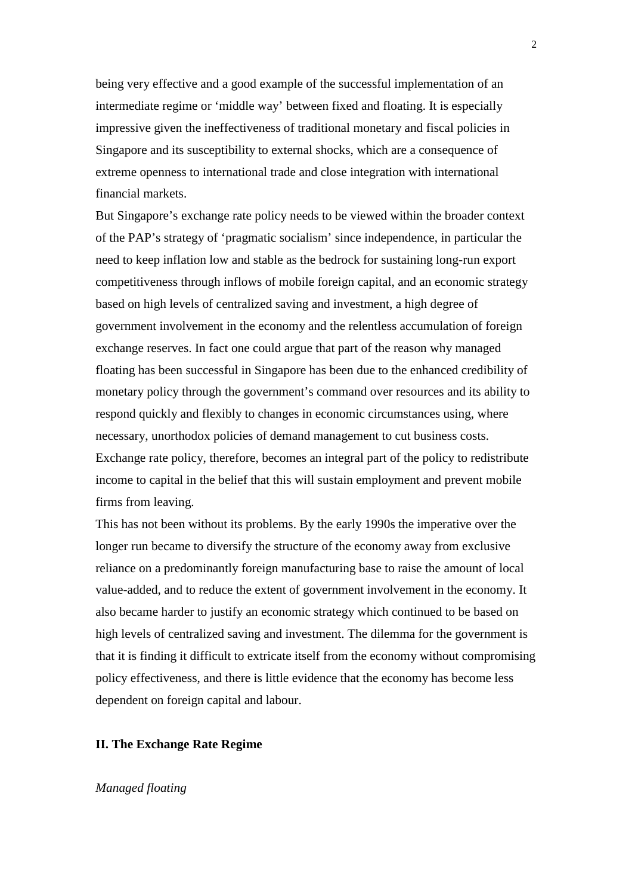being very effective and a good example of the successful implementation of an intermediate regime or 'middle way' between fixed and floating. It is especially impressive given the ineffectiveness of traditional monetary and fiscal policies in Singapore and its susceptibility to external shocks, which are a consequence of extreme openness to international trade and close integration with international financial markets.

But Singapore's exchange rate policy needs to be viewed within the broader context of the PAP's strategy of 'pragmatic socialism' since independence, in particular the need to keep inflation low and stable as the bedrock for sustaining long-run export competitiveness through inflows of mobile foreign capital, and an economic strategy based on high levels of centralized saving and investment, a high degree of government involvement in the economy and the relentless accumulation of foreign exchange reserves. In fact one could argue that part of the reason why managed floating has been successful in Singapore has been due to the enhanced credibility of monetary policy through the government's command over resources and its ability to respond quickly and flexibly to changes in economic circumstances using, where necessary, unorthodox policies of demand management to cut business costs. Exchange rate policy, therefore, becomes an integral part of the policy to redistribute income to capital in the belief that this will sustain employment and prevent mobile firms from leaving.

This has not been without its problems. By the early 1990s the imperative over the longer run became to diversify the structure of the economy away from exclusive reliance on a predominantly foreign manufacturing base to raise the amount of local value-added, and to reduce the extent of government involvement in the economy. It also became harder to justify an economic strategy which continued to be based on high levels of centralized saving and investment. The dilemma for the government is that it is finding it difficult to extricate itself from the economy without compromising policy effectiveness, and there is little evidence that the economy has become less dependent on foreign capital and labour.

## II. The Exchange Rate Regime

*Managed floating*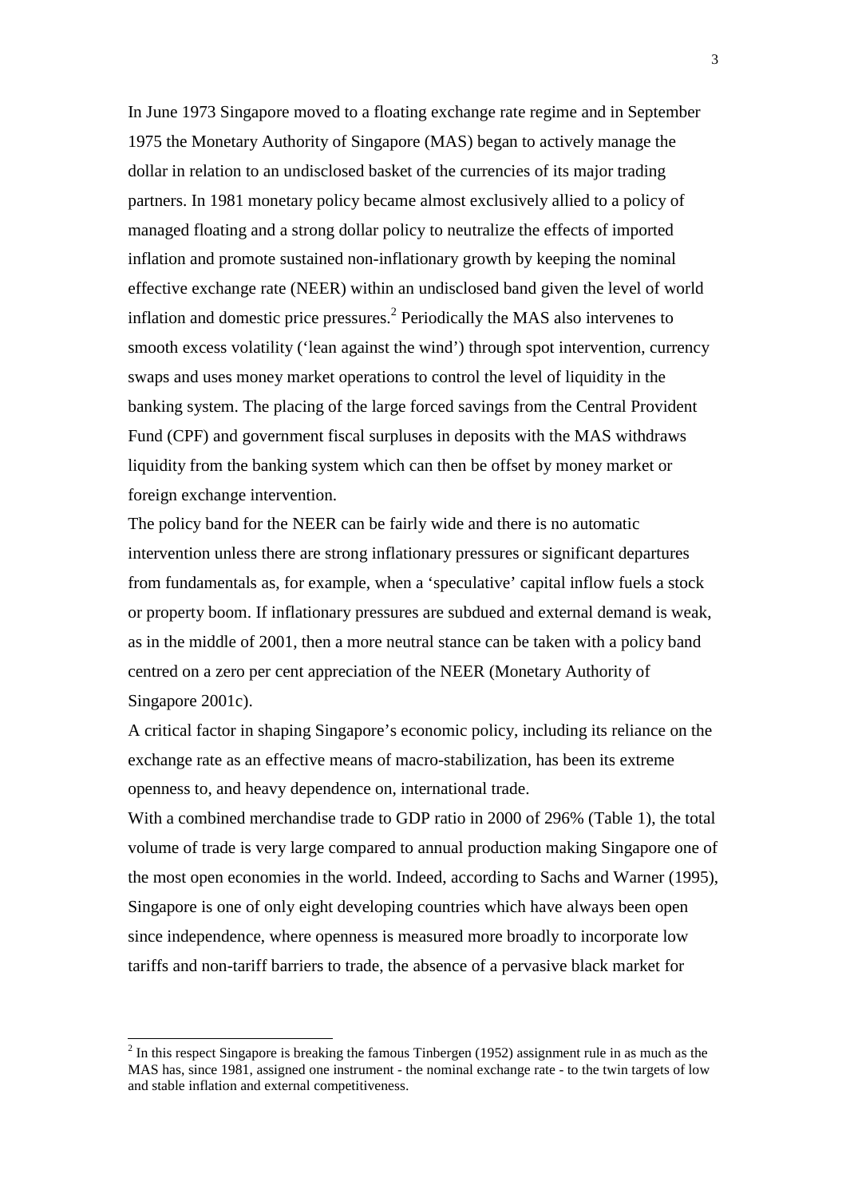In June 1973 Singapore moved to a floating exchange rate regime and in September 1975 the Monetary Authority of Singapore (MAS) began to actively manage the dollar in relation to an undisclosed basket of the currencies of its major trading partners. In 1981 monetary policy became almost exclusively allied to a policy of managed floating and a strong dollar policy to neutralize the effects of imported inflation and promote sustained non-inflationary growth by keeping the nominal effective exchange rate (NEER) within an undisclosed band given the level of world inflation and domestic price pressures.[2] Periodically the MAS also intervenes to smooth excess volatility ('lean against the wind') through spot intervention, currency swaps and uses money market operations to control the level of liquidity in the banking system. The placing of the large forced savings from the Central Provident Fund (CPF) and government fiscal surpluses in deposits with the MAS withdraws liquidity from the banking system which can then be offset by money market or foreign exchange intervention.

The policy band for the NEER can be fairly wide and there is no automatic intervention unless there are strong inflationary pressures or significant departures from fundamentals as, for example, when a 'speculative' capital inflow fuels a stock or property boom. If inflationary pressures are subdued and external demand is weak, as in the middle of 2001, then a more neutral stance can be taken with a policy band centred on a zero per cent appreciation of the NEER (Monetary Authority of Singapore 2001c).

A critical factor in shaping Singapore's economic policy, including its reliance on the exchange rate as an effective means of macro-stabilization, has been its extreme openness to, and heavy dependence on, international trade.

With a combined merchandise trade to GDP ratio in 2000 of 296% (Table 1), the total volume of trade is very large compared to annual production making Singapore one of the most open economies in the world. Indeed, according to Sachs and Warner (1995), Singapore is one of only eight developing countries which have always been open since independence, where openness is measured more broadly to incorporate low tariffs and non-tariff barriers to trade, the absence of a pervasive black market for

[2] In this respect Singapore is breaking the famous Tinbergen (1952) assignment rule in as much as the MAS has, since 1981, assigned one instrument - the nominal exchange rate - to the twin targets of low and stable inflation and external competitiveness.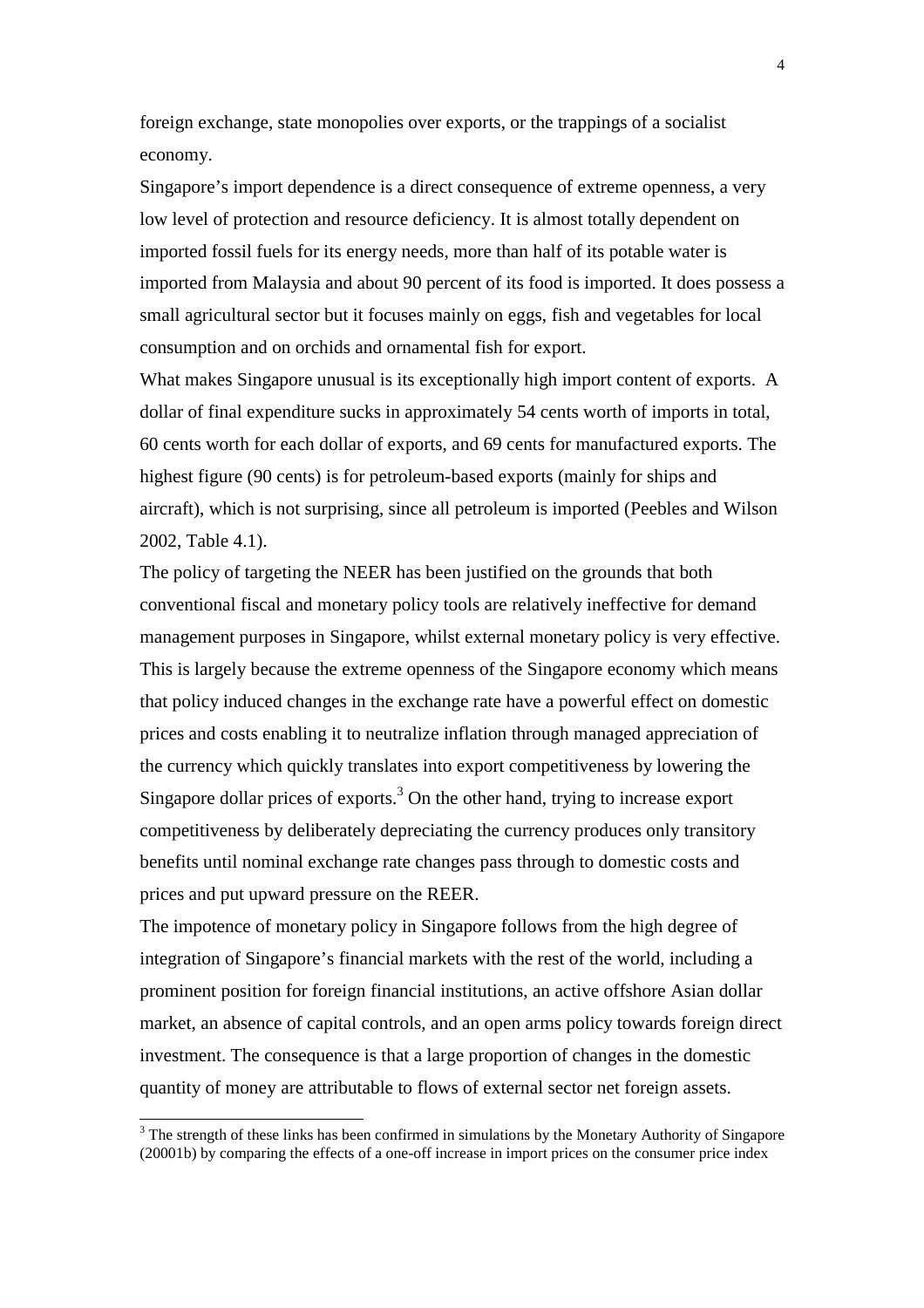foreign exchange, state monopolies over exports, or the trappings of a socialist economy.

Singapore's import dependence is a direct consequence of extreme openness, a very low level of protection and resource deficiency. It is almost totally dependent on imported fossil fuels for its energy needs, more than half of its potable water is imported from Malaysia and about 90 percent of its food is imported. It does possess a small agricultural sector but it focuses mainly on eggs, fish and vegetables for local consumption and on orchids and ornamental fish for export.

What makes Singapore unusual is its exceptionally high import content of exports. A dollar of final expenditure sucks in approximately 54 cents worth of imports in total, 60 cents worth for each dollar of exports, and 69 cents for manufactured exports. The highest figure (90 cents) is for petroleum-based exports (mainly for ships and aircraft), which is not surprising, since all petroleum is imported (Peebles and Wilson 2002, Table 4.1).

The policy of targeting the NEER has been justified on the grounds that both conventional fiscal and monetary policy tools are relatively ineffective for demand management purposes in Singapore, whilst external monetary policy is very effective. This is largely because the extreme openness of the Singapore economy which means that policy induced changes in the exchange rate have a powerful effect on domestic prices and costs enabling it to neutralize inflation through managed appreciation of the currency which quickly translates into export competitiveness by lowering the Singapore dollar prices of exports.[3] On the other hand, trying to increase export competitiveness by deliberately depreciating the currency produces only transitory benefits until nominal exchange rate changes pass through to domestic costs and prices and put upward pressure on the REER.

The impotence of monetary policy in Singapore follows from the high degree of integration of Singapore's financial markets with the rest of the world, including a prominent position for foreign financial institutions, an active offshore Asian dollar market, an absence of capital controls, and an open arms policy towards foreign direct investment. The consequence is that a large proportion of changes in the domestic quantity of money are attributable to flows of external sector net foreign assets.

[3] The strength of these links has been confirmed in simulations by the Monetary Authority of Singapore (20001b) by comparing the effects of a one-off increase in import prices on the consumer price index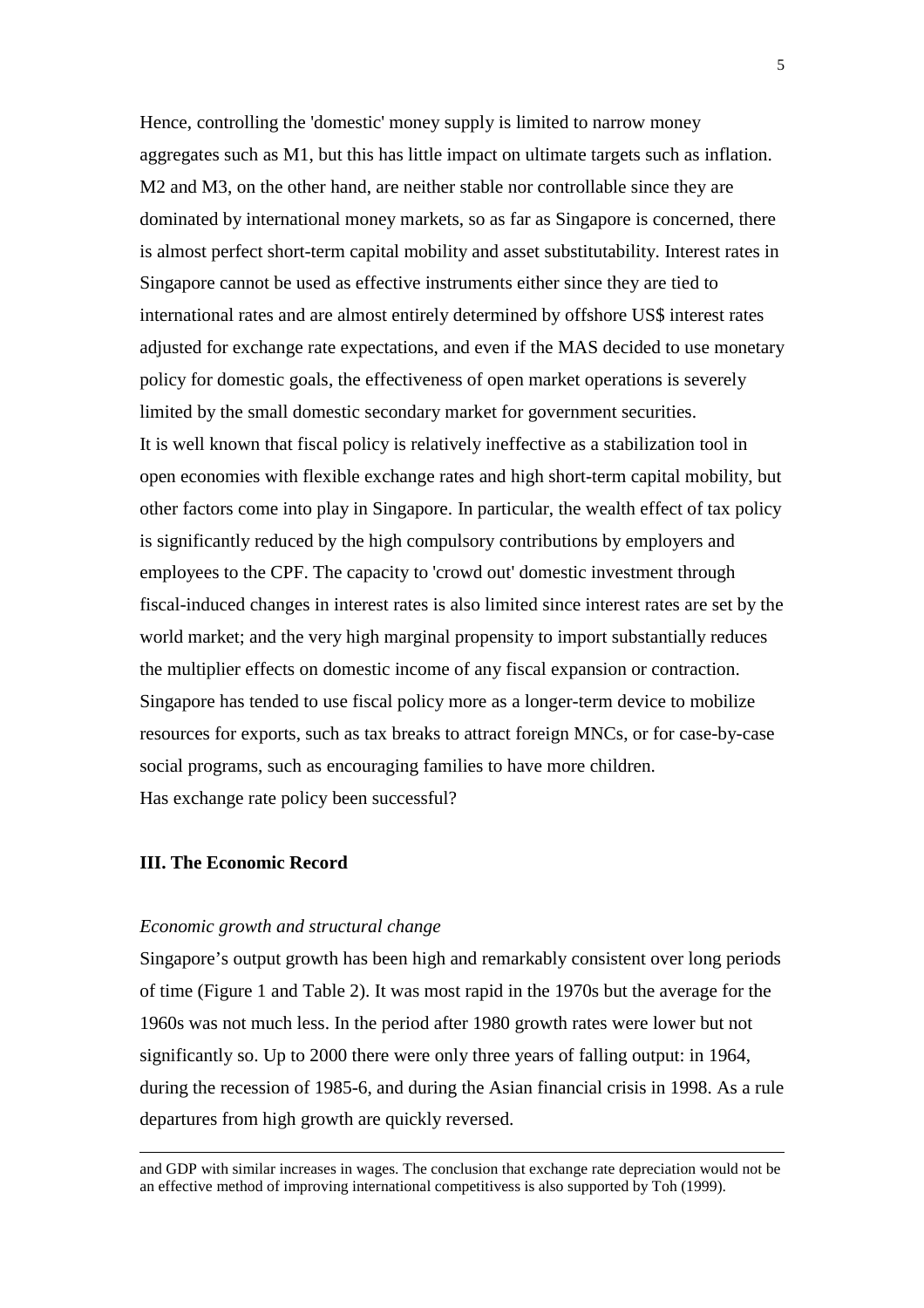Hence, controlling the 'domestic' money supply is limited to narrow money aggregates such as M1, but this has little impact on ultimate targets such as inflation. M2 and M3, on the other hand, are neither stable nor controllable since they are dominated by international money markets, so as far as Singapore is concerned, there is almost perfect short-term capital mobility and asset substitutability. Interest rates in Singapore cannot be used as effective instruments either since they are tied to international rates and are almost entirely determined by offshore US$ interest rates adjusted for exchange rate expectations, and even if the MAS decided to use monetary policy for domestic goals, the effectiveness of open market operations is severely limited by the small domestic secondary market for government securities.

It is well known that fiscal policy is relatively ineffective as a stabilization tool in open economies with flexible exchange rates and high short-term capital mobility, but other factors come into play in Singapore. In particular, the wealth effect of tax policy is significantly reduced by the high compulsory contributions by employers and employees to the CPF. The capacity to 'crowd out' domestic investment through fiscal-induced changes in interest rates is also limited since interest rates are set by the world market; and the very high marginal propensity to import substantially reduces the multiplier effects on domestic income of any fiscal expansion or contraction. Singapore has tended to use fiscal policy more as a longer-term device to mobilize resources for exports, such as tax breaks to attract foreign MNCs, or for case-by-case social programs, such as encouraging families to have more children.

Has exchange rate policy been successful?

## III. The Economic Record

*Economic growth and structural change*

Singapore's output growth has been high and remarkably consistent over long periods of time (Figure 1 and Table 2). It was most rapid in the 1970s but the average for the 1960s was not much less. In the period after 1980 growth rates were lower but not significantly so. Up to 2000 there were only three years of falling output: in 1964, during the recession of 1985-6, and during the Asian financial crisis in 1998. As a rule departures from high growth are quickly reversed.

---

and GDP with similar increases in wages. The conclusion that exchange rate depreciation would not be an effective method of improving international competitivess is also supported by Toh (1999).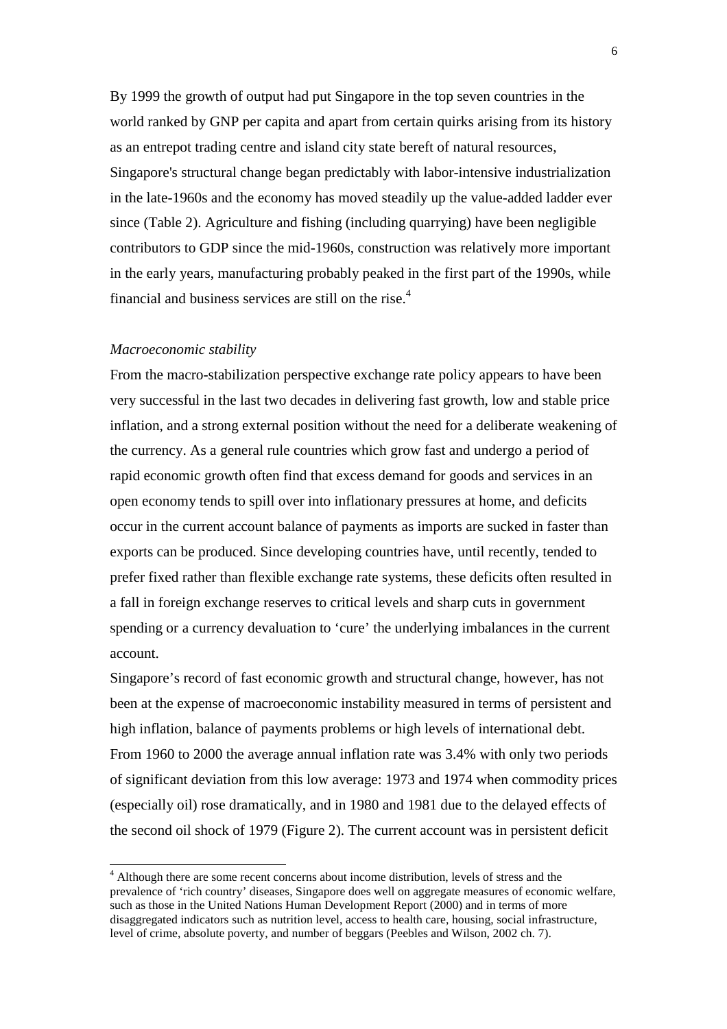By 1999 the growth of output had put Singapore in the top seven countries in the world ranked by GNP per capita and apart from certain quirks arising from its history as an entrepot trading centre and island city state bereft of natural resources, Singapore's structural change began predictably with labor-intensive industrialization in the late-1960s and the economy has moved steadily up the value-added ladder ever since (Table 2). Agriculture and fishing (including quarrying) have been negligible contributors to GDP since the mid-1960s, construction was relatively more important in the early years, manufacturing probably peaked in the first part of the 1990s, while financial and business services are still on the rise.[4]

*Macroeconomic stability*

From the macro-stabilization perspective exchange rate policy appears to have been very successful in the last two decades in delivering fast growth, low and stable price inflation, and a strong external position without the need for a deliberate weakening of the currency. As a general rule countries which grow fast and undergo a period of rapid economic growth often find that excess demand for goods and services in an open economy tends to spill over into inflationary pressures at home, and deficits occur in the current account balance of payments as imports are sucked in faster than exports can be produced. Since developing countries have, until recently, tended to prefer fixed rather than flexible exchange rate systems, these deficits often resulted in a fall in foreign exchange reserves to critical levels and sharp cuts in government spending or a currency devaluation to 'cure' the underlying imbalances in the current account.

Singapore's record of fast economic growth and structural change, however, has not been at the expense of macroeconomic instability measured in terms of persistent and high inflation, balance of payments problems or high levels of international debt. From 1960 to 2000 the average annual inflation rate was 3.4% with only two periods of significant deviation from this low average: 1973 and 1974 when commodity prices (especially oil) rose dramatically, and in 1980 and 1981 due to the delayed effects of the second oil shock of 1979 (Figure 2). The current account was in persistent deficit

[4] Although there are some recent concerns about income distribution, levels of stress and the prevalence of 'rich country' diseases, Singapore does well on aggregate measures of economic welfare, such as those in the United Nations Human Development Report (2000) and in terms of more disaggregated indicators such as nutrition level, access to health care, housing, social infrastructure, level of crime, absolute poverty, and number of beggars (Peebles and Wilson, 2002 ch. 7).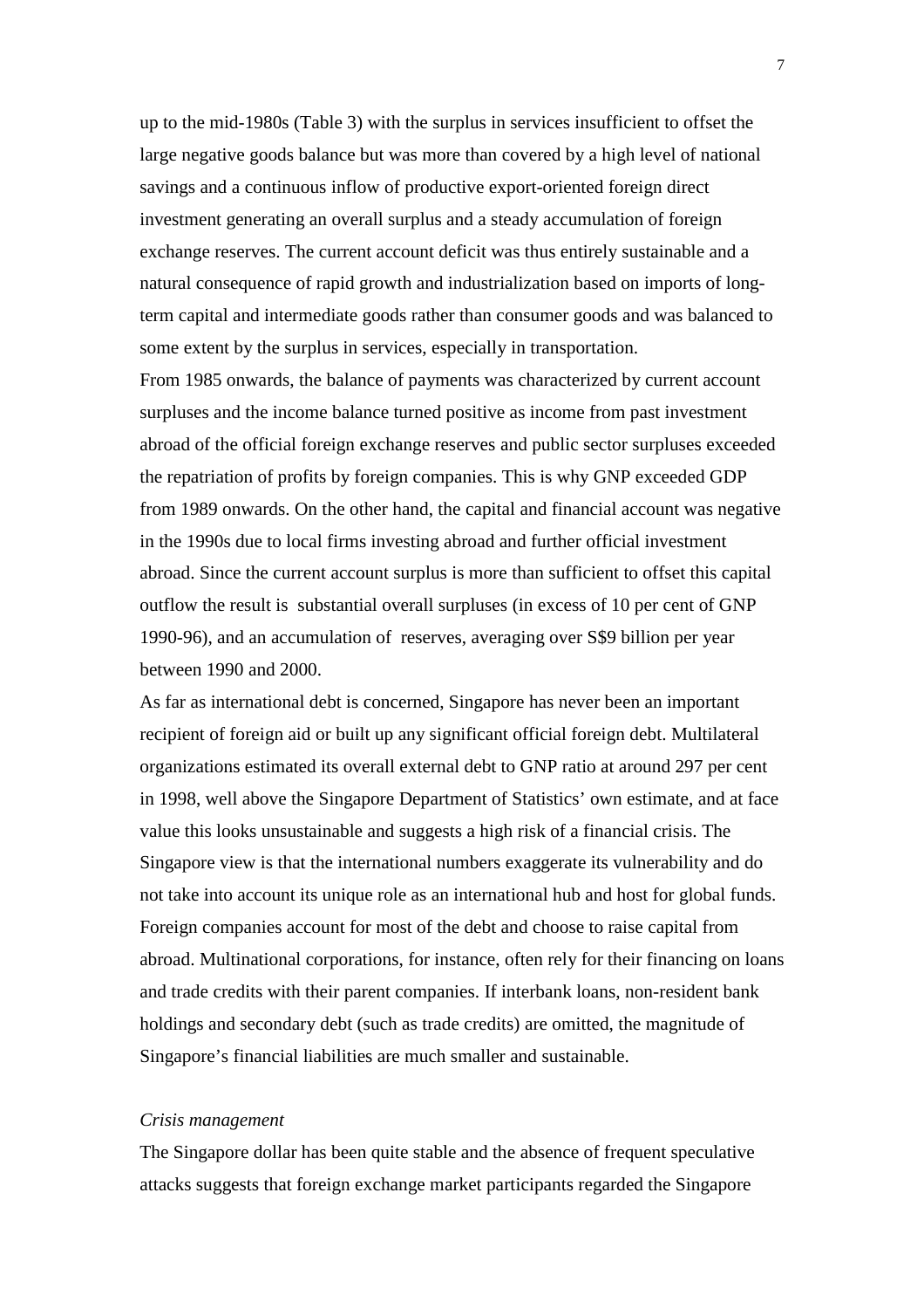up to the mid-1980s (Table 3) with the surplus in services insufficient to offset the large negative goods balance but was more than covered by a high level of national savings and a continuous inflow of productive export-oriented foreign direct investment generating an overall surplus and a steady accumulation of foreign exchange reserves. The current account deficit was thus entirely sustainable and a natural consequence of rapid growth and industrialization based on imports of long-term capital and intermediate goods rather than consumer goods and was balanced to some extent by the surplus in services, especially in transportation.

From 1985 onwards, the balance of payments was characterized by current account surpluses and the income balance turned positive as income from past investment abroad of the official foreign exchange reserves and public sector surpluses exceeded the repatriation of profits by foreign companies. This is why GNP exceeded GDP from 1989 onwards. On the other hand, the capital and financial account was negative in the 1990s due to local firms investing abroad and further official investment abroad. Since the current account surplus is more than sufficient to offset this capital outflow the result is substantial overall surpluses (in excess of 10 per cent of GNP 1990-96), and an accumulation of reserves, averaging over S$9 billion per year between 1990 and 2000.

As far as international debt is concerned, Singapore has never been an important recipient of foreign aid or built up any significant official foreign debt. Multilateral organizations estimated its overall external debt to GNP ratio at around 297 per cent in 1998, well above the Singapore Department of Statistics' own estimate, and at face value this looks unsustainable and suggests a high risk of a financial crisis. The Singapore view is that the international numbers exaggerate its vulnerability and do not take into account its unique role as an international hub and host for global funds. Foreign companies account for most of the debt and choose to raise capital from abroad. Multinational corporations, for instance, often rely for their financing on loans and trade credits with their parent companies. If interbank loans, non-resident bank holdings and secondary debt (such as trade credits) are omitted, the magnitude of Singapore's financial liabilities are much smaller and sustainable.

*Crisis management*

The Singapore dollar has been quite stable and the absence of frequent speculative attacks suggests that foreign exchange market participants regarded the Singapore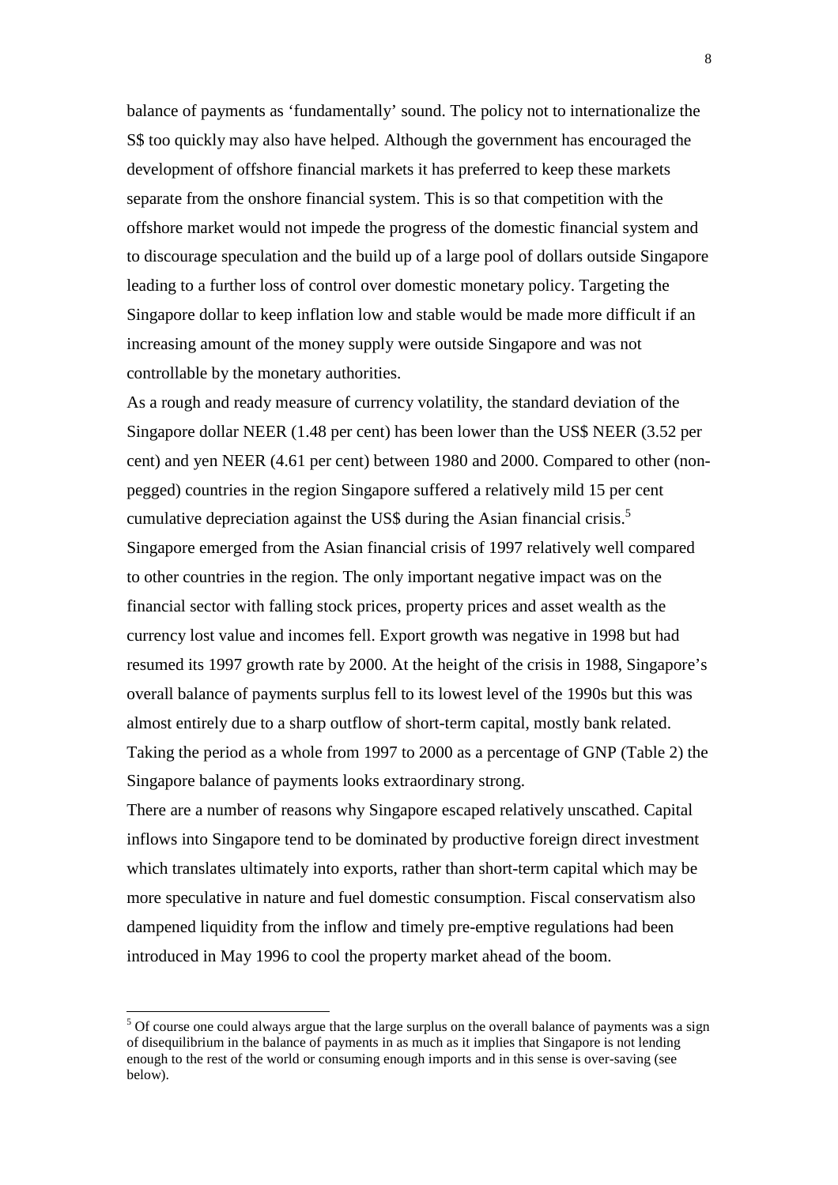balance of payments as 'fundamentally' sound. The policy not to internationalize the S$ too quickly may also have helped. Although the government has encouraged the development of offshore financial markets it has preferred to keep these markets separate from the onshore financial system. This is so that competition with the offshore market would not impede the progress of the domestic financial system and to discourage speculation and the build up of a large pool of dollars outside Singapore leading to a further loss of control over domestic monetary policy. Targeting the Singapore dollar to keep inflation low and stable would be made more difficult if an increasing amount of the money supply were outside Singapore and was not controllable by the monetary authorities.

As a rough and ready measure of currency volatility, the standard deviation of the Singapore dollar NEER (1.48 per cent) has been lower than the US$ NEER (3.52 per cent) and yen NEER (4.61 per cent) between 1980 and 2000. Compared to other (non-pegged) countries in the region Singapore suffered a relatively mild 15 per cent cumulative depreciation against the US$ during the Asian financial crisis.[5]

Singapore emerged from the Asian financial crisis of 1997 relatively well compared to other countries in the region. The only important negative impact was on the financial sector with falling stock prices, property prices and asset wealth as the currency lost value and incomes fell. Export growth was negative in 1998 but had resumed its 1997 growth rate by 2000. At the height of the crisis in 1988, Singapore's overall balance of payments surplus fell to its lowest level of the 1990s but this was almost entirely due to a sharp outflow of short-term capital, mostly bank related. Taking the period as a whole from 1997 to 2000 as a percentage of GNP (Table 2) the Singapore balance of payments looks extraordinary strong.

There are a number of reasons why Singapore escaped relatively unscathed. Capital inflows into Singapore tend to be dominated by productive foreign direct investment which translates ultimately into exports, rather than short-term capital which may be more speculative in nature and fuel domestic consumption. Fiscal conservatism also dampened liquidity from the inflow and timely pre-emptive regulations had been introduced in May 1996 to cool the property market ahead of the boom.

[5] Of course one could always argue that the large surplus on the overall balance of payments was a sign of disequilibrium in the balance of payments in as much as it implies that Singapore is not lending enough to the rest of the world or consuming enough imports and in this sense is over-saving (see below).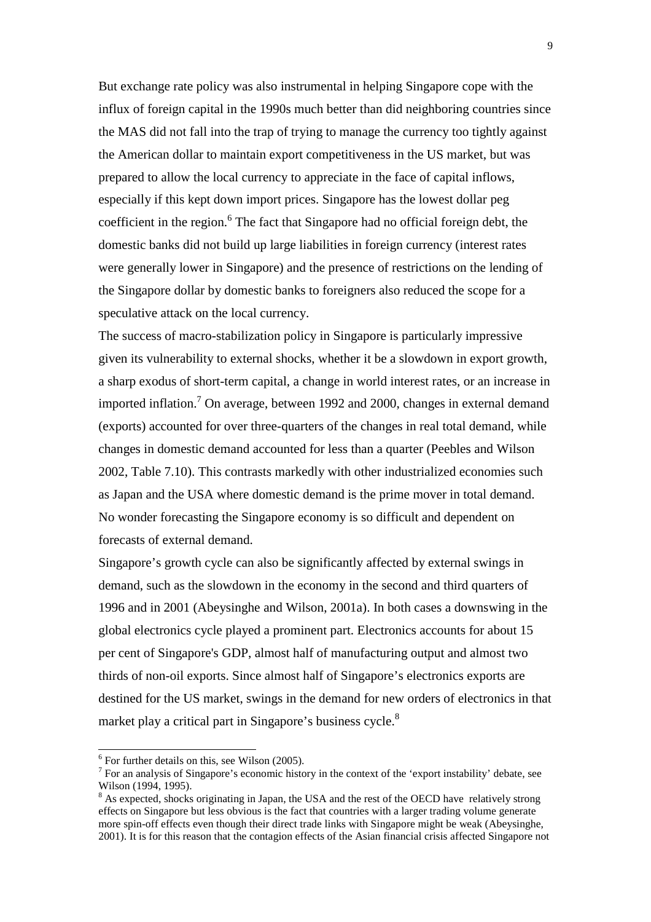But exchange rate policy was also instrumental in helping Singapore cope with the influx of foreign capital in the 1990s much better than did neighboring countries since the MAS did not fall into the trap of trying to manage the currency too tightly against the American dollar to maintain export competitiveness in the US market, but was prepared to allow the local currency to appreciate in the face of capital inflows, especially if this kept down import prices. Singapore has the lowest dollar peg coefficient in the region.[6] The fact that Singapore had no official foreign debt, the domestic banks did not build up large liabilities in foreign currency (interest rates were generally lower in Singapore) and the presence of restrictions on the lending of the Singapore dollar by domestic banks to foreigners also reduced the scope for a speculative attack on the local currency.

The success of macro-stabilization policy in Singapore is particularly impressive given its vulnerability to external shocks, whether it be a slowdown in export growth, a sharp exodus of short-term capital, a change in world interest rates, or an increase in imported inflation.[7] On average, between 1992 and 2000, changes in external demand (exports) accounted for over three-quarters of the changes in real total demand, while changes in domestic demand accounted for less than a quarter (Peebles and Wilson 2002, Table 7.10). This contrasts markedly with other industrialized economies such as Japan and the USA where domestic demand is the prime mover in total demand. No wonder forecasting the Singapore economy is so difficult and dependent on forecasts of external demand.

Singapore's growth cycle can also be significantly affected by external swings in demand, such as the slowdown in the economy in the second and third quarters of 1996 and in 2001 (Abeysinghe and Wilson, 2001a). In both cases a downswing in the global electronics cycle played a prominent part. Electronics accounts for about 15 per cent of Singapore's GDP, almost half of manufacturing output and almost two thirds of non-oil exports. Since almost half of Singapore's electronics exports are destined for the US market, swings in the demand for new orders of electronics in that market play a critical part in Singapore's business cycle.[8]

---

[6] For further details on this, see Wilson (2005).

[7] For an analysis of Singapore's economic history in the context of the 'export instability' debate, see Wilson (1994, 1995).

[8] As expected, shocks originating in Japan, the USA and the rest of the OECD have relatively strong effects on Singapore but less obvious is the fact that countries with a larger trading volume generate more spin-off effects even though their direct trade links with Singapore might be weak (Abeysinghe, 2001). It is for this reason that the contagion effects of the Asian financial crisis affected Singapore not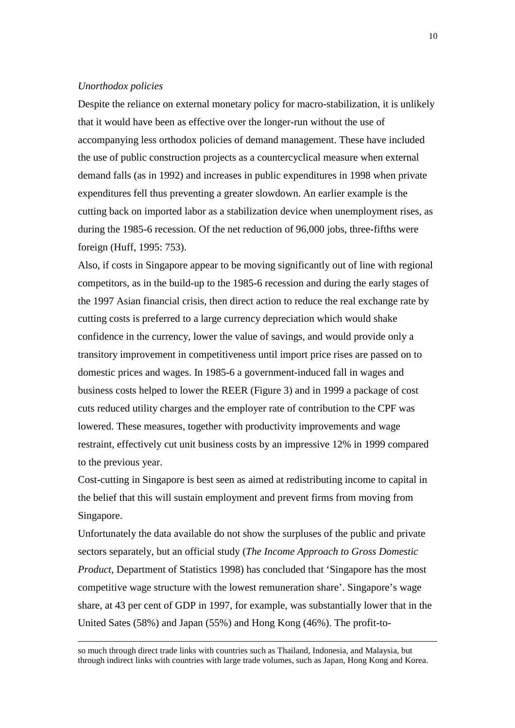*Unorthodox policies*

Despite the reliance on external monetary policy for macro-stabilization, it is unlikely that it would have been as effective over the longer-run without the use of accompanying less orthodox policies of demand management. These have included the use of public construction projects as a countercyclical measure when external demand falls (as in 1992) and increases in public expenditures in 1998 when private expenditures fell thus preventing a greater slowdown. An earlier example is the cutting back on imported labor as a stabilization device when unemployment rises, as during the 1985-6 recession. Of the net reduction of 96,000 jobs, three-fifths were foreign (Huff, 1995: 753).

Also, if costs in Singapore appear to be moving significantly out of line with regional competitors, as in the build-up to the 1985-6 recession and during the early stages of the 1997 Asian financial crisis, then direct action to reduce the real exchange rate by cutting costs is preferred to a large currency depreciation which would shake confidence in the currency, lower the value of savings, and would provide only a transitory improvement in competitiveness until import price rises are passed on to domestic prices and wages. In 1985-6 a government-induced fall in wages and business costs helped to lower the REER (Figure 3) and in 1999 a package of cost cuts reduced utility charges and the employer rate of contribution to the CPF was lowered. These measures, together with productivity improvements and wage restraint, effectively cut unit business costs by an impressive 12% in 1999 compared to the previous year.

Cost-cutting in Singapore is best seen as aimed at redistributing income to capital in the belief that this will sustain employment and prevent firms from moving from Singapore.

Unfortunately the data available do not show the surpluses of the public and private sectors separately, but an official study (*The Income Approach to Gross Domestic Product*, Department of Statistics 1998) has concluded that 'Singapore has the most competitive wage structure with the lowest remuneration share'. Singapore's wage share, at 43 per cent of GDP in 1997, for example, was substantially lower that in the United Sates (58%) and Japan (55%) and Hong Kong (46%). The profit-to-

---

so much through direct trade links with countries such as Thailand, Indonesia, and Malaysia, but through indirect links with countries with large trade volumes, such as Japan, Hong Kong and Korea.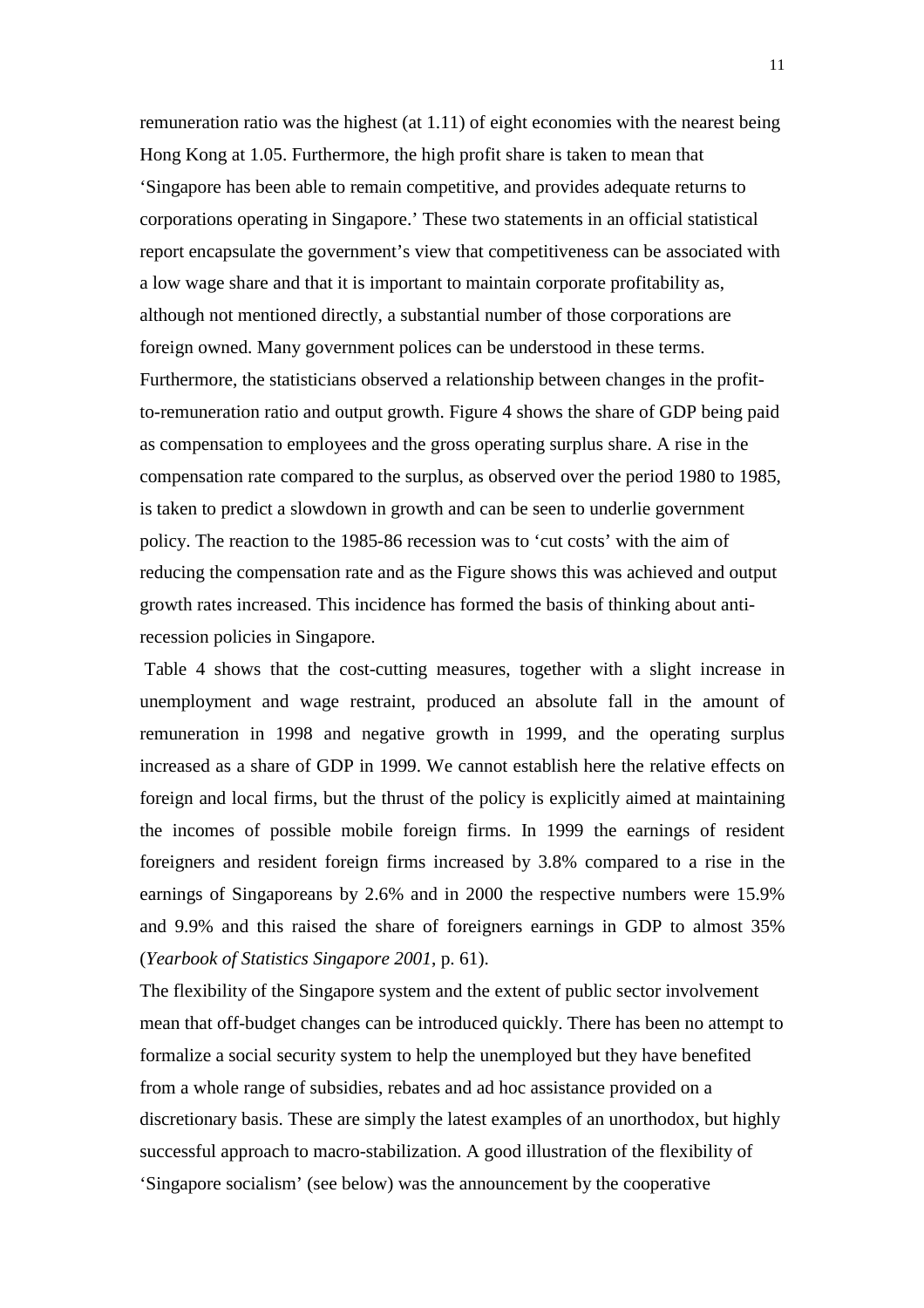remuneration ratio was the highest (at 1.11) of eight economies with the nearest being Hong Kong at 1.05. Furthermore, the high profit share is taken to mean that 'Singapore has been able to remain competitive, and provides adequate returns to corporations operating in Singapore.' These two statements in an official statistical report encapsulate the government's view that competitiveness can be associated with a low wage share and that it is important to maintain corporate profitability as, although not mentioned directly, a substantial number of those corporations are foreign owned. Many government polices can be understood in these terms. Furthermore, the statisticians observed a relationship between changes in the profit-to-remuneration ratio and output growth. Figure 4 shows the share of GDP being paid as compensation to employees and the gross operating surplus share. A rise in the compensation rate compared to the surplus, as observed over the period 1980 to 1985, is taken to predict a slowdown in growth and can be seen to underlie government policy. The reaction to the 1985-86 recession was to 'cut costs' with the aim of reducing the compensation rate and as the Figure shows this was achieved and output growth rates increased. This incidence has formed the basis of thinking about anti-recession policies in Singapore.

Table 4 shows that the cost-cutting measures, together with a slight increase in unemployment and wage restraint, produced an absolute fall in the amount of remuneration in 1998 and negative growth in 1999, and the operating surplus increased as a share of GDP in 1999. We cannot establish here the relative effects on foreign and local firms, but the thrust of the policy is explicitly aimed at maintaining the incomes of possible mobile foreign firms. In 1999 the earnings of resident foreigners and resident foreign firms increased by 3.8% compared to a rise in the earnings of Singaporeans by 2.6% and in 2000 the respective numbers were 15.9% and 9.9% and this raised the share of foreigners earnings in GDP to almost 35% (*Yearbook of Statistics Singapore 2001*, p. 61).

The flexibility of the Singapore system and the extent of public sector involvement mean that off-budget changes can be introduced quickly. There has been no attempt to formalize a social security system to help the unemployed but they have benefited from a whole range of subsidies, rebates and ad hoc assistance provided on a discretionary basis. These are simply the latest examples of an unorthodox, but highly successful approach to macro-stabilization. A good illustration of the flexibility of 'Singapore socialism' (see below) was the announcement by the cooperative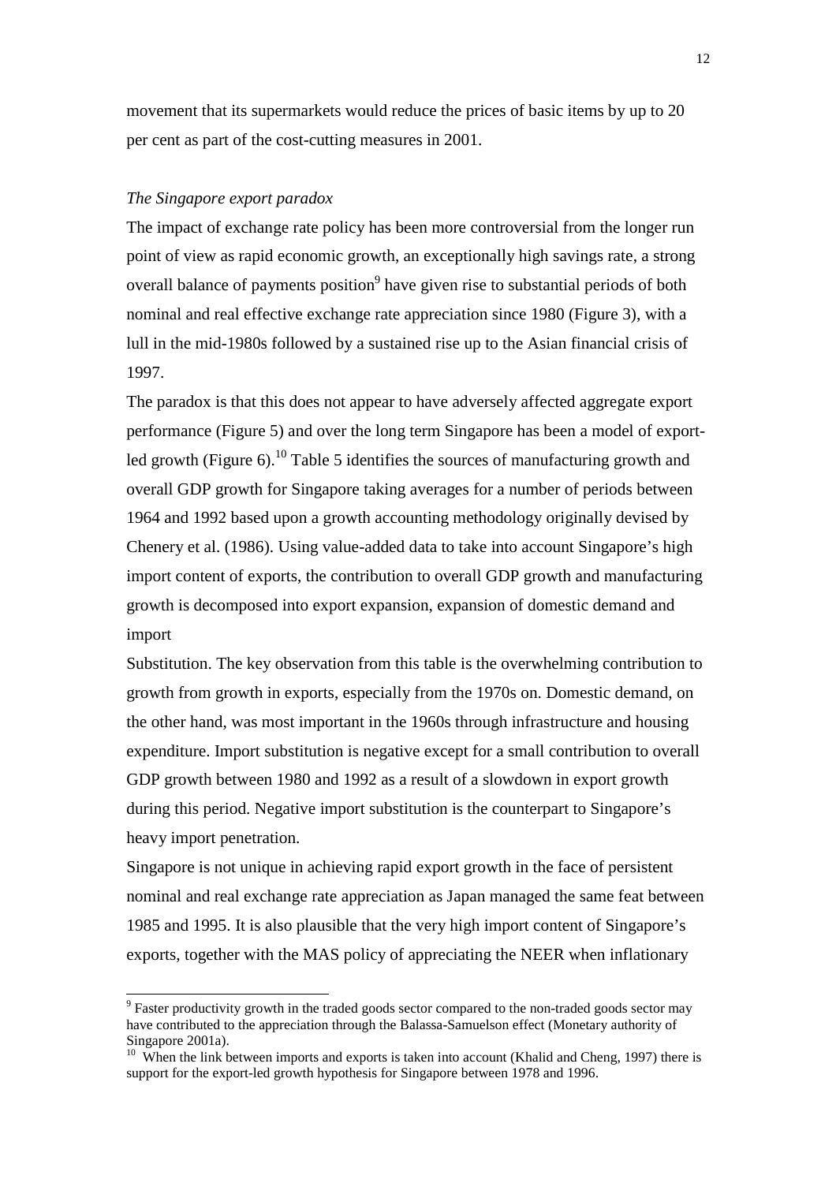movement that its supermarkets would reduce the prices of basic items by up to 20 per cent as part of the cost-cutting measures in 2001.

*The Singapore export paradox*

The impact of exchange rate policy has been more controversial from the longer run point of view as rapid economic growth, an exceptionally high savings rate, a strong overall balance of payments position[9] have given rise to substantial periods of both nominal and real effective exchange rate appreciation since 1980 (Figure 3), with a lull in the mid-1980s followed by a sustained rise up to the Asian financial crisis of 1997.

The paradox is that this does not appear to have adversely affected aggregate export performance (Figure 5) and over the long term Singapore has been a model of export-led growth (Figure 6).[10] Table 5 identifies the sources of manufacturing growth and overall GDP growth for Singapore taking averages for a number of periods between 1964 and 1992 based upon a growth accounting methodology originally devised by Chenery et al. (1986). Using value-added data to take into account Singapore's high import content of exports, the contribution to overall GDP growth and manufacturing growth is decomposed into export expansion, expansion of domestic demand and import

Substitution. The key observation from this table is the overwhelming contribution to growth from growth in exports, especially from the 1970s on. Domestic demand, on the other hand, was most important in the 1960s through infrastructure and housing expenditure. Import substitution is negative except for a small contribution to overall GDP growth between 1980 and 1992 as a result of a slowdown in export growth during this period. Negative import substitution is the counterpart to Singapore's heavy import penetration.

Singapore is not unique in achieving rapid export growth in the face of persistent nominal and real exchange rate appreciation as Japan managed the same feat between 1985 and 1995. It is also plausible that the very high import content of Singapore's exports, together with the MAS policy of appreciating the NEER when inflationary

[9] Faster productivity growth in the traded goods sector compared to the non-traded goods sector may have contributed to the appreciation through the Balassa-Samuelson effect (Monetary authority of Singapore 2001a).

[10] When the link between imports and exports is taken into account (Khalid and Cheng, 1997) there is support for the export-led growth hypothesis for Singapore between 1978 and 1996.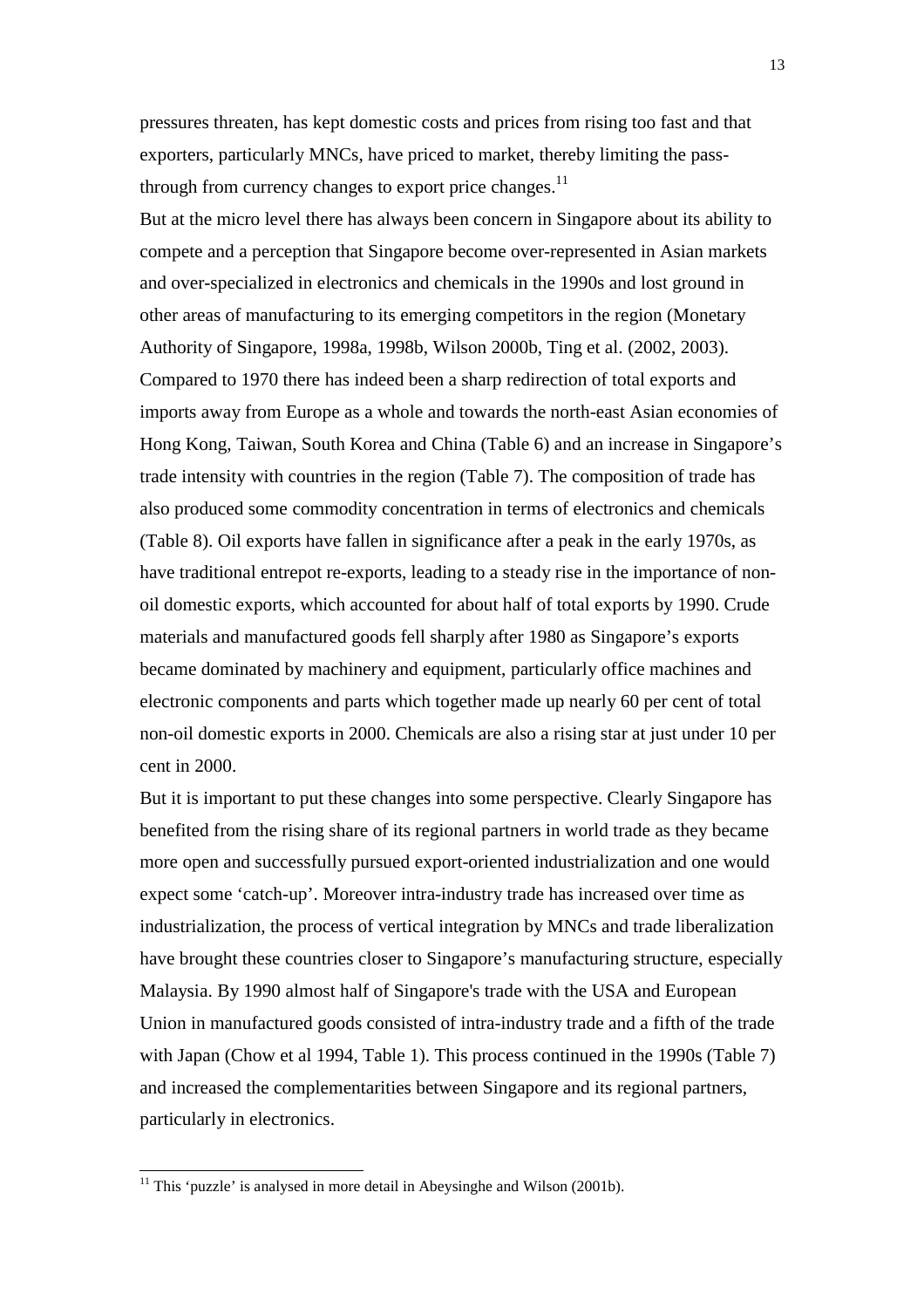pressures threaten, has kept domestic costs and prices from rising too fast and that exporters, particularly MNCs, have priced to market, thereby limiting the pass-through from currency changes to export price changes.[11]

But at the micro level there has always been concern in Singapore about its ability to compete and a perception that Singapore become over-represented in Asian markets and over-specialized in electronics and chemicals in the 1990s and lost ground in other areas of manufacturing to its emerging competitors in the region (Monetary Authority of Singapore, 1998a, 1998b, Wilson 2000b, Ting et al. (2002, 2003). Compared to 1970 there has indeed been a sharp redirection of total exports and imports away from Europe as a whole and towards the north-east Asian economies of Hong Kong, Taiwan, South Korea and China (Table 6) and an increase in Singapore's trade intensity with countries in the region (Table 7). The composition of trade has also produced some commodity concentration in terms of electronics and chemicals (Table 8). Oil exports have fallen in significance after a peak in the early 1970s, as have traditional entrepot re-exports, leading to a steady rise in the importance of non-oil domestic exports, which accounted for about half of total exports by 1990. Crude materials and manufactured goods fell sharply after 1980 as Singapore's exports became dominated by machinery and equipment, particularly office machines and electronic components and parts which together made up nearly 60 per cent of total non-oil domestic exports in 2000. Chemicals are also a rising star at just under 10 per cent in 2000.

But it is important to put these changes into some perspective. Clearly Singapore has benefited from the rising share of its regional partners in world trade as they became more open and successfully pursued export-oriented industrialization and one would expect some 'catch-up'. Moreover intra-industry trade has increased over time as industrialization, the process of vertical integration by MNCs and trade liberalization have brought these countries closer to Singapore's manufacturing structure, especially Malaysia. By 1990 almost half of Singapore's trade with the USA and European Union in manufactured goods consisted of intra-industry trade and a fifth of the trade with Japan (Chow et al 1994, Table 1). This process continued in the 1990s (Table 7) and increased the complementarities between Singapore and its regional partners, particularly in electronics.

[11] This 'puzzle' is analysed in more detail in Abeysinghe and Wilson (2001b).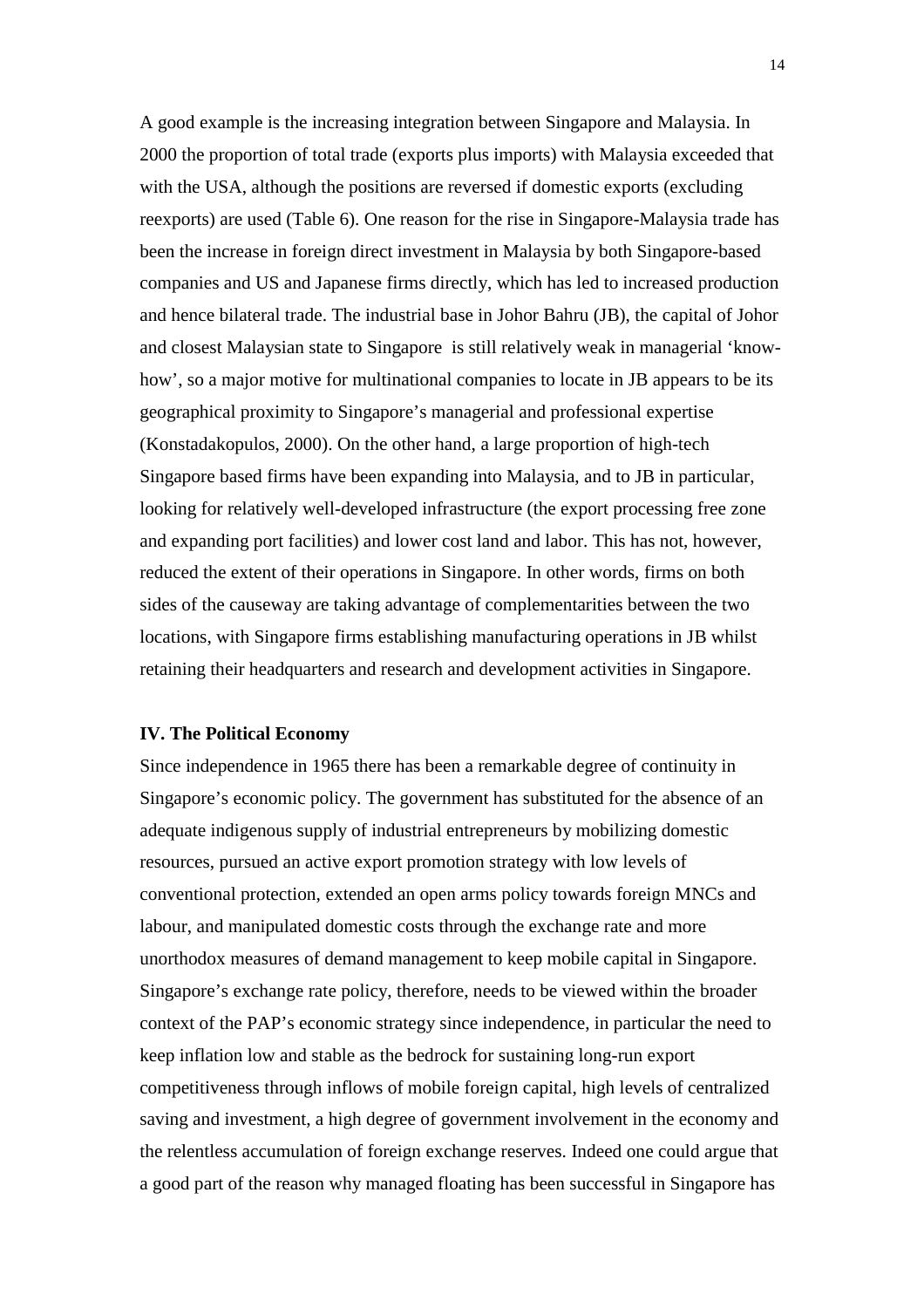A good example is the increasing integration between Singapore and Malaysia. In 2000 the proportion of total trade (exports plus imports) with Malaysia exceeded that with the USA, although the positions are reversed if domestic exports (excluding reexports) are used (Table 6). One reason for the rise in Singapore-Malaysia trade has been the increase in foreign direct investment in Malaysia by both Singapore-based companies and US and Japanese firms directly, which has led to increased production and hence bilateral trade. The industrial base in Johor Bahru (JB), the capital of Johor and closest Malaysian state to Singapore  is still relatively weak in managerial 'know-how', so a major motive for multinational companies to locate in JB appears to be its geographical proximity to Singapore's managerial and professional expertise (Konstadakopulos, 2000). On the other hand, a large proportion of high-tech Singapore based firms have been expanding into Malaysia, and to JB in particular, looking for relatively well-developed infrastructure (the export processing free zone and expanding port facilities) and lower cost land and labor. This has not, however, reduced the extent of their operations in Singapore. In other words, firms on both sides of the causeway are taking advantage of complementarities between the two locations, with Singapore firms establishing manufacturing operations in JB whilst retaining their headquarters and research and development activities in Singapore.

**IV. The Political Economy**

Since independence in 1965 there has been a remarkable degree of continuity in Singapore's economic policy. The government has substituted for the absence of an adequate indigenous supply of industrial entrepreneurs by mobilizing domestic resources, pursued an active export promotion strategy with low levels of conventional protection, extended an open arms policy towards foreign MNCs and labour, and manipulated domestic costs through the exchange rate and more unorthodox measures of demand management to keep mobile capital in Singapore. Singapore's exchange rate policy, therefore, needs to be viewed within the broader context of the PAP's economic strategy since independence, in particular the need to keep inflation low and stable as the bedrock for sustaining long-run export competitiveness through inflows of mobile foreign capital, high levels of centralized saving and investment, a high degree of government involvement in the economy and the relentless accumulation of foreign exchange reserves. Indeed one could argue that a good part of the reason why managed floating has been successful in Singapore has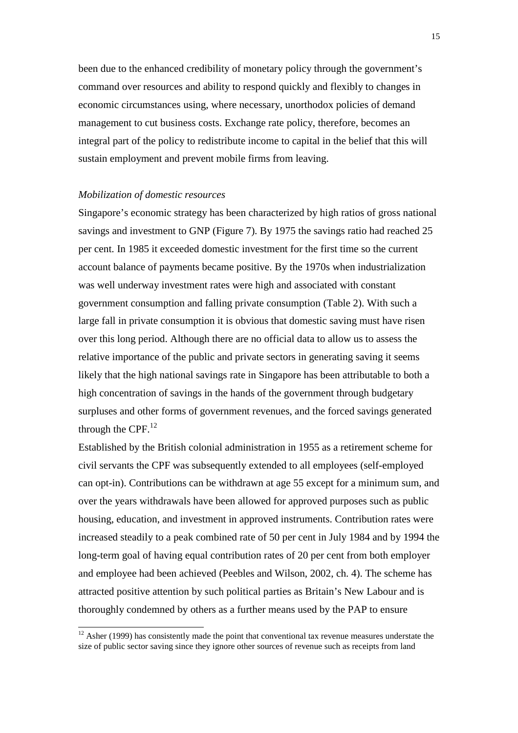been due to the enhanced credibility of monetary policy through the government's command over resources and ability to respond quickly and flexibly to changes in economic circumstances using, where necessary, unorthodox policies of demand management to cut business costs. Exchange rate policy, therefore, becomes an integral part of the policy to redistribute income to capital in the belief that this will sustain employment and prevent mobile firms from leaving.

*Mobilization of domestic resources*

Singapore's economic strategy has been characterized by high ratios of gross national savings and investment to GNP (Figure 7). By 1975 the savings ratio had reached 25 per cent. In 1985 it exceeded domestic investment for the first time so the current account balance of payments became positive. By the 1970s when industrialization was well underway investment rates were high and associated with constant government consumption and falling private consumption (Table 2). With such a large fall in private consumption it is obvious that domestic saving must have risen over this long period. Although there are no official data to allow us to assess the relative importance of the public and private sectors in generating saving it seems likely that the high national savings rate in Singapore has been attributable to both a high concentration of savings in the hands of the government through budgetary surpluses and other forms of government revenues, and the forced savings generated through the CPF.[12]

Established by the British colonial administration in 1955 as a retirement scheme for civil servants the CPF was subsequently extended to all employees (self-employed can opt-in). Contributions can be withdrawn at age 55 except for a minimum sum, and over the years withdrawals have been allowed for approved purposes such as public housing, education, and investment in approved instruments. Contribution rates were increased steadily to a peak combined rate of 50 per cent in July 1984 and by 1994 the long-term goal of having equal contribution rates of 20 per cent from both employer and employee had been achieved (Peebles and Wilson, 2002, ch. 4). The scheme has attracted positive attention by such political parties as Britain's New Labour and is thoroughly condemned by others as a further means used by the PAP to ensure

[12] Asher (1999) has consistently made the point that conventional tax revenue measures understate the size of public sector saving since they ignore other sources of revenue such as receipts from land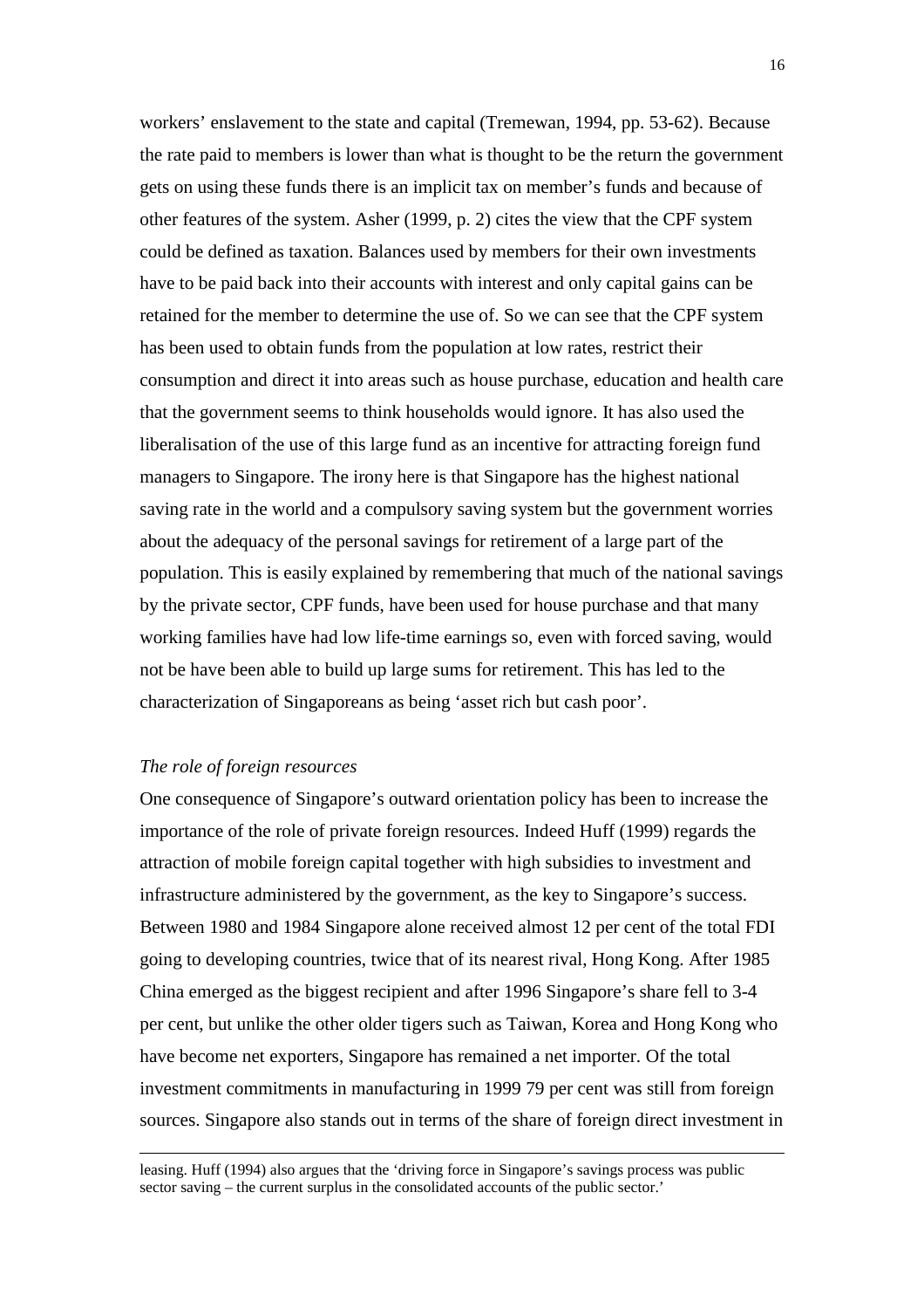workers' enslavement to the state and capital (Tremewan, 1994, pp. 53-62). Because the rate paid to members is lower than what is thought to be the return the government gets on using these funds there is an implicit tax on member's funds and because of other features of the system. Asher (1999, p. 2) cites the view that the CPF system could be defined as taxation. Balances used by members for their own investments have to be paid back into their accounts with interest and only capital gains can be retained for the member to determine the use of. So we can see that the CPF system has been used to obtain funds from the population at low rates, restrict their consumption and direct it into areas such as house purchase, education and health care that the government seems to think households would ignore. It has also used the liberalisation of the use of this large fund as an incentive for attracting foreign fund managers to Singapore. The irony here is that Singapore has the highest national saving rate in the world and a compulsory saving system but the government worries about the adequacy of the personal savings for retirement of a large part of the population. This is easily explained by remembering that much of the national savings by the private sector, CPF funds, have been used for house purchase and that many working families have had low life-time earnings so, even with forced saving, would not be have been able to build up large sums for retirement. This has led to the characterization of Singaporeans as being 'asset rich but cash poor'.

*The role of foreign resources*

One consequence of Singapore's outward orientation policy has been to increase the importance of the role of private foreign resources. Indeed Huff (1999) regards the attraction of mobile foreign capital together with high subsidies to investment and infrastructure administered by the government, as the key to Singapore's success. Between 1980 and 1984 Singapore alone received almost 12 per cent of the total FDI going to developing countries, twice that of its nearest rival, Hong Kong. After 1985 China emerged as the biggest recipient and after 1996 Singapore's share fell to 3-4 per cent, but unlike the other older tigers such as Taiwan, Korea and Hong Kong who have become net exporters, Singapore has remained a net importer. Of the total investment commitments in manufacturing in 1999 79 per cent was still from foreign sources. Singapore also stands out in terms of the share of foreign direct investment in

---

leasing. Huff (1994) also argues that the 'driving force in Singapore's savings process was public sector saving – the current surplus in the consolidated accounts of the public sector.'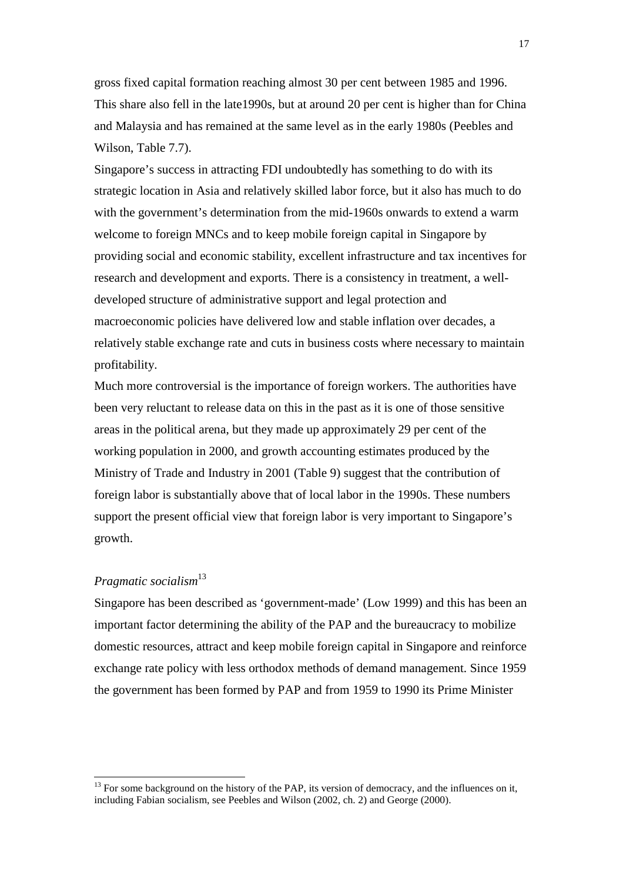gross fixed capital formation reaching almost 30 per cent between 1985 and 1996. This share also fell in the late1990s, but at around 20 per cent is higher than for China and Malaysia and has remained at the same level as in the early 1980s (Peebles and Wilson, Table 7.7).

Singapore's success in attracting FDI undoubtedly has something to do with its strategic location in Asia and relatively skilled labor force, but it also has much to do with the government's determination from the mid-1960s onwards to extend a warm welcome to foreign MNCs and to keep mobile foreign capital in Singapore by providing social and economic stability, excellent infrastructure and tax incentives for research and development and exports. There is a consistency in treatment, a well-developed structure of administrative support and legal protection and macroeconomic policies have delivered low and stable inflation over decades, a relatively stable exchange rate and cuts in business costs where necessary to maintain profitability.

Much more controversial is the importance of foreign workers. The authorities have been very reluctant to release data on this in the past as it is one of those sensitive areas in the political arena, but they made up approximately 29 per cent of the working population in 2000, and growth accounting estimates produced by the Ministry of Trade and Industry in 2001 (Table 9) suggest that the contribution of foreign labor is substantially above that of local labor in the 1990s. These numbers support the present official view that foreign labor is very important to Singapore's growth.

*Pragmatic socialism*[13]

Singapore has been described as 'government-made' (Low 1999) and this has been an important factor determining the ability of the PAP and the bureaucracy to mobilize domestic resources, attract and keep mobile foreign capital in Singapore and reinforce exchange rate policy with less orthodox methods of demand management. Since 1959 the government has been formed by PAP and from 1959 to 1990 its Prime Minister

[13] For some background on the history of the PAP, its version of democracy, and the influences on it, including Fabian socialism, see Peebles and Wilson (2002, ch. 2) and George (2000).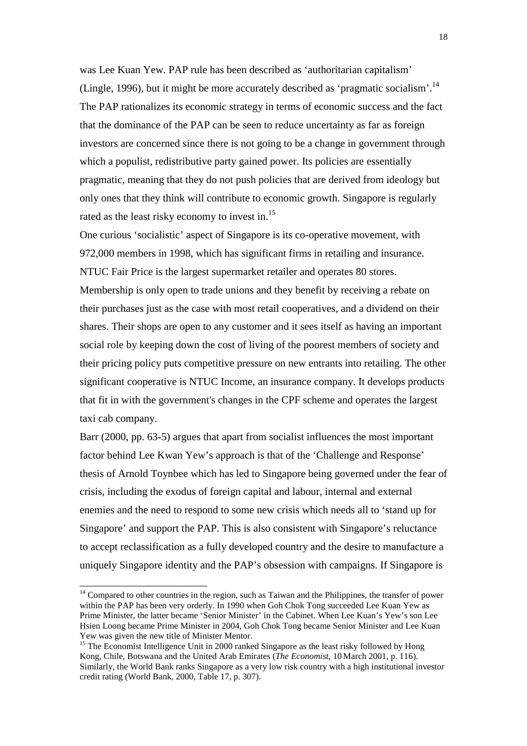was Lee Kuan Yew. PAP rule has been described as 'authoritarian capitalism' (Lingle, 1996), but it might be more accurately described as 'pragmatic socialism'.[14] The PAP rationalizes its economic strategy in terms of economic success and the fact that the dominance of the PAP can be seen to reduce uncertainty as far as foreign investors are concerned since there is not going to be a change in government through which a populist, redistributive party gained power. Its policies are essentially pragmatic, meaning that they do not push policies that are derived from ideology but only ones that they think will contribute to economic growth. Singapore is regularly rated as the least risky economy to invest in.[15]

One curious 'socialistic' aspect of Singapore is its co-operative movement, with 972,000 members in 1998, which has significant firms in retailing and insurance. NTUC Fair Price is the largest supermarket retailer and operates 80 stores. Membership is only open to trade unions and they benefit by receiving a rebate on their purchases just as the case with most retail cooperatives, and a dividend on their shares. Their shops are open to any customer and it sees itself as having an important social role by keeping down the cost of living of the poorest members of society and their pricing policy puts competitive pressure on new entrants into retailing. The other significant cooperative is NTUC Income, an insurance company. It develops products that fit in with the government's changes in the CPF scheme and operates the largest taxi cab company.

Barr (2000, pp. 63-5) argues that apart from socialist influences the most important factor behind Lee Kwan Yew's approach is that of the 'Challenge and Response' thesis of Arnold Toynbee which has led to Singapore being governed under the fear of crisis, including the exodus of foreign capital and labour, internal and external enemies and the need to respond to some new crisis which needs all to 'stand up for Singapore' and support the PAP. This is also consistent with Singapore's reluctance to accept reclassification as a fully developed country and the desire to manufacture a uniquely Singapore identity and the PAP's obsession with campaigns. If Singapore is

---

[14] Compared to other countries in the region, such as Taiwan and the Philippines, the transfer of power within the PAP has been very orderly. In 1990 when Goh Chok Tong succeeded Lee Kuan Yew as Prime Minister, the latter became 'Senior Minister' in the Cabinet. When Lee Kuan's Yew's son Lee Hsien Loong became Prime Minister in 2004, Goh Chok Tong became Senior Minister and Lee Kuan Yew was given the new title of Minister Mentor.

[15] The Economist Intelligence Unit in 2000 ranked Singapore as the least risky followed by Hong Kong, Chile, Botswana and the United Arab Emirates (*The Economist*, 10 March 2001, p. 116). Similarly, the World Bank ranks Singapore as a very low risk country with a high institutional investor credit rating (World Bank, 2000, Table 17, p. 307).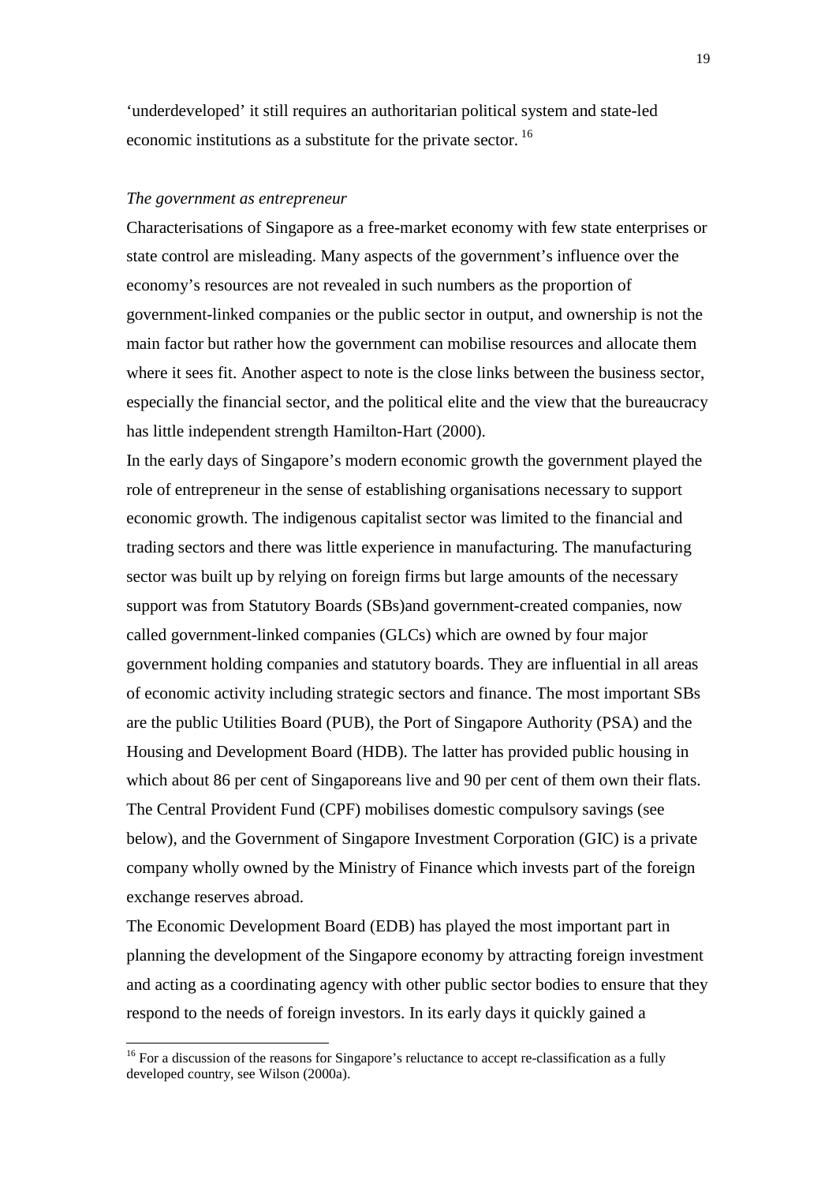'underdeveloped' it still requires an authoritarian political system and state-led economic institutions as a substitute for the private sector.[16]

*The government as entrepreneur*

Characterisations of Singapore as a free-market economy with few state enterprises or state control are misleading. Many aspects of the government's influence over the economy's resources are not revealed in such numbers as the proportion of government-linked companies or the public sector in output, and ownership is not the main factor but rather how the government can mobilise resources and allocate them where it sees fit. Another aspect to note is the close links between the business sector, especially the financial sector, and the political elite and the view that the bureaucracy has little independent strength Hamilton-Hart (2000).

In the early days of Singapore's modern economic growth the government played the role of entrepreneur in the sense of establishing organisations necessary to support economic growth. The indigenous capitalist sector was limited to the financial and trading sectors and there was little experience in manufacturing. The manufacturing sector was built up by relying on foreign firms but large amounts of the necessary support was from Statutory Boards (SBs)and government-created companies, now called government-linked companies (GLCs) which are owned by four major government holding companies and statutory boards. They are influential in all areas of economic activity including strategic sectors and finance. The most important SBs are the public Utilities Board (PUB), the Port of Singapore Authority (PSA) and the Housing and Development Board (HDB). The latter has provided public housing in which about 86 per cent of Singaporeans live and 90 per cent of them own their flats. The Central Provident Fund (CPF) mobilises domestic compulsory savings (see below), and the Government of Singapore Investment Corporation (GIC) is a private company wholly owned by the Ministry of Finance which invests part of the foreign exchange reserves abroad.

The Economic Development Board (EDB) has played the most important part in planning the development of the Singapore economy by attracting foreign investment and acting as a coordinating agency with other public sector bodies to ensure that they respond to the needs of foreign investors. In its early days it quickly gained a

[16] For a discussion of the reasons for Singapore's reluctance to accept re-classification as a fully developed country, see Wilson (2000a).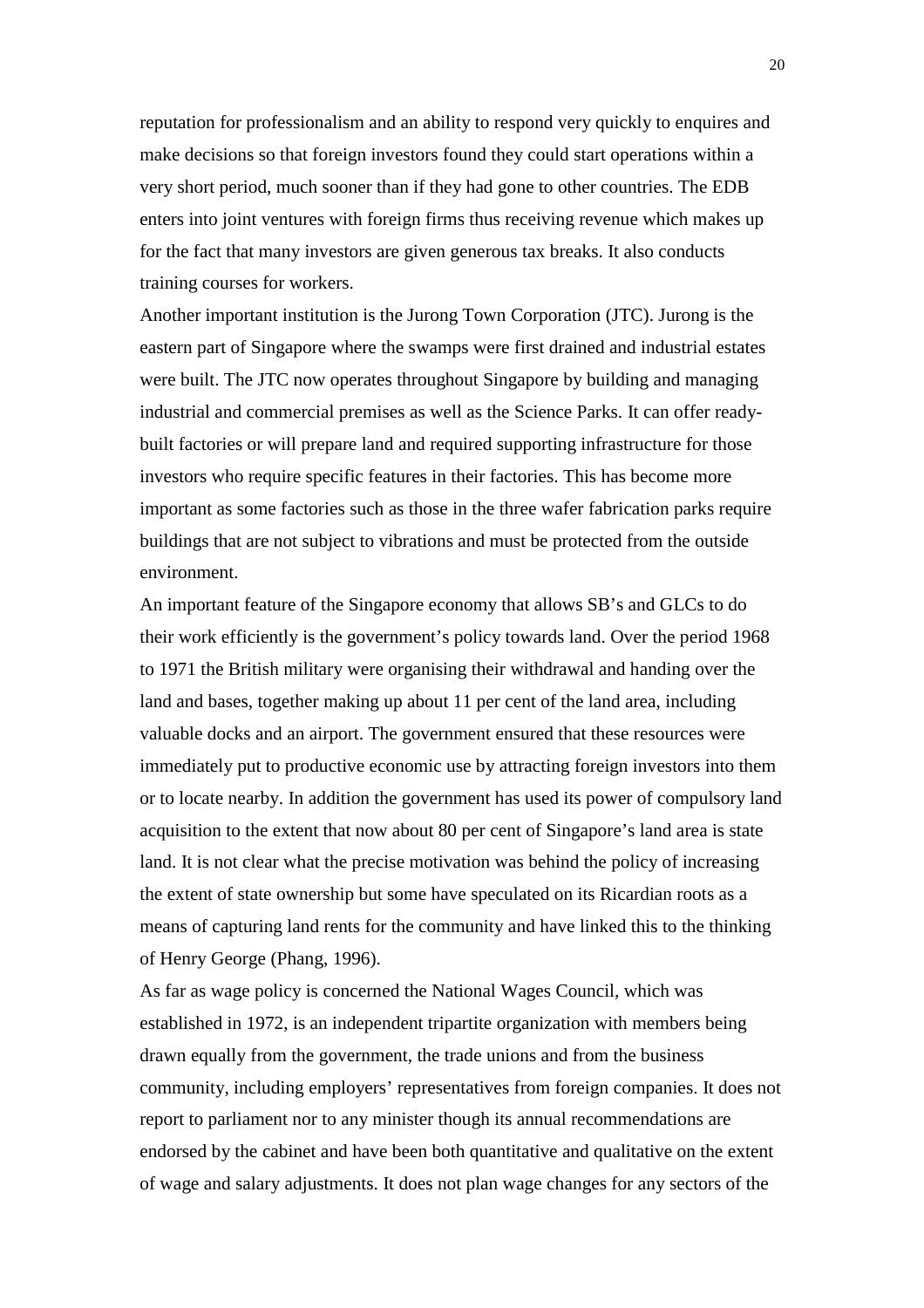reputation for professionalism and an ability to respond very quickly to enquires and make decisions so that foreign investors found they could start operations within a very short period, much sooner than if they had gone to other countries. The EDB enters into joint ventures with foreign firms thus receiving revenue which makes up for the fact that many investors are given generous tax breaks. It also conducts training courses for workers.

Another important institution is the Jurong Town Corporation (JTC). Jurong is the eastern part of Singapore where the swamps were first drained and industrial estates were built. The JTC now operates throughout Singapore by building and managing industrial and commercial premises as well as the Science Parks. It can offer ready-built factories or will prepare land and required supporting infrastructure for those investors who require specific features in their factories. This has become more important as some factories such as those in the three wafer fabrication parks require buildings that are not subject to vibrations and must be protected from the outside environment.

An important feature of the Singapore economy that allows SB's and GLCs to do their work efficiently is the government's policy towards land. Over the period 1968 to 1971 the British military were organising their withdrawal and handing over the land and bases, together making up about 11 per cent of the land area, including valuable docks and an airport. The government ensured that these resources were immediately put to productive economic use by attracting foreign investors into them or to locate nearby. In addition the government has used its power of compulsory land acquisition to the extent that now about 80 per cent of Singapore's land area is state land. It is not clear what the precise motivation was behind the policy of increasing the extent of state ownership but some have speculated on its Ricardian roots as a means of capturing land rents for the community and have linked this to the thinking of Henry George (Phang, 1996).

As far as wage policy is concerned the National Wages Council, which was established in 1972, is an independent tripartite organization with members being drawn equally from the government, the trade unions and from the business community, including employers' representatives from foreign companies. It does not report to parliament nor to any minister though its annual recommendations are endorsed by the cabinet and have been both quantitative and qualitative on the extent of wage and salary adjustments. It does not plan wage changes for any sectors of the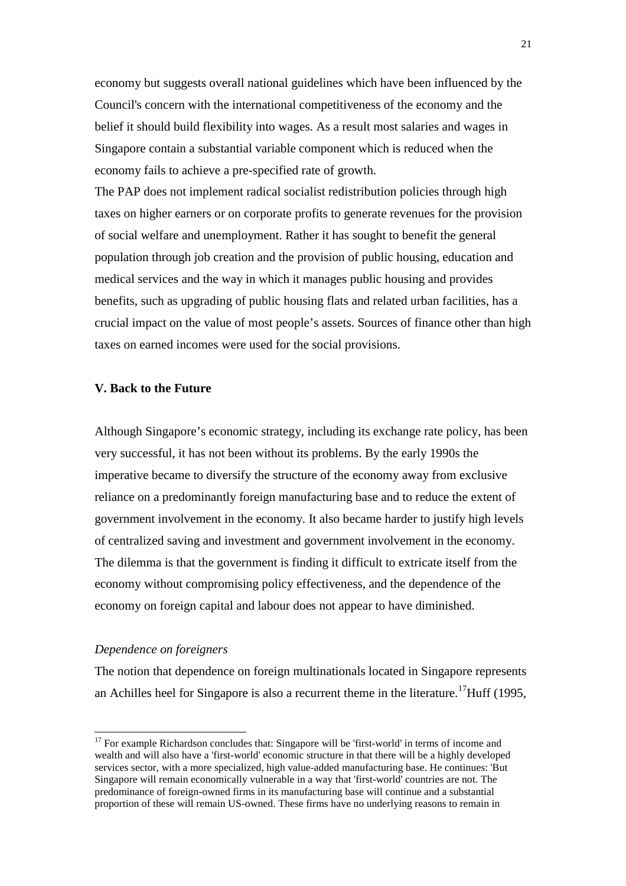economy but suggests overall national guidelines which have been influenced by the Council's concern with the international competitiveness of the economy and the belief it should build flexibility into wages. As a result most salaries and wages in Singapore contain a substantial variable component which is reduced when the economy fails to achieve a pre-specified rate of growth.

The PAP does not implement radical socialist redistribution policies through high taxes on higher earners or on corporate profits to generate revenues for the provision of social welfare and unemployment. Rather it has sought to benefit the general population through job creation and the provision of public housing, education and medical services and the way in which it manages public housing and provides benefits, such as upgrading of public housing flats and related urban facilities, has a crucial impact on the value of most people's assets. Sources of finance other than high taxes on earned incomes were used for the social provisions.

## V. Back to the Future

Although Singapore's economic strategy, including its exchange rate policy, has been very successful, it has not been without its problems. By the early 1990s the imperative became to diversify the structure of the economy away from exclusive reliance on a predominantly foreign manufacturing base and to reduce the extent of government involvement in the economy. It also became harder to justify high levels of centralized saving and investment and government involvement in the economy. The dilemma is that the government is finding it difficult to extricate itself from the economy without compromising policy effectiveness, and the dependence of the economy on foreign capital and labour does not appear to have diminished.

### *Dependence on foreigners*

The notion that dependence on foreign multinationals located in Singapore represents an Achilles heel for Singapore is also a recurrent theme in the literature.[17] Huff (1995,

---

[17] For example Richardson concludes that: Singapore will be 'first-world' in terms of income and wealth and will also have a 'first-world' economic structure in that there will be a highly developed services sector, with a more specialized, high value-added manufacturing base. He continues: 'But Singapore will remain economically vulnerable in a way that 'first-world' countries are not. The predominance of foreign-owned firms in its manufacturing base will continue and a substantial proportion of these will remain US-owned. These firms have no underlying reasons to remain in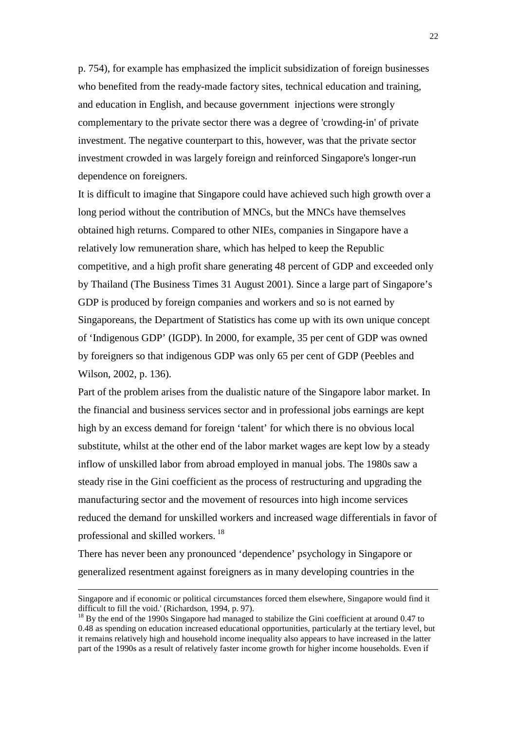p. 754), for example has emphasized the implicit subsidization of foreign businesses who benefited from the ready-made factory sites, technical education and training, and education in English, and because government injections were strongly complementary to the private sector there was a degree of 'crowding-in' of private investment. The negative counterpart to this, however, was that the private sector investment crowded in was largely foreign and reinforced Singapore's longer-run dependence on foreigners.

It is difficult to imagine that Singapore could have achieved such high growth over a long period without the contribution of MNCs, but the MNCs have themselves obtained high returns. Compared to other NIEs, companies in Singapore have a relatively low remuneration share, which has helped to keep the Republic competitive, and a high profit share generating 48 percent of GDP and exceeded only by Thailand (The Business Times 31 August 2001). Since a large part of Singapore's GDP is produced by foreign companies and workers and so is not earned by Singaporeans, the Department of Statistics has come up with its own unique concept of 'Indigenous GDP' (IGDP). In 2000, for example, 35 per cent of GDP was owned by foreigners so that indigenous GDP was only 65 per cent of GDP (Peebles and Wilson, 2002, p. 136).

Part of the problem arises from the dualistic nature of the Singapore labor market. In the financial and business services sector and in professional jobs earnings are kept high by an excess demand for foreign 'talent' for which there is no obvious local substitute, whilst at the other end of the labor market wages are kept low by a steady inflow of unskilled labor from abroad employed in manual jobs. The 1980s saw a steady rise in the Gini coefficient as the process of restructuring and upgrading the manufacturing sector and the movement of resources into high income services reduced the demand for unskilled workers and increased wage differentials in favor of professional and skilled workers. [18]

There has never been any pronounced 'dependence' psychology in Singapore or generalized resentment against foreigners as in many developing countries in the

---

Singapore and if economic or political circumstances forced them elsewhere, Singapore would find it difficult to fill the void.' (Richardson, 1994, p. 97).

[18] By the end of the 1990s Singapore had managed to stabilize the Gini coefficient at around 0.47 to 0.48 as spending on education increased educational opportunities, particularly at the tertiary level, but it remains relatively high and household income inequality also appears to have increased in the latter part of the 1990s as a result of relatively faster income growth for higher income households. Even if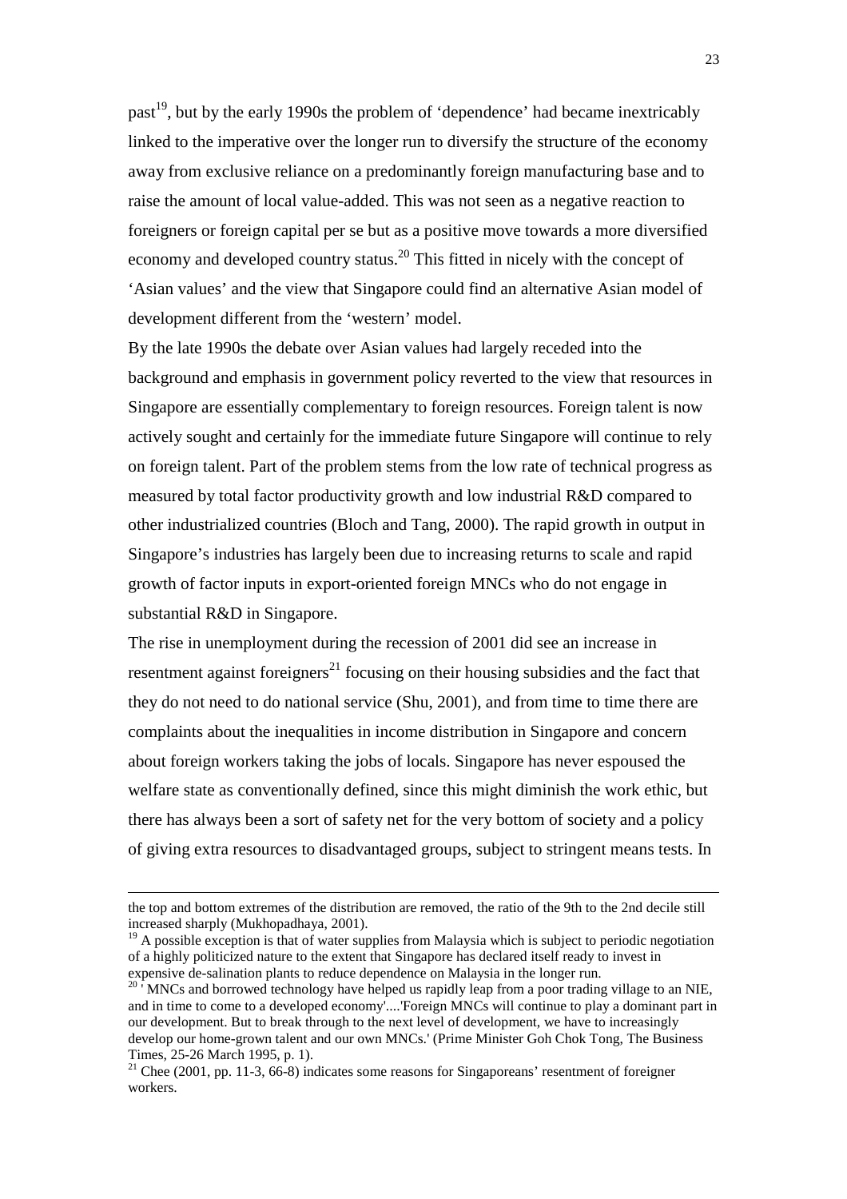past[19], but by the early 1990s the problem of 'dependence' had became inextricably linked to the imperative over the longer run to diversify the structure of the economy away from exclusive reliance on a predominantly foreign manufacturing base and to raise the amount of local value-added. This was not seen as a negative reaction to foreigners or foreign capital per se but as a positive move towards a more diversified economy and developed country status.[20] This fitted in nicely with the concept of 'Asian values' and the view that Singapore could find an alternative Asian model of development different from the 'western' model.

By the late 1990s the debate over Asian values had largely receded into the background and emphasis in government policy reverted to the view that resources in Singapore are essentially complementary to foreign resources. Foreign talent is now actively sought and certainly for the immediate future Singapore will continue to rely on foreign talent. Part of the problem stems from the low rate of technical progress as measured by total factor productivity growth and low industrial R&D compared to other industrialized countries (Bloch and Tang, 2000). The rapid growth in output in Singapore's industries has largely been due to increasing returns to scale and rapid growth of factor inputs in export-oriented foreign MNCs who do not engage in substantial R&D in Singapore.

The rise in unemployment during the recession of 2001 did see an increase in resentment against foreigners[21] focusing on their housing subsidies and the fact that they do not need to do national service (Shu, 2001), and from time to time there are complaints about the inequalities in income distribution in Singapore and concern about foreign workers taking the jobs of locals. Singapore has never espoused the welfare state as conventionally defined, since this might diminish the work ethic, but there has always been a sort of safety net for the very bottom of society and a policy of giving extra resources to disadvantaged groups, subject to stringent means tests. In

---

the top and bottom extremes of the distribution are removed, the ratio of the 9th to the 2nd decile still increased sharply (Mukhopadhaya, 2001).

[19] A possible exception is that of water supplies from Malaysia which is subject to periodic negotiation of a highly politicized nature to the extent that Singapore has declared itself ready to invest in expensive de-salination plants to reduce dependence on Malaysia in the longer run.

[20] 'MNCs and borrowed technology have helped us rapidly leap from a poor trading village to an NIE, and in time to come to a developed economy'....'Foreign MNCs will continue to play a dominant part in our development. But to break through to the next level of development, we have to increasingly develop our home-grown talent and our own MNCs.' (Prime Minister Goh Chok Tong, The Business Times, 25-26 March 1995, p. 1).

[21] Chee (2001, pp. 11-3, 66-8) indicates some reasons for Singaporeans' resentment of foreigner workers.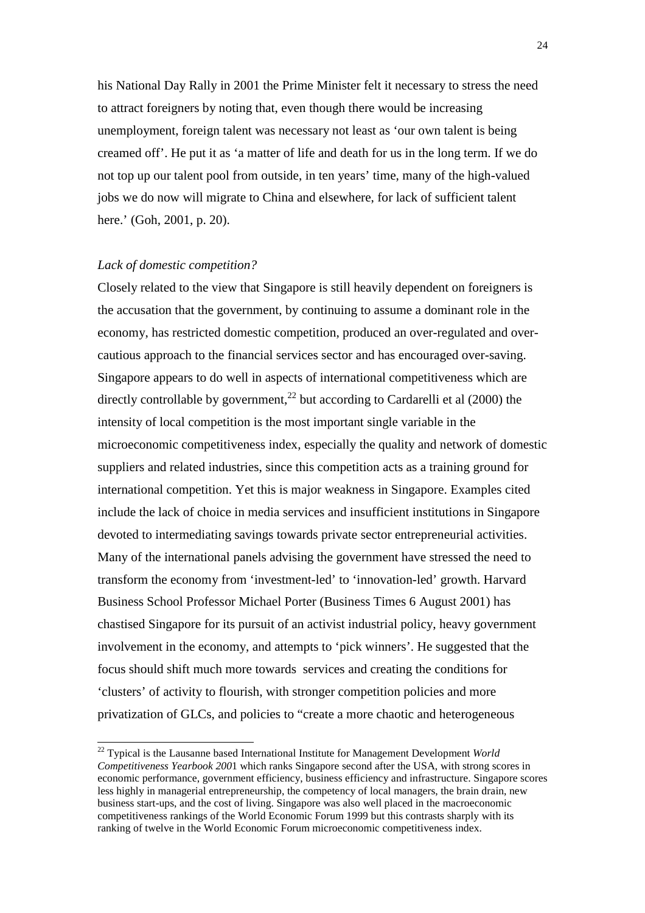his National Day Rally in 2001 the Prime Minister felt it necessary to stress the need to attract foreigners by noting that, even though there would be increasing unemployment, foreign talent was necessary not least as 'our own talent is being creamed off'. He put it as 'a matter of life and death for us in the long term. If we do not top up our talent pool from outside, in ten years' time, many of the high-valued jobs we do now will migrate to China and elsewhere, for lack of sufficient talent here.' (Goh, 2001, p. 20).

*Lack of domestic competition?*

Closely related to the view that Singapore is still heavily dependent on foreigners is the accusation that the government, by continuing to assume a dominant role in the economy, has restricted domestic competition, produced an over-regulated and over-cautious approach to the financial services sector and has encouraged over-saving. Singapore appears to do well in aspects of international competitiveness which are directly controllable by government,[22] but according to Cardarelli et al (2000) the intensity of local competition is the most important single variable in the microeconomic competitiveness index, especially the quality and network of domestic suppliers and related industries, since this competition acts as a training ground for international competition. Yet this is major weakness in Singapore. Examples cited include the lack of choice in media services and insufficient institutions in Singapore devoted to intermediating savings towards private sector entrepreneurial activities. Many of the international panels advising the government have stressed the need to transform the economy from 'investment-led' to 'innovation-led' growth. Harvard Business School Professor Michael Porter (Business Times 6 August 2001) has chastised Singapore for its pursuit of an activist industrial policy, heavy government involvement in the economy, and attempts to 'pick winners'. He suggested that the focus should shift much more towards services and creating the conditions for 'clusters' of activity to flourish, with stronger competition policies and more privatization of GLCs, and policies to "create a more chaotic and heterogeneous

[22] Typical is the Lausanne based International Institute for Management Development *World Competitiveness Yearbook 2001* which ranks Singapore second after the USA, with strong scores in economic performance, government efficiency, business efficiency and infrastructure. Singapore scores less highly in managerial entrepreneurship, the competency of local managers, the brain drain, new business start-ups, and the cost of living. Singapore was also well placed in the macroeconomic competitiveness rankings of the World Economic Forum 1999 but this contrasts sharply with its ranking of twelve in the World Economic Forum microeconomic competitiveness index.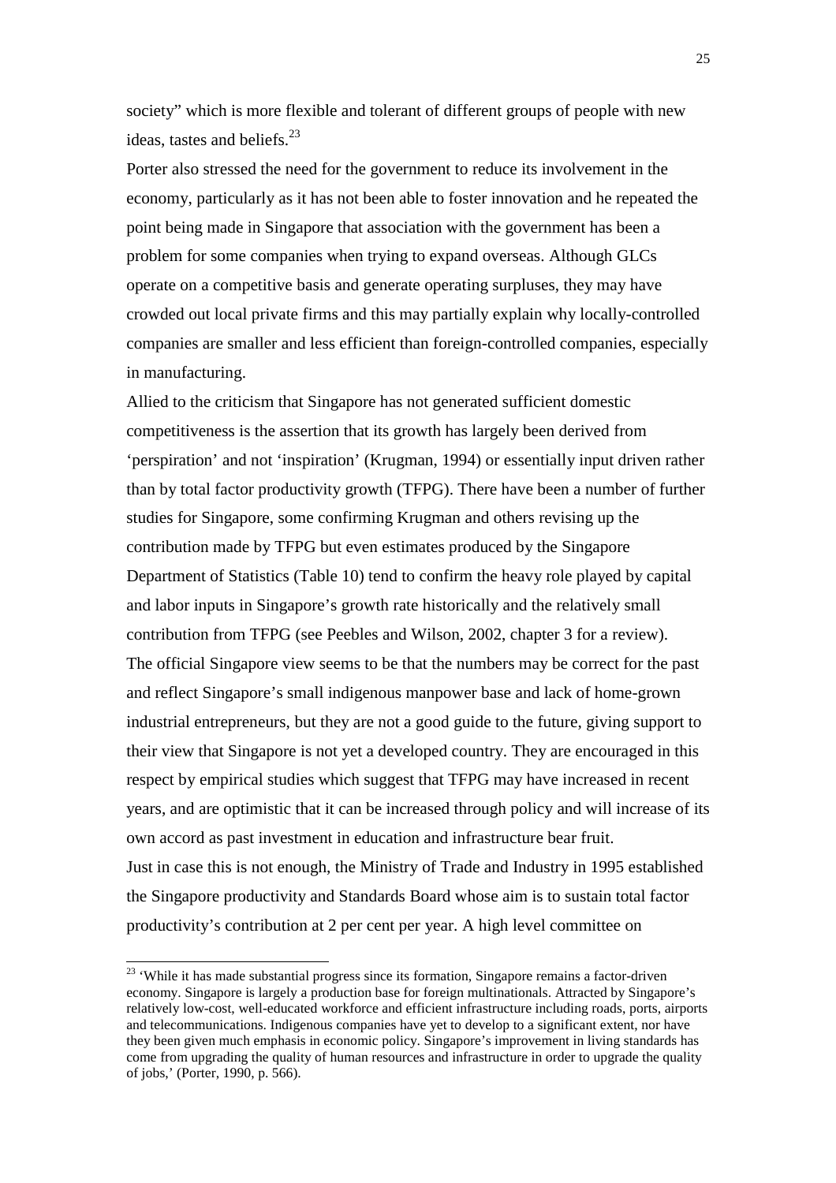society" which is more flexible and tolerant of different groups of people with new ideas, tastes and beliefs.[23]

Porter also stressed the need for the government to reduce its involvement in the economy, particularly as it has not been able to foster innovation and he repeated the point being made in Singapore that association with the government has been a problem for some companies when trying to expand overseas. Although GLCs operate on a competitive basis and generate operating surpluses, they may have crowded out local private firms and this may partially explain why locally-controlled companies are smaller and less efficient than foreign-controlled companies, especially in manufacturing.

Allied to the criticism that Singapore has not generated sufficient domestic competitiveness is the assertion that its growth has largely been derived from 'perspiration' and not 'inspiration' (Krugman, 1994) or essentially input driven rather than by total factor productivity growth (TFPG). There have been a number of further studies for Singapore, some confirming Krugman and others revising up the contribution made by TFPG but even estimates produced by the Singapore Department of Statistics (Table 10) tend to confirm the heavy role played by capital and labor inputs in Singapore's growth rate historically and the relatively small contribution from TFPG (see Peebles and Wilson, 2002, chapter 3 for a review).

The official Singapore view seems to be that the numbers may be correct for the past and reflect Singapore's small indigenous manpower base and lack of home-grown industrial entrepreneurs, but they are not a good guide to the future, giving support to their view that Singapore is not yet a developed country. They are encouraged in this respect by empirical studies which suggest that TFPG may have increased in recent years, and are optimistic that it can be increased through policy and will increase of its own accord as past investment in education and infrastructure bear fruit.

Just in case this is not enough, the Ministry of Trade and Industry in 1995 established the Singapore productivity and Standards Board whose aim is to sustain total factor productivity's contribution at 2 per cent per year. A high level committee on

[23] 'While it has made substantial progress since its formation, Singapore remains a factor-driven economy. Singapore is largely a production base for foreign multinationals. Attracted by Singapore's relatively low-cost, well-educated workforce and efficient infrastructure including roads, ports, airports and telecommunications. Indigenous companies have yet to develop to a significant extent, nor have they been given much emphasis in economic policy. Singapore's improvement in living standards has come from upgrading the quality of human resources and infrastructure in order to upgrade the quality of jobs,' (Porter, 1990, p. 566).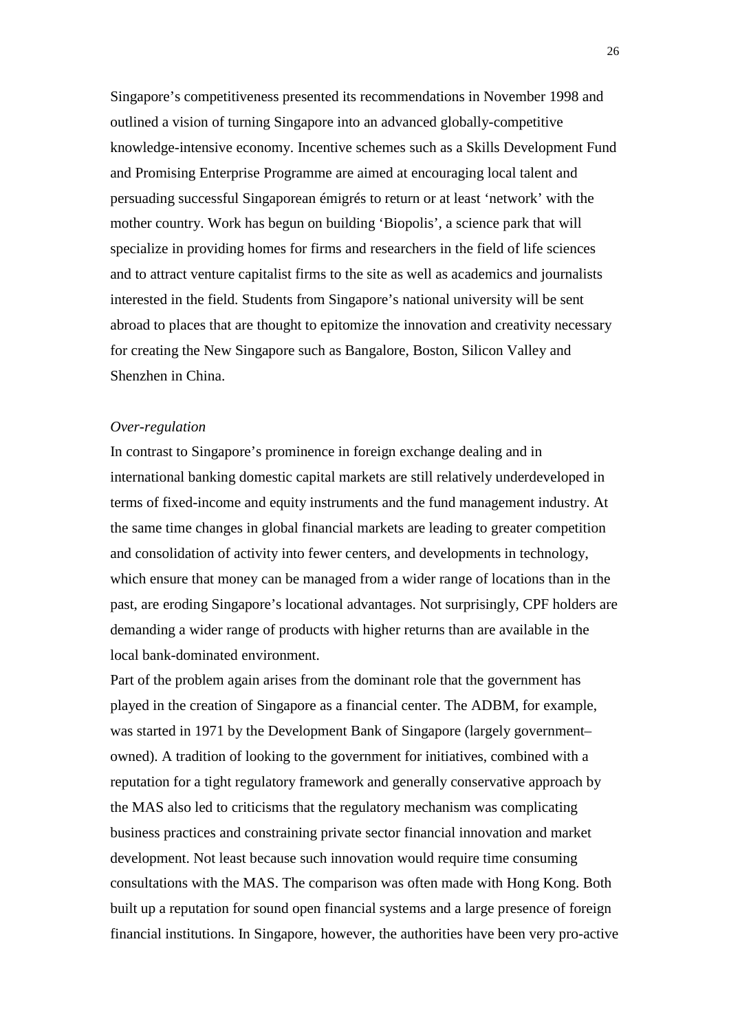Singapore's competitiveness presented its recommendations in November 1998 and outlined a vision of turning Singapore into an advanced globally-competitive knowledge-intensive economy. Incentive schemes such as a Skills Development Fund and Promising Enterprise Programme are aimed at encouraging local talent and persuading successful Singaporean émigrés to return or at least 'network' with the mother country. Work has begun on building 'Biopolis', a science park that will specialize in providing homes for firms and researchers in the field of life sciences and to attract venture capitalist firms to the site as well as academics and journalists interested in the field. Students from Singapore's national university will be sent abroad to places that are thought to epitomize the innovation and creativity necessary for creating the New Singapore such as Bangalore, Boston, Silicon Valley and Shenzhen in China.

*Over-regulation*

In contrast to Singapore's prominence in foreign exchange dealing and in international banking domestic capital markets are still relatively underdeveloped in terms of fixed-income and equity instruments and the fund management industry. At the same time changes in global financial markets are leading to greater competition and consolidation of activity into fewer centers, and developments in technology, which ensure that money can be managed from a wider range of locations than in the past, are eroding Singapore's locational advantages. Not surprisingly, CPF holders are demanding a wider range of products with higher returns than are available in the local bank-dominated environment.

Part of the problem again arises from the dominant role that the government has played in the creation of Singapore as a financial center. The ADBM, for example, was started in 1971 by the Development Bank of Singapore (largely government–owned). A tradition of looking to the government for initiatives, combined with a reputation for a tight regulatory framework and generally conservative approach by the MAS also led to criticisms that the regulatory mechanism was complicating business practices and constraining private sector financial innovation and market development. Not least because such innovation would require time consuming consultations with the MAS. The comparison was often made with Hong Kong. Both built up a reputation for sound open financial systems and a large presence of foreign financial institutions. In Singapore, however, the authorities have been very pro-active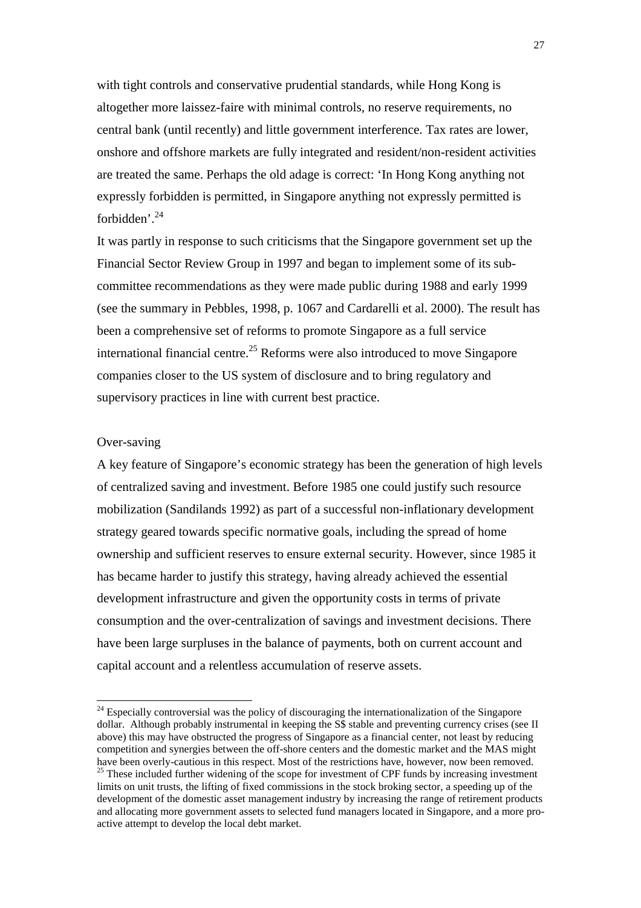with tight controls and conservative prudential standards, while Hong Kong is altogether more laissez-faire with minimal controls, no reserve requirements, no central bank (until recently) and little government interference. Tax rates are lower, onshore and offshore markets are fully integrated and resident/non-resident activities are treated the same. Perhaps the old adage is correct: 'In Hong Kong anything not expressly forbidden is permitted, in Singapore anything not expressly permitted is forbidden'.[24]

It was partly in response to such criticisms that the Singapore government set up the Financial Sector Review Group in 1997 and began to implement some of its sub-committee recommendations as they were made public during 1988 and early 1999 (see the summary in Pebbles, 1998, p. 1067 and Cardarelli et al. 2000). The result has been a comprehensive set of reforms to promote Singapore as a full service international financial centre.[25] Reforms were also introduced to move Singapore companies closer to the US system of disclosure and to bring regulatory and supervisory practices in line with current best practice.

Over-saving

A key feature of Singapore's economic strategy has been the generation of high levels of centralized saving and investment. Before 1985 one could justify such resource mobilization (Sandilands 1992) as part of a successful non-inflationary development strategy geared towards specific normative goals, including the spread of home ownership and sufficient reserves to ensure external security. However, since 1985 it has became harder to justify this strategy, having already achieved the essential development infrastructure and given the opportunity costs in terms of private consumption and the over-centralization of savings and investment decisions. There have been large surpluses in the balance of payments, both on current account and capital account and a relentless accumulation of reserve assets.

---

[24] Especially controversial was the policy of discouraging the internationalization of the Singapore dollar. Although probably instrumental in keeping the S$ stable and preventing currency crises (see II above) this may have obstructed the progress of Singapore as a financial center, not least by reducing competition and synergies between the off-shore centers and the domestic market and the MAS might have been overly-cautious in this respect. Most of the restrictions have, however, now been removed.

[25] These included further widening of the scope for investment of CPF funds by increasing investment limits on unit trusts, the lifting of fixed commissions in the stock broking sector, a speeding up of the development of the domestic asset management industry by increasing the range of retirement products and allocating more government assets to selected fund managers located in Singapore, and a more pro-active attempt to develop the local debt market.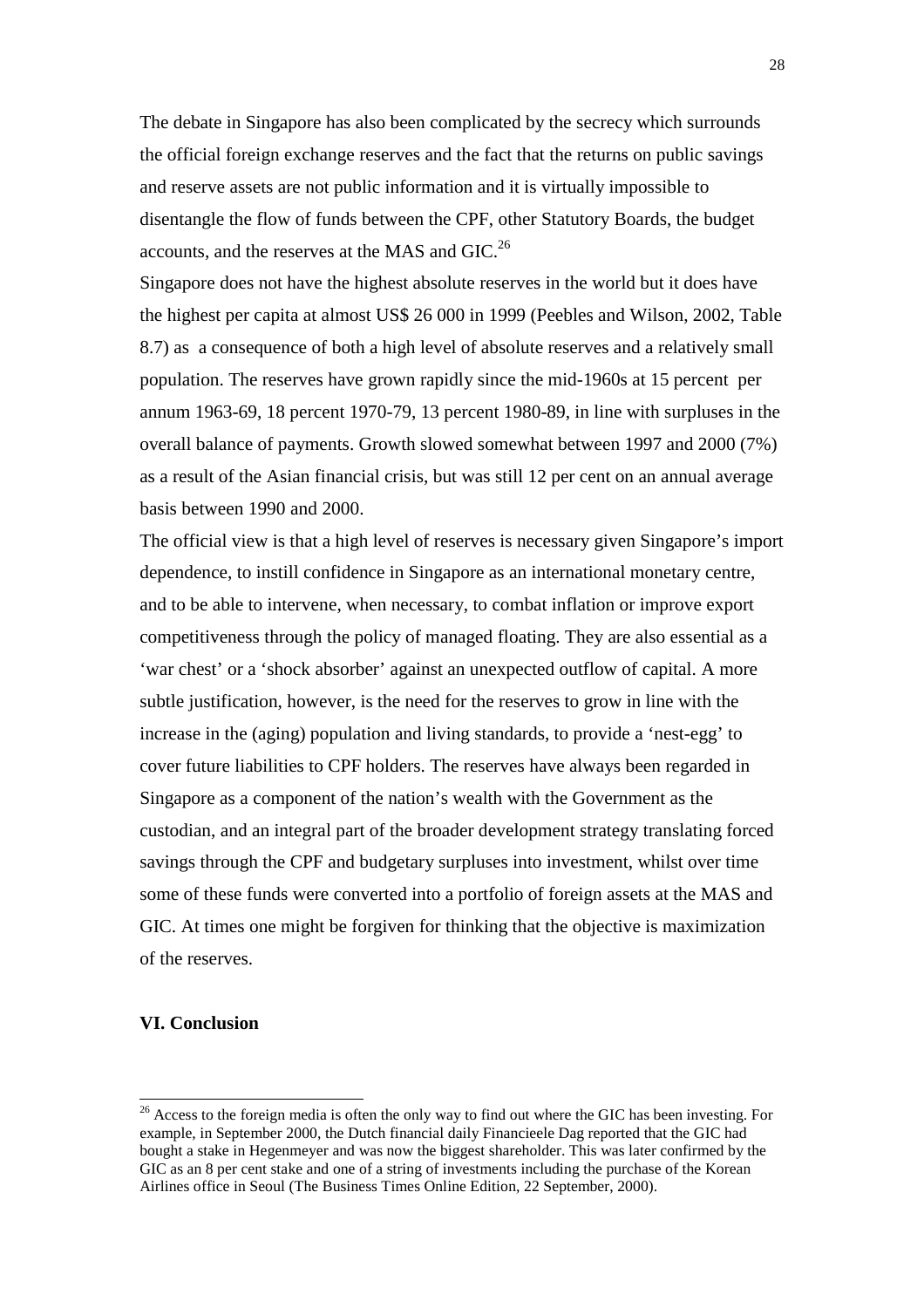The debate in Singapore has also been complicated by the secrecy which surrounds the official foreign exchange reserves and the fact that the returns on public savings and reserve assets are not public information and it is virtually impossible to disentangle the flow of funds between the CPF, other Statutory Boards, the budget accounts, and the reserves at the MAS and GIC.[26]

Singapore does not have the highest absolute reserves in the world but it does have the highest per capita at almost US$ 26 000 in 1999 (Peebles and Wilson, 2002, Table 8.7) as a consequence of both a high level of absolute reserves and a relatively small population. The reserves have grown rapidly since the mid-1960s at 15 percent per annum 1963-69, 18 percent 1970-79, 13 percent 1980-89, in line with surpluses in the overall balance of payments. Growth slowed somewhat between 1997 and 2000 (7%) as a result of the Asian financial crisis, but was still 12 per cent on an annual average basis between 1990 and 2000.

The official view is that a high level of reserves is necessary given Singapore's import dependence, to instill confidence in Singapore as an international monetary centre, and to be able to intervene, when necessary, to combat inflation or improve export competitiveness through the policy of managed floating. They are also essential as a 'war chest' or a 'shock absorber' against an unexpected outflow of capital. A more subtle justification, however, is the need for the reserves to grow in line with the increase in the (aging) population and living standards, to provide a 'nest-egg' to cover future liabilities to CPF holders. The reserves have always been regarded in Singapore as a component of the nation's wealth with the Government as the custodian, and an integral part of the broader development strategy translating forced savings through the CPF and budgetary surpluses into investment, whilst over time some of these funds were converted into a portfolio of foreign assets at the MAS and GIC. At times one might be forgiven for thinking that the objective is maximization of the reserves.

## VI. Conclusion

[26] Access to the foreign media is often the only way to find out where the GIC has been investing. For example, in September 2000, the Dutch financial daily Financieele Dag reported that the GIC had bought a stake in Hegenmeyer and was now the biggest shareholder. This was later confirmed by the GIC as an 8 per cent stake and one of a string of investments including the purchase of the Korean Airlines office in Seoul (The Business Times Online Edition, 22 September, 2000).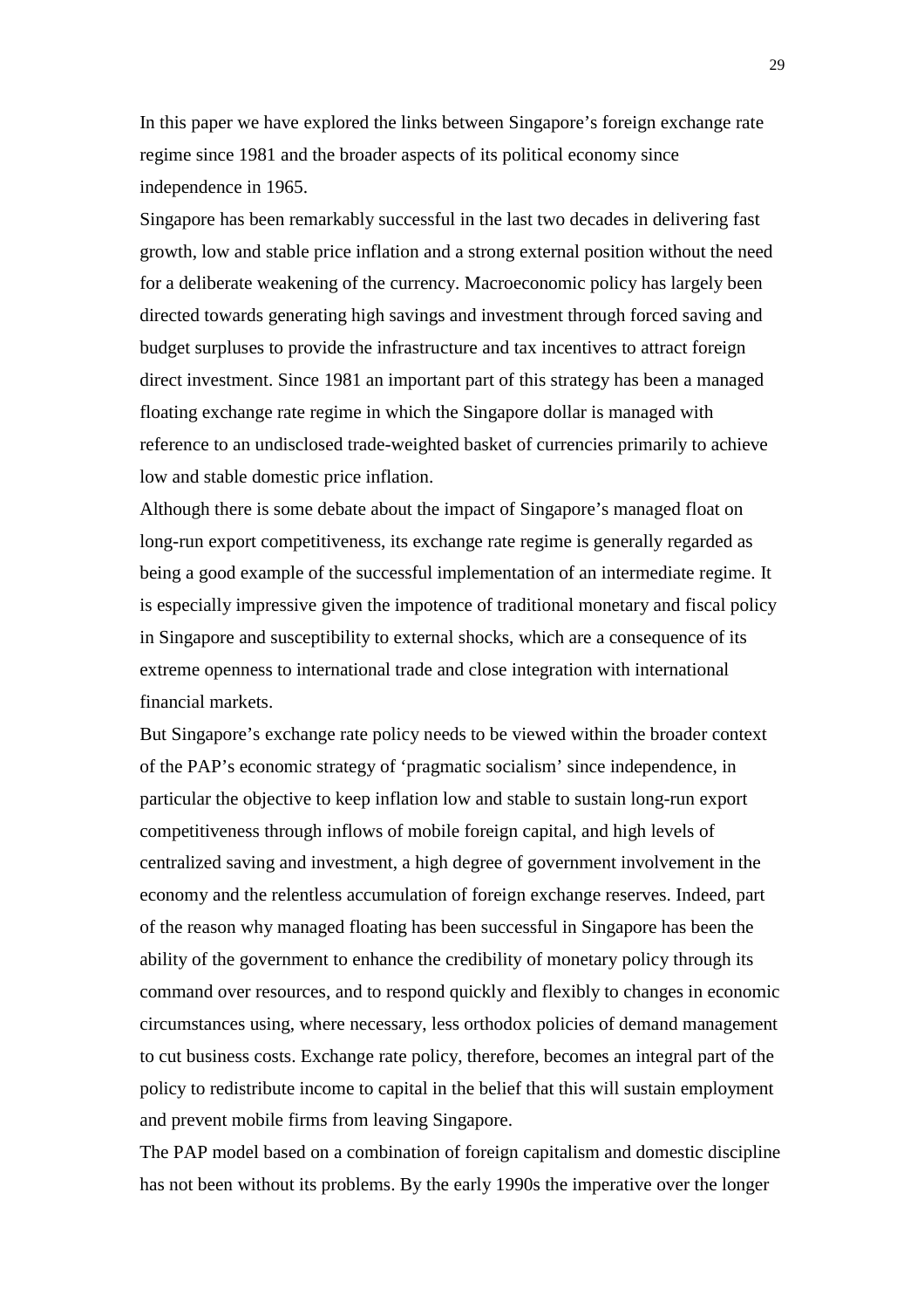In this paper we have explored the links between Singapore's foreign exchange rate regime since 1981 and the broader aspects of its political economy since independence in 1965.

Singapore has been remarkably successful in the last two decades in delivering fast growth, low and stable price inflation and a strong external position without the need for a deliberate weakening of the currency. Macroeconomic policy has largely been directed towards generating high savings and investment through forced saving and budget surpluses to provide the infrastructure and tax incentives to attract foreign direct investment. Since 1981 an important part of this strategy has been a managed floating exchange rate regime in which the Singapore dollar is managed with reference to an undisclosed trade-weighted basket of currencies primarily to achieve low and stable domestic price inflation.

Although there is some debate about the impact of Singapore's managed float on long-run export competitiveness, its exchange rate regime is generally regarded as being a good example of the successful implementation of an intermediate regime. It is especially impressive given the impotence of traditional monetary and fiscal policy in Singapore and susceptibility to external shocks, which are a consequence of its extreme openness to international trade and close integration with international financial markets.

But Singapore's exchange rate policy needs to be viewed within the broader context of the PAP's economic strategy of 'pragmatic socialism' since independence, in particular the objective to keep inflation low and stable to sustain long-run export competitiveness through inflows of mobile foreign capital, and high levels of centralized saving and investment, a high degree of government involvement in the economy and the relentless accumulation of foreign exchange reserves. Indeed, part of the reason why managed floating has been successful in Singapore has been the ability of the government to enhance the credibility of monetary policy through its command over resources, and to respond quickly and flexibly to changes in economic circumstances using, where necessary, less orthodox policies of demand management to cut business costs. Exchange rate policy, therefore, becomes an integral part of the policy to redistribute income to capital in the belief that this will sustain employment and prevent mobile firms from leaving Singapore.

The PAP model based on a combination of foreign capitalism and domestic discipline has not been without its problems. By the early 1990s the imperative over the longer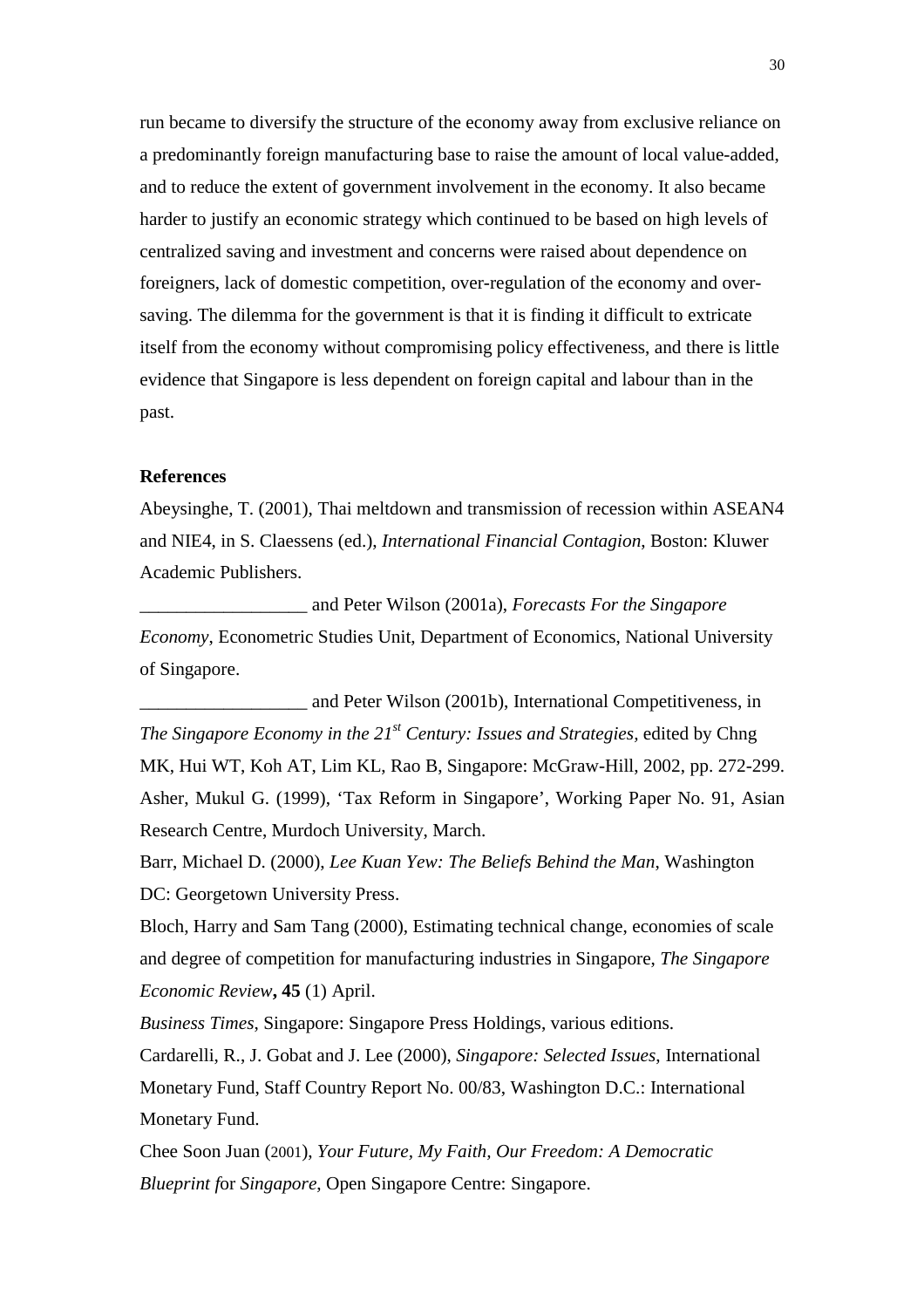run became to diversify the structure of the economy away from exclusive reliance on a predominantly foreign manufacturing base to raise the amount of local value-added, and to reduce the extent of government involvement in the economy. It also became harder to justify an economic strategy which continued to be based on high levels of centralized saving and investment and concerns were raised about dependence on foreigners, lack of domestic competition, over-regulation of the economy and over-saving. The dilemma for the government is that it is finding it difficult to extricate itself from the economy without compromising policy effectiveness, and there is little evidence that Singapore is less dependent on foreign capital and labour than in the past.

**References**

Abeysinghe, T. (2001), Thai meltdown and transmission of recession within ASEAN4 and NIE4, in S. Claessens (ed.), *International Financial Contagion*, Boston: Kluwer Academic Publishers.

__________________ and Peter Wilson (2001a), *Forecasts For the Singapore Economy*, Econometric Studies Unit, Department of Economics, National University of Singapore.

__________________ and Peter Wilson (2001b), International Competitiveness, in *The Singapore Economy in the 21st Century: Issues and Strategies*, edited by Chng MK, Hui WT, Koh AT, Lim KL, Rao B, Singapore: McGraw-Hill, 2002, pp. 272-299.

Asher, Mukul G. (1999), 'Tax Reform in Singapore', Working Paper No. 91, Asian Research Centre, Murdoch University, March.

Barr, Michael D. (2000), *Lee Kuan Yew: The Beliefs Behind the Man*, Washington DC: Georgetown University Press.

Bloch, Harry and Sam Tang (2000), Estimating technical change, economies of scale and degree of competition for manufacturing industries in Singapore, *The Singapore Economic Review*, **45** (1) April.

*Business Times*, Singapore: Singapore Press Holdings, various editions.

Cardarelli, R., J. Gobat and J. Lee (2000), *Singapore: Selected Issues*, International Monetary Fund, Staff Country Report No. 00/83, Washington D.C.: International Monetary Fund.

Chee Soon Juan (2001), *Your Future, My Faith, Our Freedom: A Democratic Blueprint for Singapore*, Open Singapore Centre: Singapore.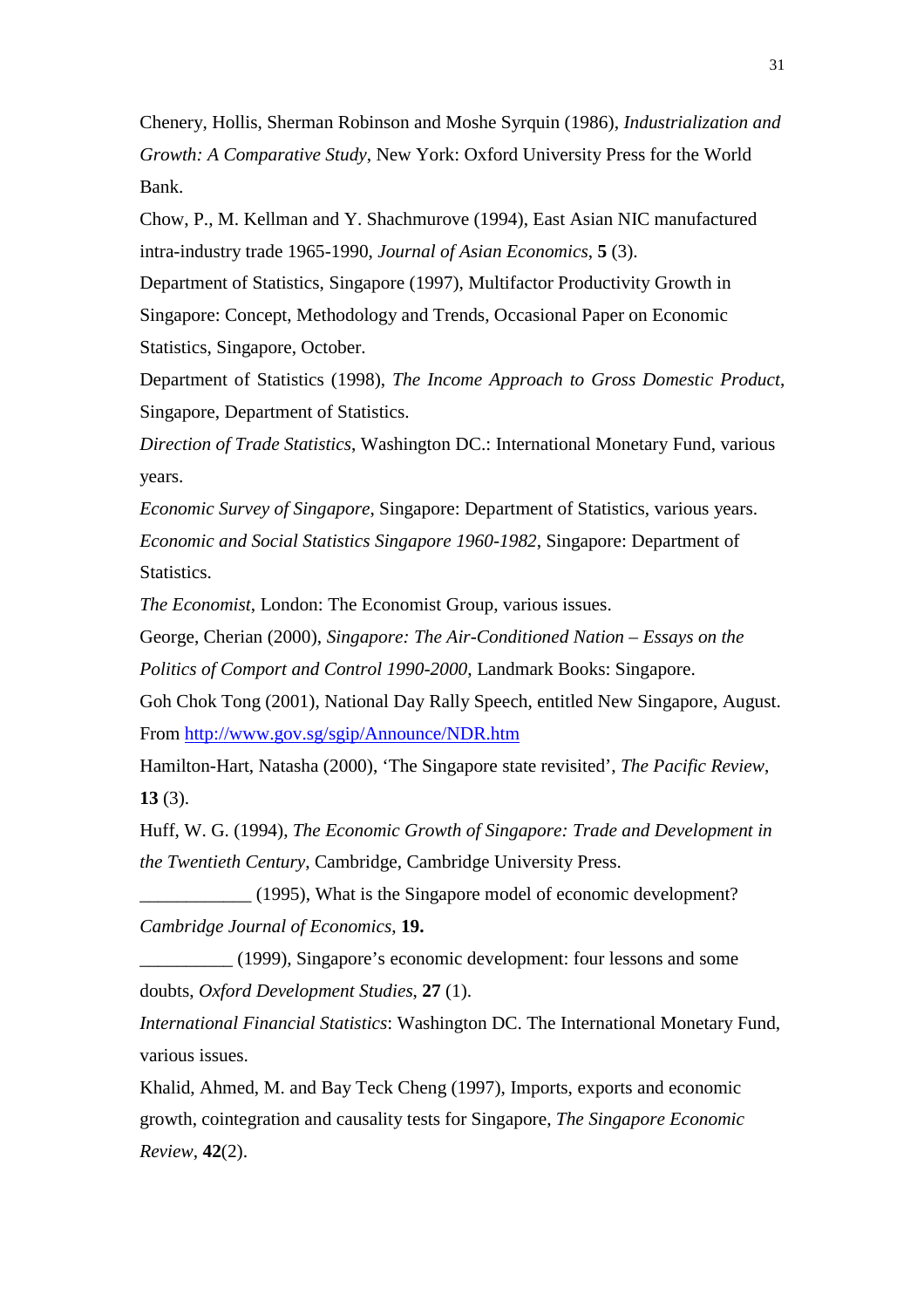Chenery, Hollis, Sherman Robinson and Moshe Syrquin (1986), *Industrialization and Growth: A Comparative Study*, New York: Oxford University Press for the World Bank.

Chow, P., M. Kellman and Y. Shachmurove (1994), East Asian NIC manufactured intra-industry trade 1965-1990, *Journal of Asian Economics*, **5** (3).

Department of Statistics, Singapore (1997), Multifactor Productivity Growth in Singapore: Concept, Methodology and Trends, Occasional Paper on Economic Statistics, Singapore, October.

Department of Statistics (1998), *The Income Approach to Gross Domestic Product*, Singapore, Department of Statistics.

*Direction of Trade Statistics*, Washington DC.: International Monetary Fund, various years.

*Economic Survey of Singapore*, Singapore: Department of Statistics, various years.

*Economic and Social Statistics Singapore 1960-1982*, Singapore: Department of Statistics.

*The Economist*, London: The Economist Group, various issues.

George, Cherian (2000), *Singapore: The Air-Conditioned Nation – Essays on the Politics of Comport and Control 1990-2000*, Landmark Books: Singapore.

Goh Chok Tong (2001), National Day Rally Speech, entitled New Singapore, August. From [http://www.gov.sg/sgip/Announce/NDR.htm](http://www.gov.sg/sgip/Announce/NDR.htm)

Hamilton-Hart, Natasha (2000), 'The Singapore state revisited', *The Pacific Review*, **13** (3).

Huff, W. G. (1994), *The Economic Growth of Singapore: Trade and Development in the Twentieth Century*, Cambridge, Cambridge University Press.

____________ (1995), What is the Singapore model of economic development? *Cambridge Journal of Economics*, **19.**

__________ (1999), Singapore's economic development: four lessons and some doubts, *Oxford Development Studies*, **27** (1).

*International Financial Statistics*: Washington DC. The International Monetary Fund, various issues.

Khalid, Ahmed, M. and Bay Teck Cheng (1997), Imports, exports and economic growth, cointegration and causality tests for Singapore, *The Singapore Economic Review*, **42**(2).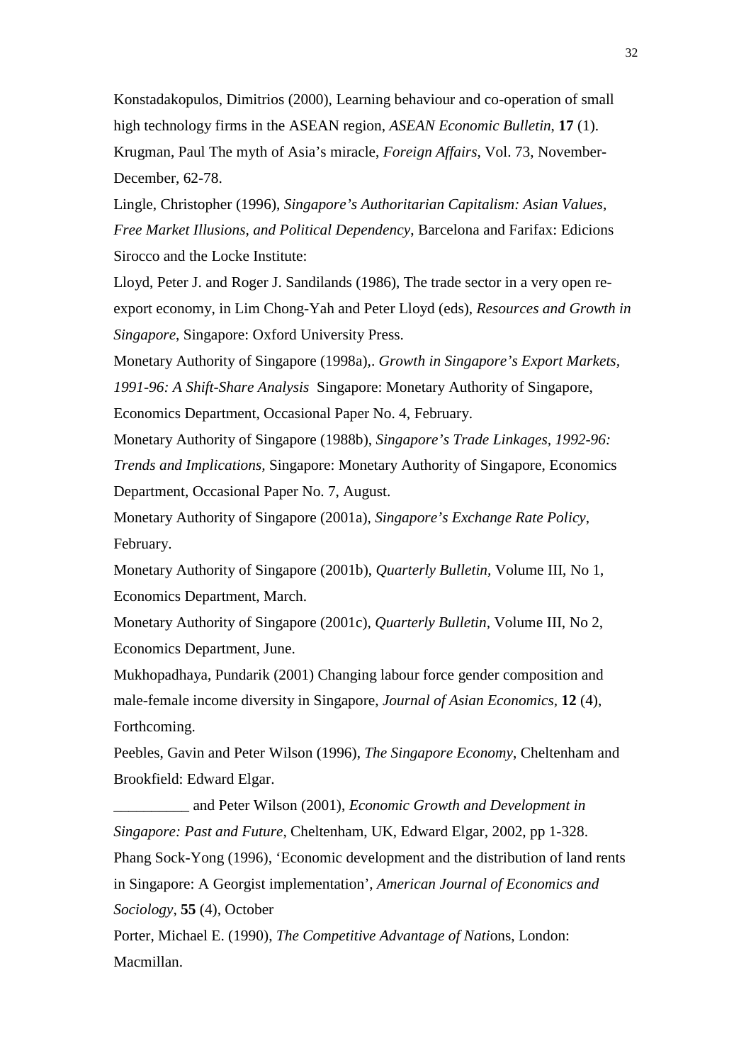Konstadakopulos, Dimitrios (2000), Learning behaviour and co-operation of small high technology firms in the ASEAN region, *ASEAN Economic Bulletin*, **17** (1).

Krugman, Paul The myth of Asia's miracle, *Foreign Affairs*, Vol. 73, November-December, 62-78.

Lingle, Christopher (1996), *Singapore's Authoritarian Capitalism: Asian Values, Free Market Illusions, and Political Dependency*, Barcelona and Farifax: Edicions Sirocco and the Locke Institute:

Lloyd, Peter J. and Roger J. Sandilands (1986), The trade sector in a very open re-export economy, in Lim Chong-Yah and Peter Lloyd (eds), *Resources and Growth in Singapore*, Singapore: Oxford University Press.

Monetary Authority of Singapore (1998a),. *Growth in Singapore's Export Markets, 1991-96: A Shift-Share Analysis* Singapore: Monetary Authority of Singapore, Economics Department, Occasional Paper No. 4, February.

Monetary Authority of Singapore (1988b), *Singapore's Trade Linkages, 1992-96: Trends and Implications,* Singapore: Monetary Authority of Singapore, Economics Department, Occasional Paper No. 7, August.

Monetary Authority of Singapore (2001a), *Singapore's Exchange Rate Policy*, February.

Monetary Authority of Singapore (2001b), *Quarterly Bulletin*, Volume III, No 1, Economics Department, March.

Monetary Authority of Singapore (2001c), *Quarterly Bulletin*, Volume III, No 2, Economics Department, June.

Mukhopadhaya, Pundarik (2001) Changing labour force gender composition and male-female income diversity in Singapore, *Journal of Asian Economics,* **12** (4), Forthcoming.

Peebles, Gavin and Peter Wilson (1996), *The Singapore Economy*, Cheltenham and Brookfield: Edward Elgar.

__________ and Peter Wilson (2001), *Economic Growth and Development in Singapore: Past and Future*, Cheltenham, UK, Edward Elgar, 2002, pp 1-328.

Phang Sock-Yong (1996), 'Economic development and the distribution of land rents in Singapore: A Georgist implementation', *American Journal of Economics and Sociology*, **55** (4), October

Porter, Michael E. (1990), *The Competitive Advantage of Nations*, London: Macmillan.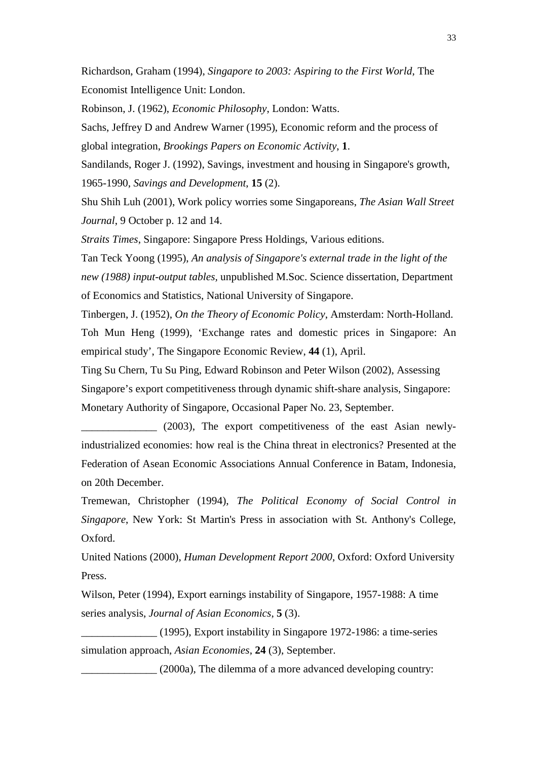Richardson, Graham (1994), *Singapore to 2003: Aspiring to the First World*, The Economist Intelligence Unit: London.

Robinson, J. (1962), *Economic Philosophy*, London: Watts.

Sachs, Jeffrey D and Andrew Warner (1995), Economic reform and the process of global integration, *Brookings Papers on Economic Activity*, **1**.

Sandilands, Roger J. (1992), Savings, investment and housing in Singapore's growth, 1965-1990, *Savings and Development*, **15** (2).

Shu Shih Luh (2001), Work policy worries some Singaporeans, *The Asian Wall Street Journal*, 9 October p. 12 and 14.

*Straits Times*, Singapore: Singapore Press Holdings, Various editions.

Tan Teck Yoong (1995), *An analysis of Singapore's external trade in the light of the new (1988) input-output tables*, unpublished M.Soc. Science dissertation, Department of Economics and Statistics, National University of Singapore.

Tinbergen, J. (1952), *On the Theory of Economic Policy*, Amsterdam: North-Holland.

Toh Mun Heng (1999), 'Exchange rates and domestic prices in Singapore: An empirical study', The Singapore Economic Review, **44** (1), April.

Ting Su Chern, Tu Su Ping, Edward Robinson and Peter Wilson (2002), Assessing Singapore's export competitiveness through dynamic shift-share analysis, Singapore: Monetary Authority of Singapore, Occasional Paper No. 23, September.

______________ (2003), The export competitiveness of the east Asian newly-industrialized economies: how real is the China threat in electronics? Presented at the Federation of Asean Economic Associations Annual Conference in Batam, Indonesia, on 20th December.

Tremewan, Christopher (1994), *The Political Economy of Social Control in Singapore*, New York: St Martin's Press in association with St. Anthony's College, Oxford.

United Nations (2000), *Human Development Report 2000*, Oxford: Oxford University Press.

Wilson, Peter (1994), Export earnings instability of Singapore, 1957-1988: A time series analysis, *Journal of Asian Economics*, **5** (3).

______________ (1995), Export instability in Singapore 1972-1986: a time-series simulation approach, *Asian Economies*, **24** (3), September.

______________ (2000a), The dilemma of a more advanced developing country: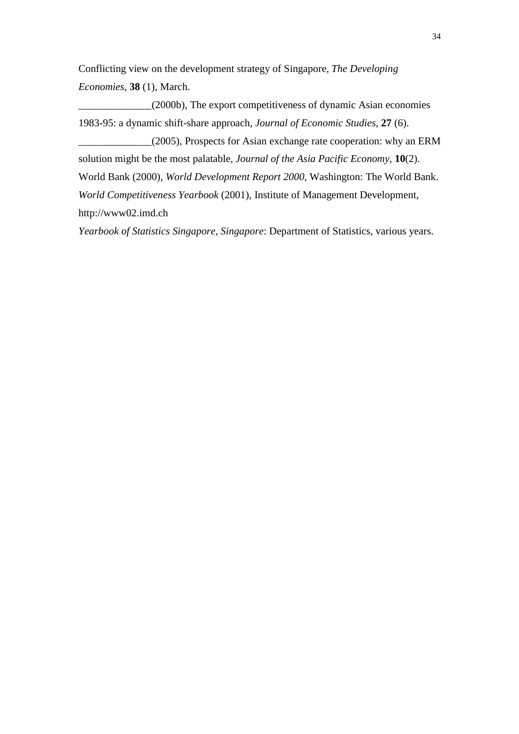Conflicting view on the development strategy of Singapore, *The Developing Economies*, **38** (1), March.

______________(2000b), The export competitiveness of dynamic Asian economies 1983-95: a dynamic shift-share approach, *Journal of Economic Studies*, **27** (6).

______________(2005), Prospects for Asian exchange rate cooperation: why an ERM solution might be the most palatable, *Journal of the Asia Pacific Economy*, **10**(2).

World Bank (2000), *World Development Report 2000*, Washington: The World Bank.

*World Competitiveness Yearbook* (2001), Institute of Management Development, http://www02.imd.ch

*Yearbook of Statistics Singapore, Singapore*: Department of Statistics, various years.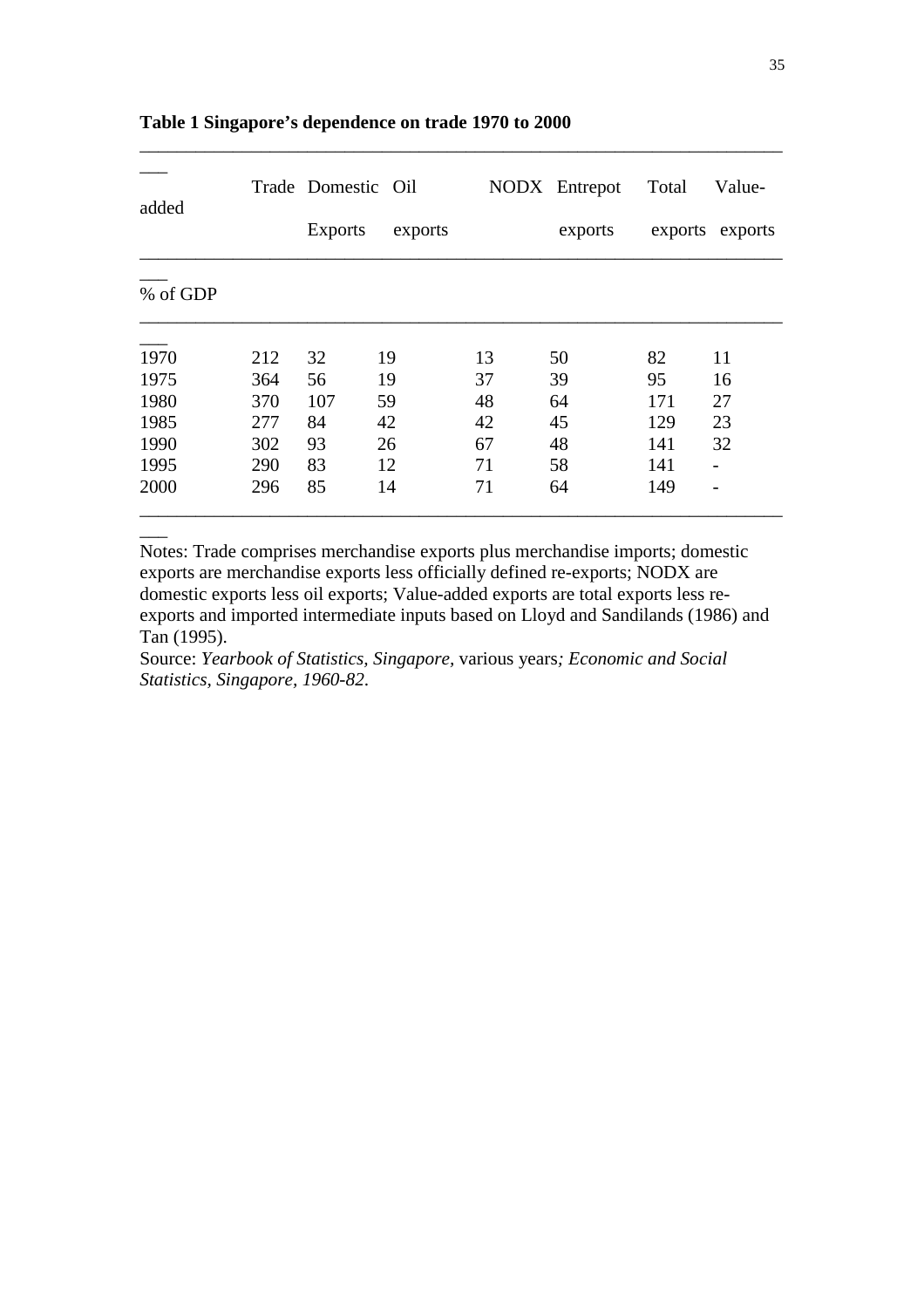**Table 1 Singapore's dependence on trade 1970 to 2000**

| | Trade | Domestic Exports | Oil exports | NODX | Entrepot exports | Total exports | Value-added exports |
|---|---|---|---|---|---|---|---|
| % of GDP | | | | | | | |
| 1970 | 212 | 32 | 19 | 13 | 50 | 82 | 11 |
| 1975 | 364 | 56 | 19 | 37 | 39 | 95 | 16 |
| 1980 | 370 | 107 | 59 | 48 | 64 | 171 | 27 |
| 1985 | 277 | 84 | 42 | 42 | 45 | 129 | 23 |
| 1990 | 302 | 93 | 26 | 67 | 48 | 141 | 32 |
| 1995 | 290 | 83 | 12 | 71 | 58 | 141 | - |
| 2000 | 296 | 85 | 14 | 71 | 64 | 149 | - |

Notes: Trade comprises merchandise exports plus merchandise imports; domestic exports are merchandise exports less officially defined re-exports; NODX are domestic exports less oil exports; Value-added exports are total exports less re-exports and imported intermediate inputs based on Lloyd and Sandilands (1986) and Tan (1995).

Source: *Yearbook of Statistics, Singapore,* various years*; Economic and Social Statistics, Singapore, 1960-82*.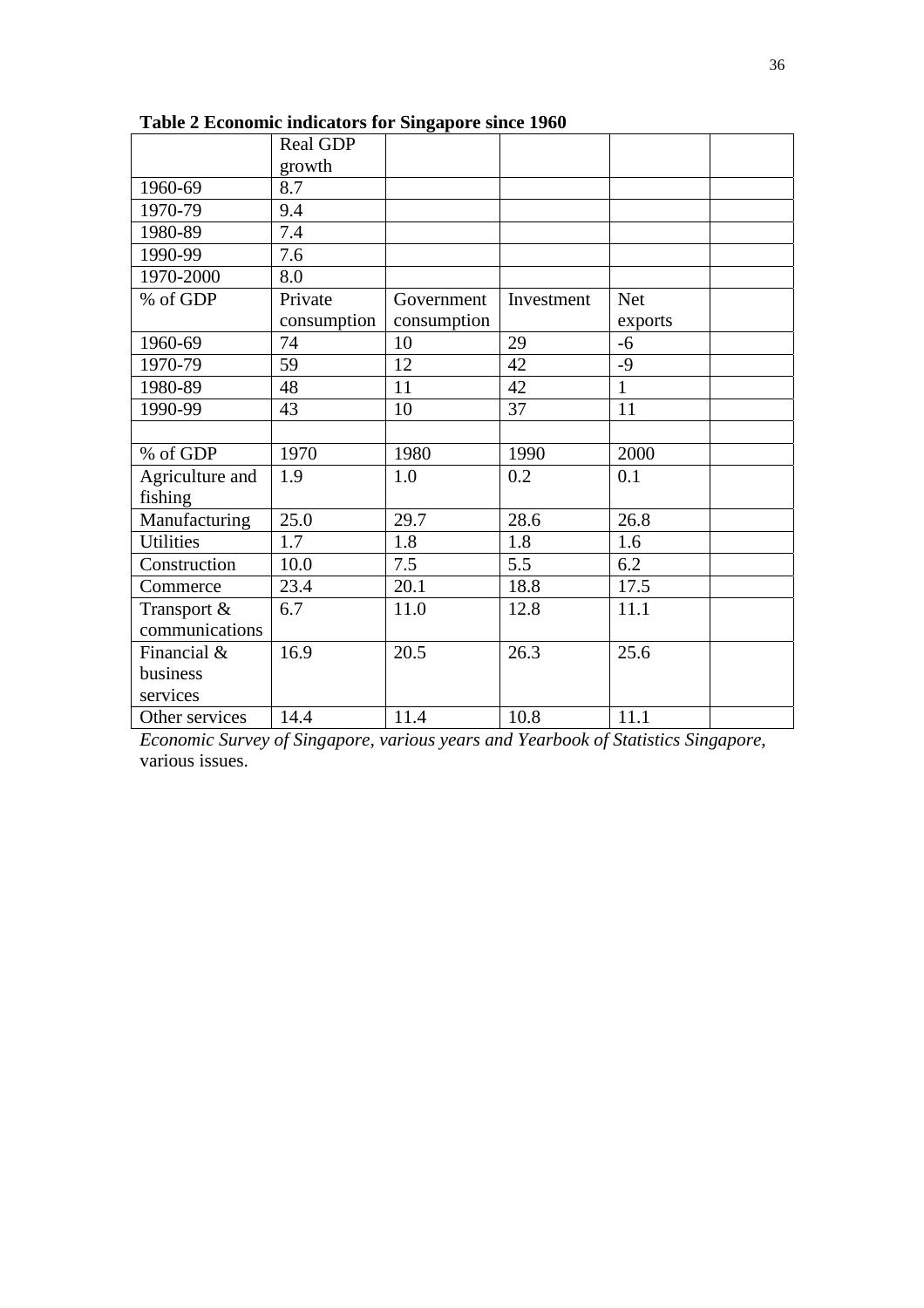**Table 2 Economic indicators for Singapore since 1960**

| | Real GDP growth | | | | |
|---|---|---|---|---|---|
| 1960-69 | 8.7 | | | | |
| 1970-79 | 9.4 | | | | |
| 1980-89 | 7.4 | | | | |
| 1990-99 | 7.6 | | | | |
| 1970-2000 | 8.0 | | | | |
| % of GDP | Private consumption | Government consumption | Investment | Net exports | |
| 1960-69 | 74 | 10 | 29 | -6 | |
| 1970-79 | 59 | 12 | 42 | -9 | |
| 1980-89 | 48 | 11 | 42 | 1 | |
| 1990-99 | 43 | 10 | 37 | 11 | |
| | | | | | |
| % of GDP | 1970 | 1980 | 1990 | 2000 | |
| Agriculture and fishing | 1.9 | 1.0 | 0.2 | 0.1 | |
| Manufacturing | 25.0 | 29.7 | 28.6 | 26.8 | |
| Utilities | 1.7 | 1.8 | 1.8 | 1.6 | |
| Construction | 10.0 | 7.5 | 5.5 | 6.2 | |
| Commerce | 23.4 | 20.1 | 18.8 | 17.5 | |
| Transport & communications | 6.7 | 11.0 | 12.8 | 11.1 | |
| Financial & business services | 16.9 | 20.5 | 26.3 | 25.6 | |
| Other services | 14.4 | 11.4 | 10.8 | 11.1 | |

*Economic Survey of Singapore, various years and Yearbook of Statistics Singapore*, various issues.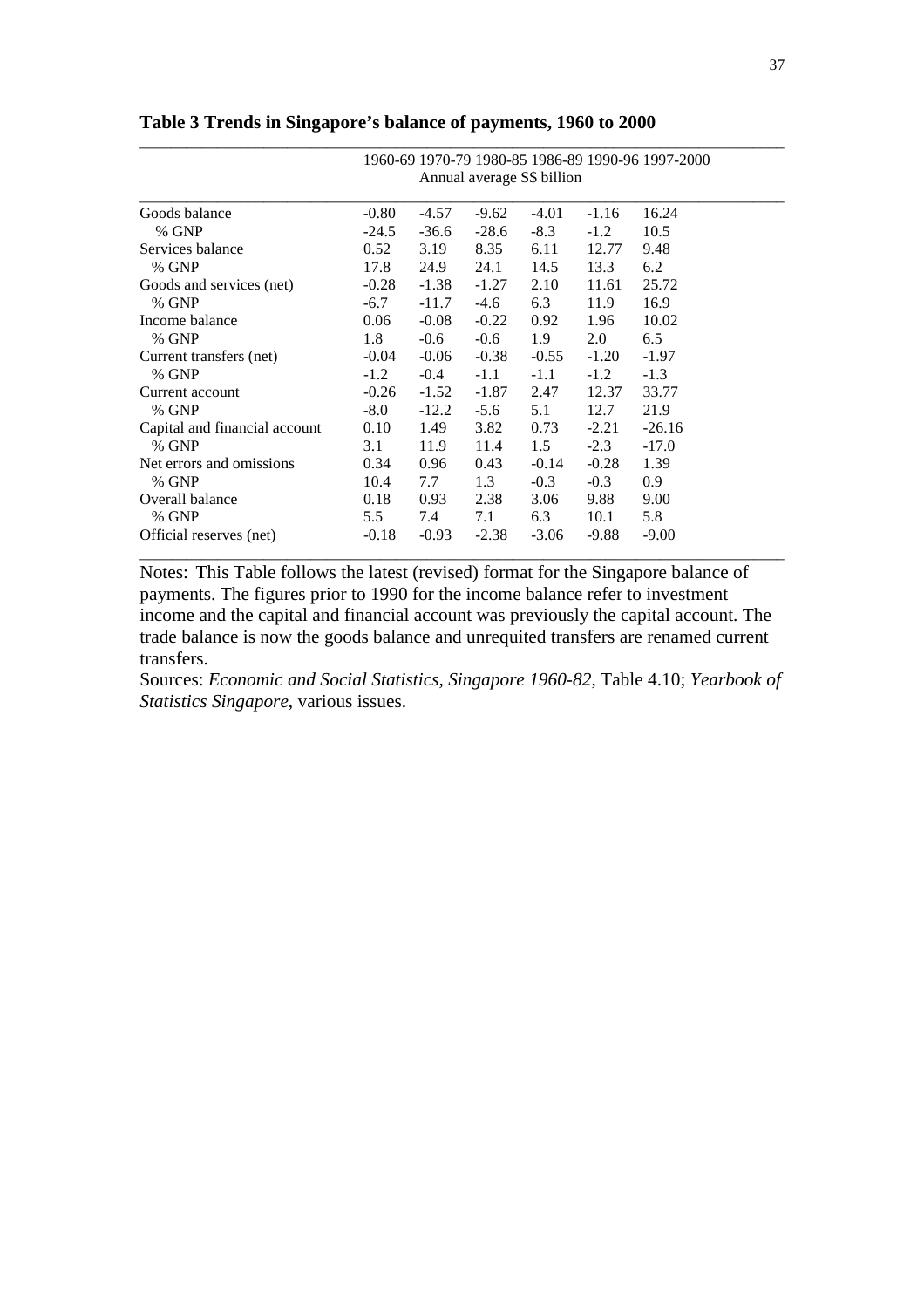**Table 3 Trends in Singapore's balance of payments, 1960 to 2000**

| | 1960-69 | 1970-79 | 1980-85 | 1986-89 | 1990-96 | 1997-2000 |
|---|---|---|---|---|---|---|
| | Annual average S$ billion | | | | | |
| Goods balance | -0.80 | -4.57 | -9.62 | -4.01 | -1.16 | 16.24 |
| % GNP | -24.5 | -36.6 | -28.6 | -8.3 | -1.2 | 10.5 |
| Services balance | 0.52 | 3.19 | 8.35 | 6.11 | 12.77 | 9.48 |
| % GNP | 17.8 | 24.9 | 24.1 | 14.5 | 13.3 | 6.2 |
| Goods and services (net) | -0.28 | -1.38 | -1.27 | 2.10 | 11.61 | 25.72 |
| % GNP | -6.7 | -11.7 | -4.6 | 6.3 | 11.9 | 16.9 |
| Income balance | 0.06 | -0.08 | -0.22 | 0.92 | 1.96 | 10.02 |
| % GNP | 1.8 | -0.6 | -0.6 | 1.9 | 2.0 | 6.5 |
| Current transfers (net) | -0.04 | -0.06 | -0.38 | -0.55 | -1.20 | -1.97 |
| % GNP | -1.2 | -0.4 | -1.1 | -1.1 | -1.2 | -1.3 |
| Current account | -0.26 | -1.52 | -1.87 | 2.47 | 12.37 | 33.77 |
| % GNP | -8.0 | -12.2 | -5.6 | 5.1 | 12.7 | 21.9 |
| Capital and financial account | 0.10 | 1.49 | 3.82 | 0.73 | -2.21 | -26.16 |
| % GNP | 3.1 | 11.9 | 11.4 | 1.5 | -2.3 | -17.0 |
| Net errors and omissions | 0.34 | 0.96 | 0.43 | -0.14 | -0.28 | 1.39 |
| % GNP | 10.4 | 7.7 | 1.3 | -0.3 | -0.3 | 0.9 |
| Overall balance | 0.18 | 0.93 | 2.38 | 3.06 | 9.88 | 9.00 |
| % GNP | 5.5 | 7.4 | 7.1 | 6.3 | 10.1 | 5.8 |
| Official reserves (net) | -0.18 | -0.93 | -2.38 | -3.06 | -9.88 | -9.00 |

Notes: This Table follows the latest (revised) format for the Singapore balance of payments. The figures prior to 1990 for the income balance refer to investment income and the capital and financial account was previously the capital account. The trade balance is now the goods balance and unrequited transfers are renamed current transfers.

Sources: *Economic and Social Statistics, Singapore 1960-82*, Table 4.10; *Yearbook of Statistics Singapore*, various issues.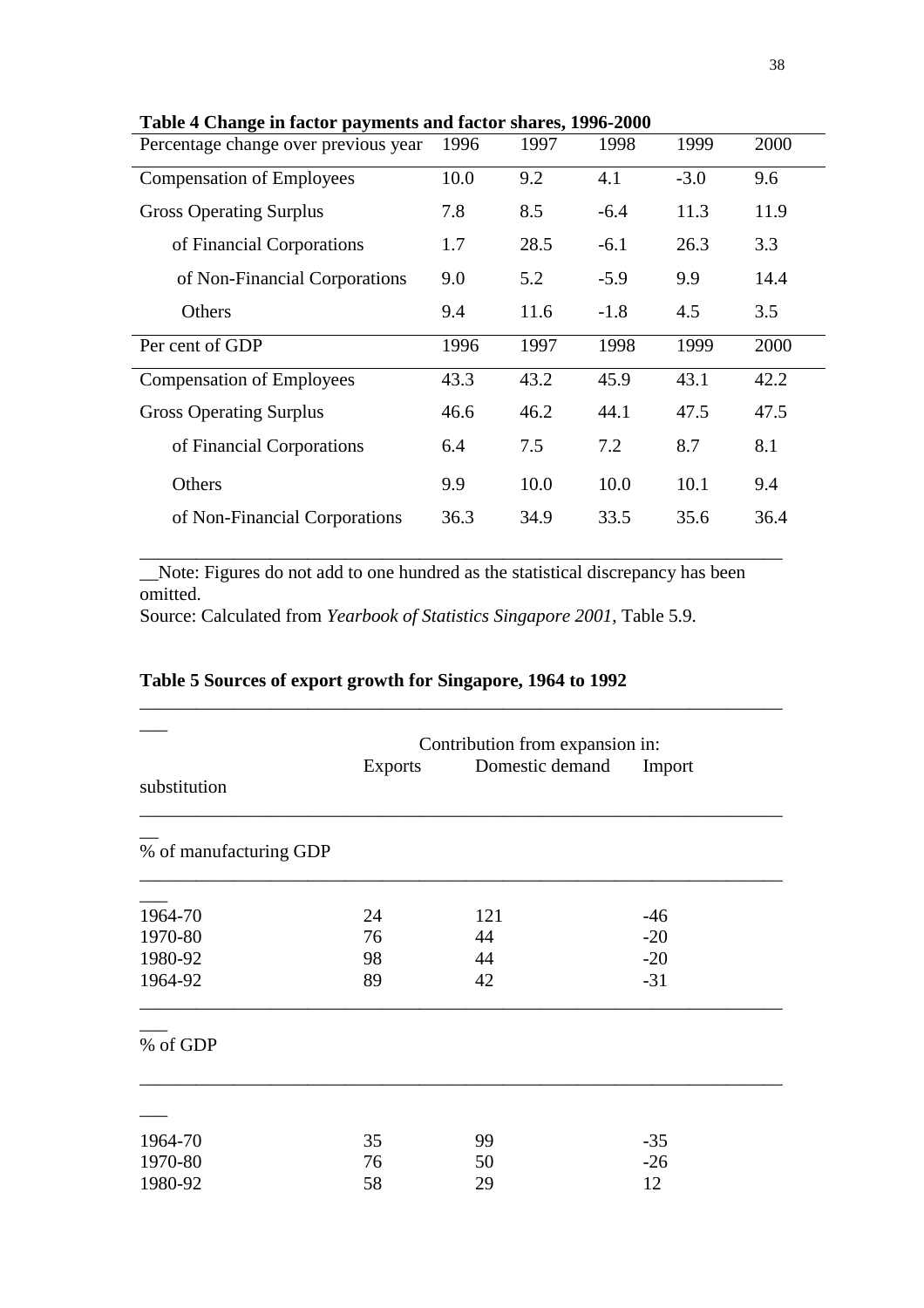**Table 4 Change in factor payments and factor shares, 1996-2000**

| Percentage change over previous year | 1996 | 1997 | 1998 | 1999 | 2000 |
|---|---|---|---|---|---|
| Compensation of Employees | 10.0 | 9.2 | 4.1 | -3.0 | 9.6 |
| Gross Operating Surplus | 7.8 | 8.5 | -6.4 | 11.3 | 11.9 |
| of Financial Corporations | 1.7 | 28.5 | -6.1 | 26.3 | 3.3 |
| of Non-Financial Corporations | 9.0 | 5.2 | -5.9 | 9.9 | 14.4 |
| Others | 9.4 | 11.6 | -1.8 | 4.5 | 3.5 |
| **Per cent of GDP** | **1996** | **1997** | **1998** | **1999** | **2000** |
| Compensation of Employees | 43.3 | 43.2 | 45.9 | 43.1 | 42.2 |
| Gross Operating Surplus | 46.6 | 46.2 | 44.1 | 47.5 | 47.5 |
| of Financial Corporations | 6.4 | 7.5 | 7.2 | 8.7 | 8.1 |
| Others | 9.9 | 10.0 | 10.0 | 10.1 | 9.4 |
| of Non-Financial Corporations | 36.3 | 34.9 | 33.5 | 35.6 | 36.4 |

Note: Figures do not add to one hundred as the statistical discrepancy has been omitted.
Source: Calculated from *Yearbook of Statistics Singapore 2001*, Table 5.9.

**Table 5 Sources of export growth for Singapore, 1964 to 1992**

| | Contribution from expansion in: | | |
|---|---|---|---|
| | Exports | Domestic demand | Import substitution |
| **% of manufacturing GDP** | | | |
| 1964-70 | 24 | 121 | -46 |
| 1970-80 | 76 | 44 | -20 |
| 1980-92 | 98 | 44 | -20 |
| 1964-92 | 89 | 42 | -31 |
| **% of GDP** | | | |
| 1964-70 | 35 | 99 | -35 |
| 1970-80 | 76 | 50 | -26 |
| 1980-92 | 58 | 29 | 12 |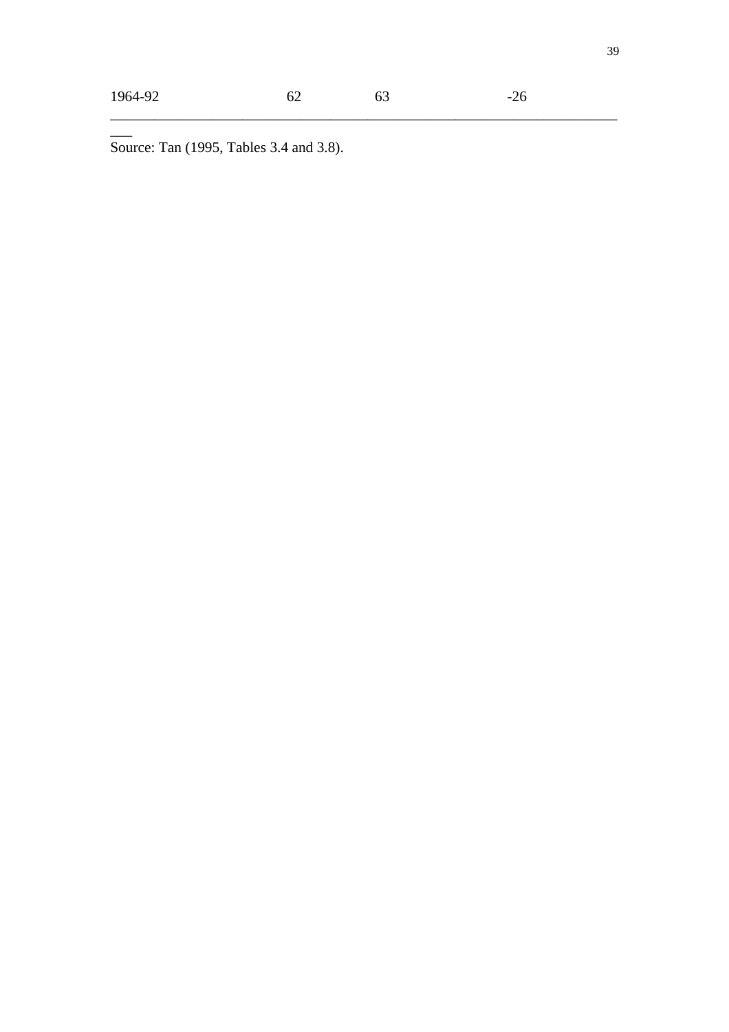| | | | |
|---|---|---|---|
| 1964-92 | 62 | 63 | -26 |

Source: Tan (1995, Tables 3.4 and 3.8).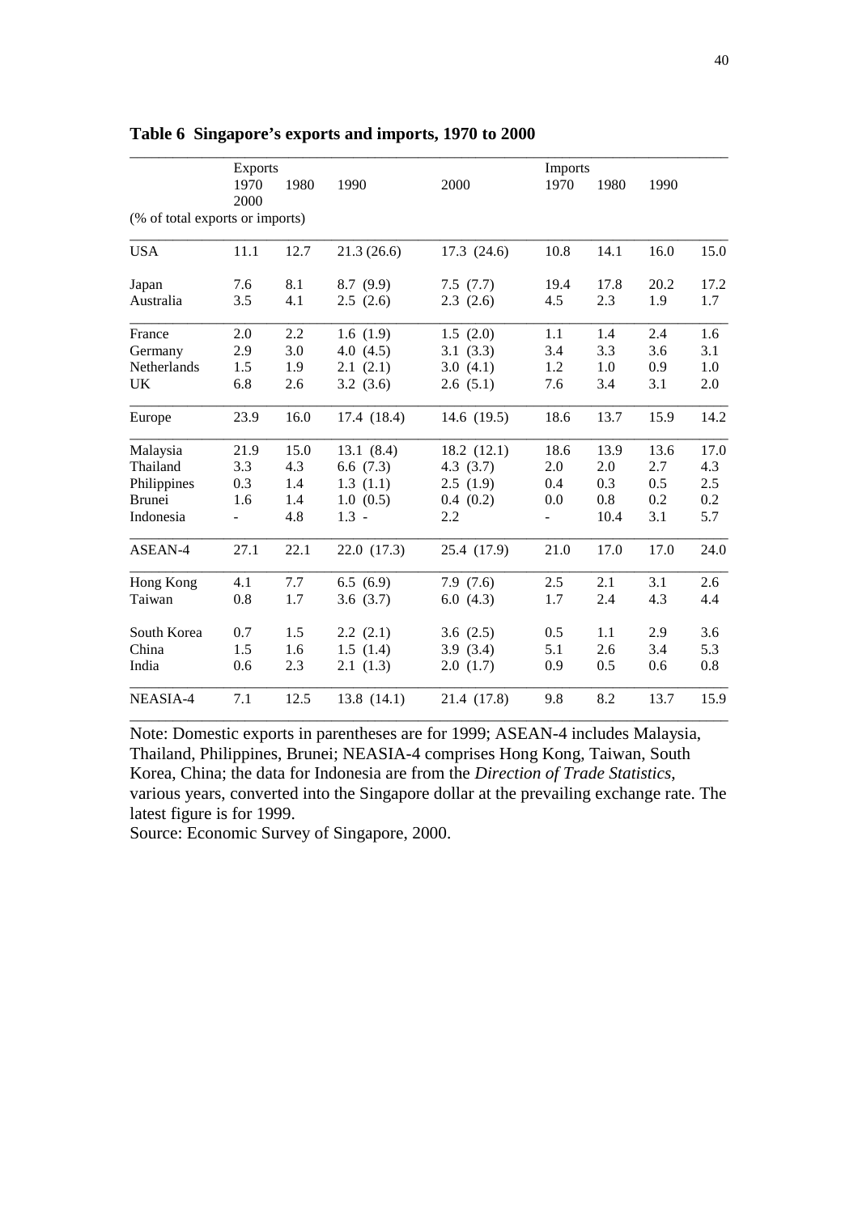**Table 6 Singapore's exports and imports, 1970 to 2000**

| | Exports | | | | Imports | | | |
|---|---|---|---|---|---|---|---|---|
| | 1970 | 1980 | 1990 | 2000 | 1970 | 1980 | 1990 | 2000 |
| (% of total exports or imports) | | | | | | | | |
| USA | 11.1 | 12.7 | 21.3 (26.6) | 17.3 (24.6) | 10.8 | 14.1 | 16.0 | 15.0 |
| Japan | 7.6 | 8.1 | 8.7 (9.9) | 7.5 (7.7) | 19.4 | 17.8 | 20.2 | 17.2 |
| Australia | 3.5 | 4.1 | 2.5 (2.6) | 2.3 (2.6) | 4.5 | 2.3 | 1.9 | 1.7 |
| France | 2.0 | 2.2 | 1.6 (1.9) | 1.5 (2.0) | 1.1 | 1.4 | 2.4 | 1.6 |
| Germany | 2.9 | 3.0 | 4.0 (4.5) | 3.1 (3.3) | 3.4 | 3.3 | 3.6 | 3.1 |
| Netherlands | 1.5 | 1.9 | 2.1 (2.1) | 3.0 (4.1) | 1.2 | 1.0 | 0.9 | 1.0 |
| UK | 6.8 | 2.6 | 3.2 (3.6) | 2.6 (5.1) | 7.6 | 3.4 | 3.1 | 2.0 |
| Europe | 23.9 | 16.0 | 17.4 (18.4) | 14.6 (19.5) | 18.6 | 13.7 | 15.9 | 14.2 |
| Malaysia | 21.9 | 15.0 | 13.1 (8.4) | 18.2 (12.1) | 18.6 | 13.9 | 13.6 | 17.0 |
| Thailand | 3.3 | 4.3 | 6.6 (7.3) | 4.3 (3.7) | 2.0 | 2.0 | 2.7 | 4.3 |
| Philippines | 0.3 | 1.4 | 1.3 (1.1) | 2.5 (1.9) | 0.4 | 0.3 | 0.5 | 2.5 |
| Brunei | 1.6 | 1.4 | 1.0 (0.5) | 0.4 (0.2) | 0.0 | 0.8 | 0.2 | 0.2 |
| Indonesia | - | 4.8 | 1.3 - | 2.2 | - | 10.4 | 3.1 | 5.7 |
| ASEAN-4 | 27.1 | 22.1 | 22.0 (17.3) | 25.4 (17.9) | 21.0 | 17.0 | 17.0 | 24.0 |
| Hong Kong | 4.1 | 7.7 | 6.5 (6.9) | 7.9 (7.6) | 2.5 | 2.1 | 3.1 | 2.6 |
| Taiwan | 0.8 | 1.7 | 3.6 (3.7) | 6.0 (4.3) | 1.7 | 2.4 | 4.3 | 4.4 |
| South Korea | 0.7 | 1.5 | 2.2 (2.1) | 3.6 (2.5) | 0.5 | 1.1 | 2.9 | 3.6 |
| China | 1.5 | 1.6 | 1.5 (1.4) | 3.9 (3.4) | 5.1 | 2.6 | 3.4 | 5.3 |
| India | 0.6 | 2.3 | 2.1 (1.3) | 2.0 (1.7) | 0.9 | 0.5 | 0.6 | 0.8 |
| NEASIA-4 | 7.1 | 12.5 | 13.8 (14.1) | 21.4 (17.8) | 9.8 | 8.2 | 13.7 | 15.9 |

Note: Domestic exports in parentheses are for 1999; ASEAN-4 includes Malaysia, Thailand, Philippines, Brunei; NEASIA-4 comprises Hong Kong, Taiwan, South Korea, China; the data for Indonesia are from the *Direction of Trade Statistics*, various years, converted into the Singapore dollar at the prevailing exchange rate. The latest figure is for 1999.

Source: Economic Survey of Singapore, 2000.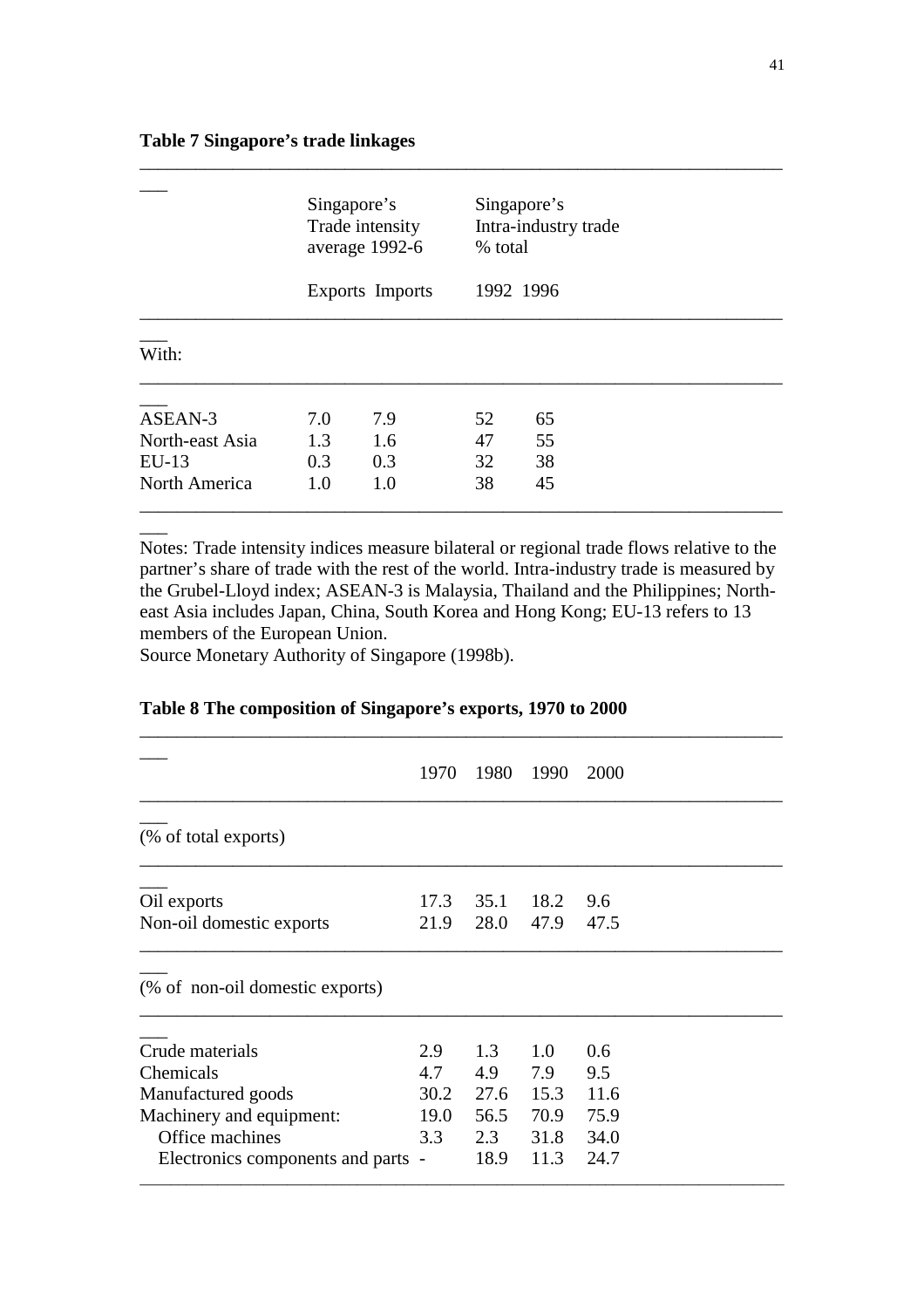**Table 7 Singapore's trade linkages**

| | Singapore's Trade intensity average 1992-6 | | Singapore's Intra-industry trade % total | |
|---|---|---|---|---|
| | Exports | Imports | 1992 | 1996 |
| With: | | | | |
| ASEAN-3 | 7.0 | 7.9 | 52 | 65 |
| North-east Asia | 1.3 | 1.6 | 47 | 55 |
| EU-13 | 0.3 | 0.3 | 32 | 38 |
| North America | 1.0 | 1.0 | 38 | 45 |

Notes: Trade intensity indices measure bilateral or regional trade flows relative to the partner's share of trade with the rest of the world. Intra-industry trade is measured by the Grubel-Lloyd index; ASEAN-3 is Malaysia, Thailand and the Philippines; North-east Asia includes Japan, China, South Korea and Hong Kong; EU-13 refers to 13 members of the European Union.
Source Monetary Authority of Singapore (1998b).

**Table 8 The composition of Singapore's exports, 1970 to 2000**

| | 1970 | 1980 | 1990 | 2000 |
|---|---|---|---|---|
| (% of total exports) | | | | |
| Oil exports | 17.3 | 35.1 | 18.2 | 9.6 |
| Non-oil domestic exports | 21.9 | 28.0 | 47.9 | 47.5 |
| (% of non-oil domestic exports) | | | | |
| Crude materials | 2.9 | 1.3 | 1.0 | 0.6 |
| Chemicals | 4.7 | 4.9 | 7.9 | 9.5 |
| Manufactured goods | 30.2 | 27.6 | 15.3 | 11.6 |
| Machinery and equipment: | 19.0 | 56.5 | 70.9 | 75.9 |
| Office machines | 3.3 | 2.3 | 31.8 | 34.0 |
| Electronics components and parts | - | 18.9 | 11.3 | 24.7 |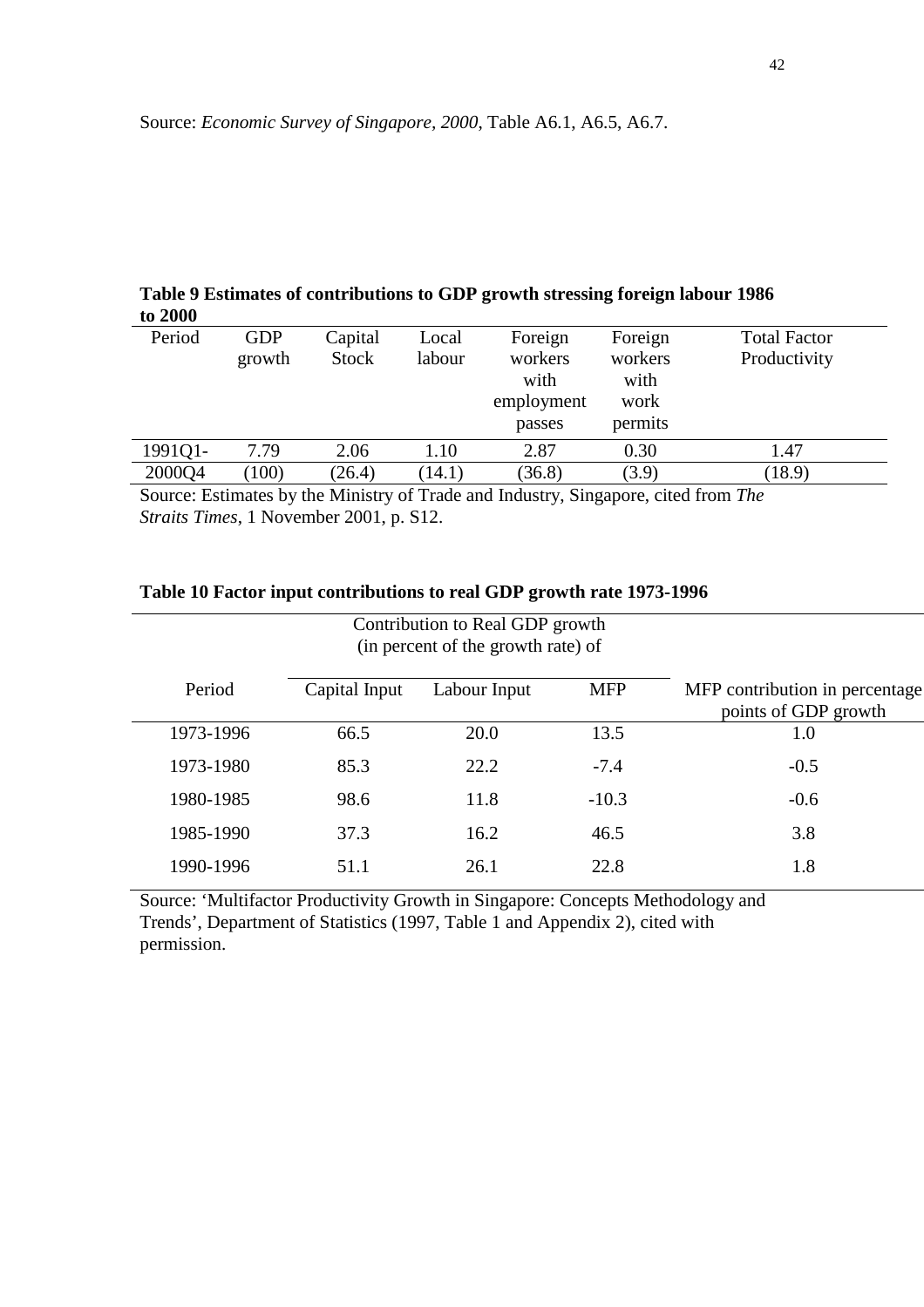Source: *Economic Survey of Singapore, 2000*, Table A6.1, A6.5, A6.7.

**Table 9 Estimates of contributions to GDP growth stressing foreign labour 1986 to 2000**

| Period | GDP growth | Capital Stock | Local labour | Foreign workers with employment passes | Foreign workers with work permits | Total Factor Productivity |
|---|---|---|---|---|---|---|
| 1991Q1-2000Q4 | 7.79<br>(100) | 2.06<br>(26.4) | 1.10<br>(14.1) | 2.87<br>(36.8) | 0.30<br>(3.9) | 1.47<br>(18.9) |

Source: Estimates by the Ministry of Trade and Industry, Singapore, cited from *The Straits Times*, 1 November 2001, p. S12.

**Table 10 Factor input contributions to real GDP growth rate 1973-1996**

| | Contribution to Real GDP growth (in percent of the growth rate) of | | | |
|---|---|---|---|---|
| Period | Capital Input | Labour Input | MFP | MFP contribution in percentage points of GDP growth |
| 1973-1996 | 66.5 | 20.0 | 13.5 | 1.0 |
| 1973-1980 | 85.3 | 22.2 | -7.4 | -0.5 |
| 1980-1985 | 98.6 | 11.8 | -10.3 | -0.6 |
| 1985-1990 | 37.3 | 16.2 | 46.5 | 3.8 |
| 1990-1996 | 51.1 | 26.1 | 22.8 | 1.8 |

Source: 'Multifactor Productivity Growth in Singapore: Concepts Methodology and Trends', Department of Statistics (1997, Table 1 and Appendix 2), cited with permission.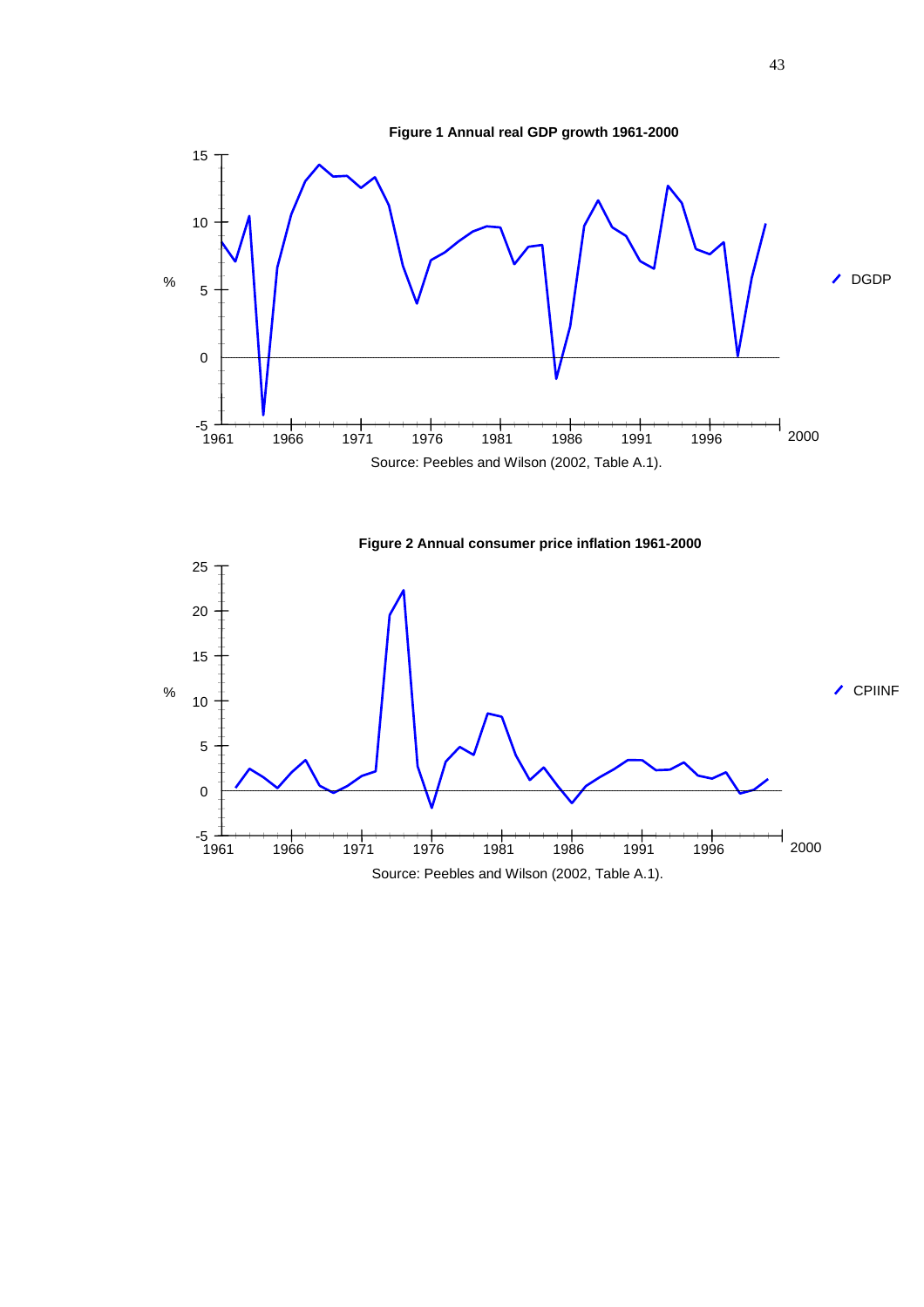**Figure 1 Annual real GDP growth 1961-2000**

Source: Peebles and Wilson (2002, Table A.1).

**Figure 2 Annual consumer price inflation 1961-2000**

Source: Peebles and Wilson (2002, Table A.1).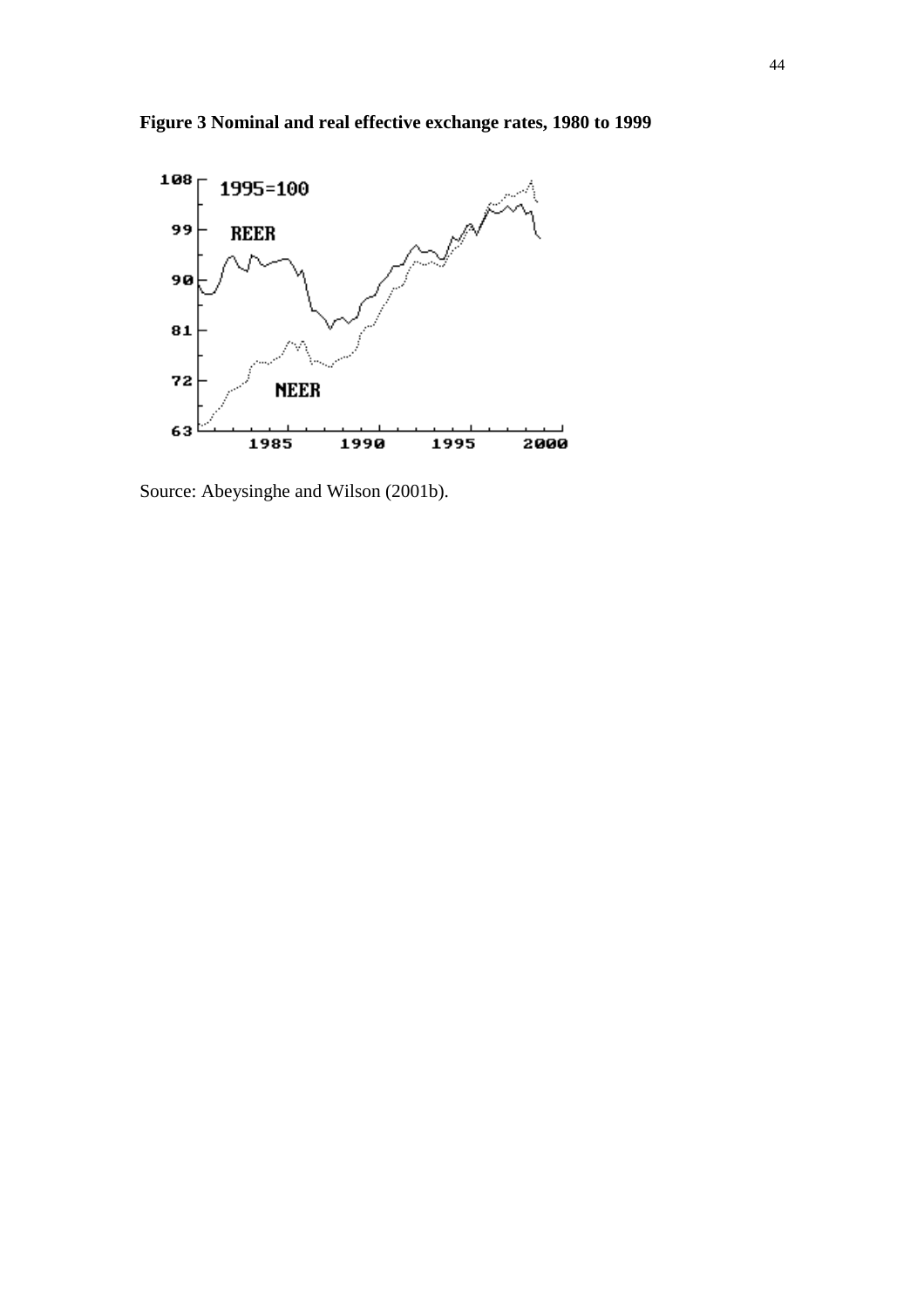**Figure 3 Nominal and real effective exchange rates, 1980 to 1999**

Source: Abeysinghe and Wilson (2001b).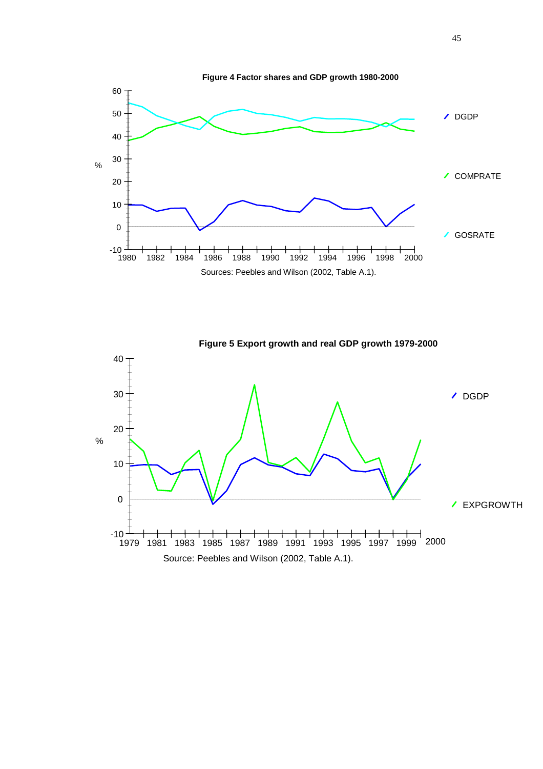**Figure 4 Factor shares and GDP growth 1980-2000**

Sources: Peebles and Wilson (2002, Table A.1).

**Figure 5 Export growth and real GDP growth 1979-2000**

Source: Peebles and Wilson (2002, Table A.1).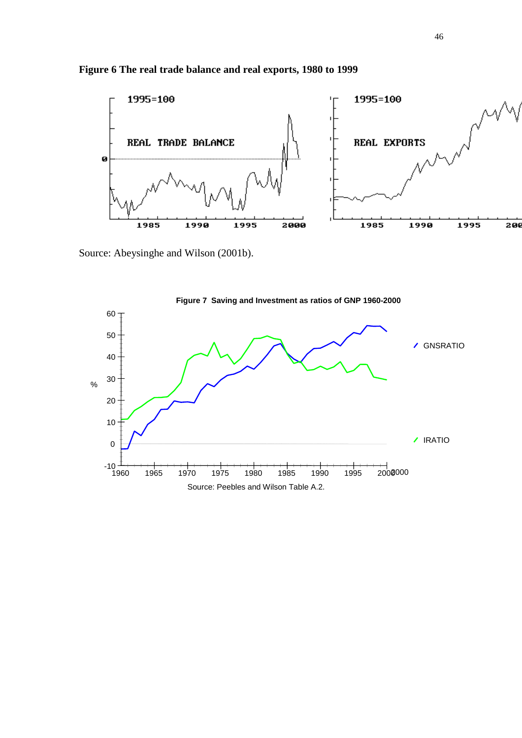**Figure 6 The real trade balance and real exports, 1980 to 1999**

1995=100

REAL TRADE BALANCE

0

1985 1990 1995 2000

1995=100

REAL EXPORTS

1985 1990 1995 200

Source: Abeysinghe and Wilson (2001b).

**Figure 7 Saving and Investment as ratios of GNP 1960-2000**

60
50
40
30
20
10
0
-10

%

1960 1965 1970 1975 1980 1985 1990 1995 2000 2000

GNSRATIO

IRATIO

Source: Peebles and Wilson Table A.2.